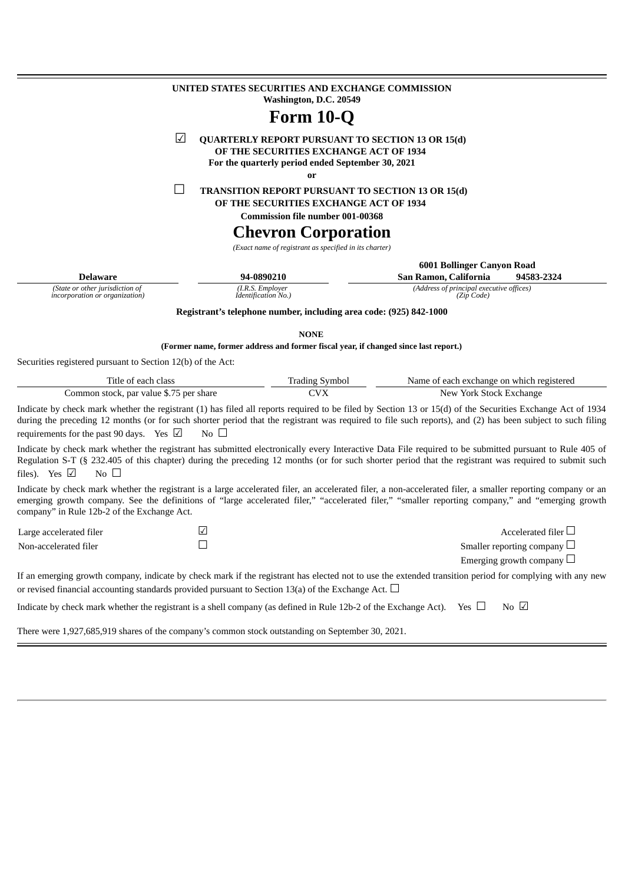**UNITED STATES SECURITIES AND EXCHANGE COMMISSION**
**Washington, D.C. 20549**

# Form 10-Q

☑ **QUARTERLY REPORT PURSUANT TO SECTION 13 OR 15(d) OF THE SECURITIES EXCHANGE ACT OF 1934**
**For the quarterly period ended September 30, 2021**

**or**

☐ **TRANSITION REPORT PURSUANT TO SECTION 13 OR 15(d) OF THE SECURITIES EXCHANGE ACT OF 1934**

**Commission file number 001-00368**

# Chevron Corporation

*(Exact name of registrant as specified in its charter)*

| **Delaware** | **94-0890210** | **6001 Bollinger Canyon Road San Ramon, California 94583-2324** |
|---|---|---|
| *(State or other jurisdiction of incorporation or organization)* | *(I.R.S. Employer Identification No.)* | *(Address of principal executive offices) (Zip Code)* |

**Registrant's telephone number, including area code: (925) 842-1000**

**NONE**

**(Former name, former address and former fiscal year, if changed since last report.)**

Securities registered pursuant to Section 12(b) of the Act:

| Title of each class | Trading Symbol | Name of each exchange on which registered |
|---|---|---|
| Common stock, par value $.75 per share | CVX | New York Stock Exchange |

Indicate by check mark whether the registrant (1) has filed all reports required to be filed by Section 13 or 15(d) of the Securities Exchange Act of 1934 during the preceding 12 months (or for such shorter period that the registrant was required to file such reports), and (2) has been subject to such filing requirements for the past 90 days. Yes ☑ No ☐

Indicate by check mark whether the registrant has submitted electronically every Interactive Data File required to be submitted pursuant to Rule 405 of Regulation S-T (§ 232.405 of this chapter) during the preceding 12 months (or for such shorter period that the registrant was required to submit such files). Yes ☑ No ☐

Indicate by check mark whether the registrant is a large accelerated filer, an accelerated filer, a non-accelerated filer, a smaller reporting company or an emerging growth company. See the definitions of "large accelerated filer," "accelerated filer," "smaller reporting company," and "emerging growth company" in Rule 12b-2 of the Exchange Act.

| | | |
|---|---|---|
| Large accelerated filer | ☑ | Accelerated filer ☐ |
| Non-accelerated filer | ☐ | Smaller reporting company ☐ |
| | | Emerging growth company ☐ |

If an emerging growth company, indicate by check mark if the registrant has elected not to use the extended transition period for complying with any new or revised financial accounting standards provided pursuant to Section 13(a) of the Exchange Act. ☐

Indicate by check mark whether the registrant is a shell company (as defined in Rule 12b-2 of the Exchange Act). Yes ☐ No ☑

There were 1,927,685,919 shares of the company's common stock outstanding on September 30, 2021.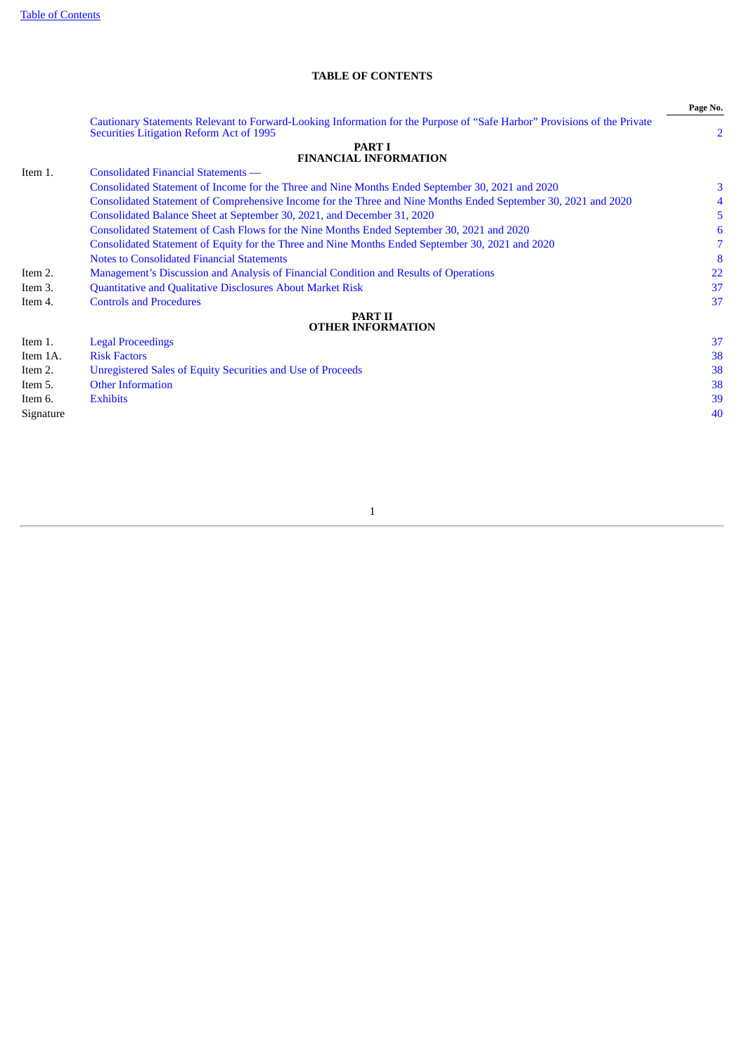**TABLE OF CONTENTS**

| | | Page No. |
|---|---|---|
| | Cautionary Statements Relevant to Forward-Looking Information for the Purpose of "Safe Harbor" Provisions of the Private Securities Litigation Reform Act of 1995 | 2 |
| | **PART I FINANCIAL INFORMATION** | |
| Item 1. | Consolidated Financial Statements — | |
| | Consolidated Statement of Income for the Three and Nine Months Ended September 30, 2021 and 2020 | 3 |
| | Consolidated Statement of Comprehensive Income for the Three and Nine Months Ended September 30, 2021 and 2020 | 4 |
| | Consolidated Balance Sheet at September 30, 2021, and December 31, 2020 | 5 |
| | Consolidated Statement of Cash Flows for the Nine Months Ended September 30, 2021 and 2020 | 6 |
| | Consolidated Statement of Equity for the Three and Nine Months Ended September 30, 2021 and 2020 | 7 |
| | Notes to Consolidated Financial Statements | 8 |
| Item 2. | Management's Discussion and Analysis of Financial Condition and Results of Operations | 22 |
| Item 3. | Quantitative and Qualitative Disclosures About Market Risk | 37 |
| Item 4. | Controls and Procedures | 37 |
| | **PART II OTHER INFORMATION** | |
| Item 1. | Legal Proceedings | 37 |
| Item 1A. | Risk Factors | 38 |
| Item 2. | Unregistered Sales of Equity Securities and Use of Proceeds | 38 |
| Item 5. | Other Information | 38 |
| Item 6. | Exhibits | 39 |
| Signature | | 40 |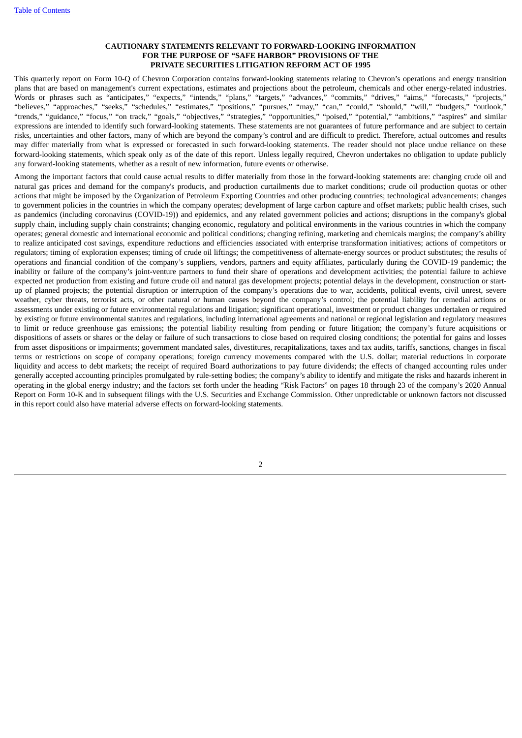Table of Contents

## CAUTIONARY STATEMENTS RELEVANT TO FORWARD-LOOKING INFORMATION FOR THE PURPOSE OF "SAFE HARBOR" PROVISIONS OF THE PRIVATE SECURITIES LITIGATION REFORM ACT OF 1995

This quarterly report on Form 10-Q of Chevron Corporation contains forward-looking statements relating to Chevron's operations and energy transition plans that are based on management's current expectations, estimates and projections about the petroleum, chemicals and other energy-related industries. Words or phrases such as "anticipates," "expects," "intends," "plans," "targets," "advances," "commits," "drives," "aims," "forecasts," "projects," "believes," "approaches," "seeks," "schedules," "estimates," "positions," "pursues," "may," "can," "could," "should," "will," "budgets," "outlook," "trends," "guidance," "focus," "on track," "goals," "objectives," "strategies," "opportunities," "poised," "potential," "ambitions," "aspires" and similar expressions are intended to identify such forward-looking statements. These statements are not guarantees of future performance and are subject to certain risks, uncertainties and other factors, many of which are beyond the company's control and are difficult to predict. Therefore, actual outcomes and results may differ materially from what is expressed or forecasted in such forward-looking statements. The reader should not place undue reliance on these forward-looking statements, which speak only as of the date of this report. Unless legally required, Chevron undertakes no obligation to update publicly any forward-looking statements, whether as a result of new information, future events or otherwise.

Among the important factors that could cause actual results to differ materially from those in the forward-looking statements are: changing crude oil and natural gas prices and demand for the company's products, and production curtailments due to market conditions; crude oil production quotas or other actions that might be imposed by the Organization of Petroleum Exporting Countries and other producing countries; technological advancements; changes to government policies in the countries in which the company operates; development of large carbon capture and offset markets; public health crises, such as pandemics (including coronavirus (COVID-19)) and epidemics, and any related government policies and actions; disruptions in the company's global supply chain, including supply chain constraints; changing economic, regulatory and political environments in the various countries in which the company operates; general domestic and international economic and political conditions; changing refining, marketing and chemicals margins; the company's ability to realize anticipated cost savings, expenditure reductions and efficiencies associated with enterprise transformation initiatives; actions of competitors or regulators; timing of exploration expenses; timing of crude oil liftings; the competitiveness of alternate-energy sources or product substitutes; the results of operations and financial condition of the company's suppliers, vendors, partners and equity affiliates, particularly during the COVID-19 pandemic; the inability or failure of the company's joint-venture partners to fund their share of operations and development activities; the potential failure to achieve expected net production from existing and future crude oil and natural gas development projects; potential delays in the development, construction or start-up of planned projects; the potential disruption or interruption of the company's operations due to war, accidents, political events, civil unrest, severe weather, cyber threats, terrorist acts, or other natural or human causes beyond the company's control; the potential liability for remedial actions or assessments under existing or future environmental regulations and litigation; significant operational, investment or product changes undertaken or required by existing or future environmental statutes and regulations, including international agreements and national or regional legislation and regulatory measures to limit or reduce greenhouse gas emissions; the potential liability resulting from pending or future litigation; the company's future acquisitions or dispositions of assets or shares or the delay or failure of such transactions to close based on required closing conditions; the potential for gains and losses from asset dispositions or impairments; government mandated sales, divestitures, recapitalizations, taxes and tax audits, tariffs, sanctions, changes in fiscal terms or restrictions on scope of company operations; foreign currency movements compared with the U.S. dollar; material reductions in corporate liquidity and access to debt markets; the receipt of required Board authorizations to pay future dividends; the effects of changed accounting rules under generally accepted accounting principles promulgated by rule-setting bodies; the company's ability to identify and mitigate the risks and hazards inherent in operating in the global energy industry; and the factors set forth under the heading "Risk Factors" on pages 18 through 23 of the company's 2020 Annual Report on Form 10-K and in subsequent filings with the U.S. Securities and Exchange Commission. Other unpredictable or unknown factors not discussed in this report could also have material adverse effects on forward-looking statements.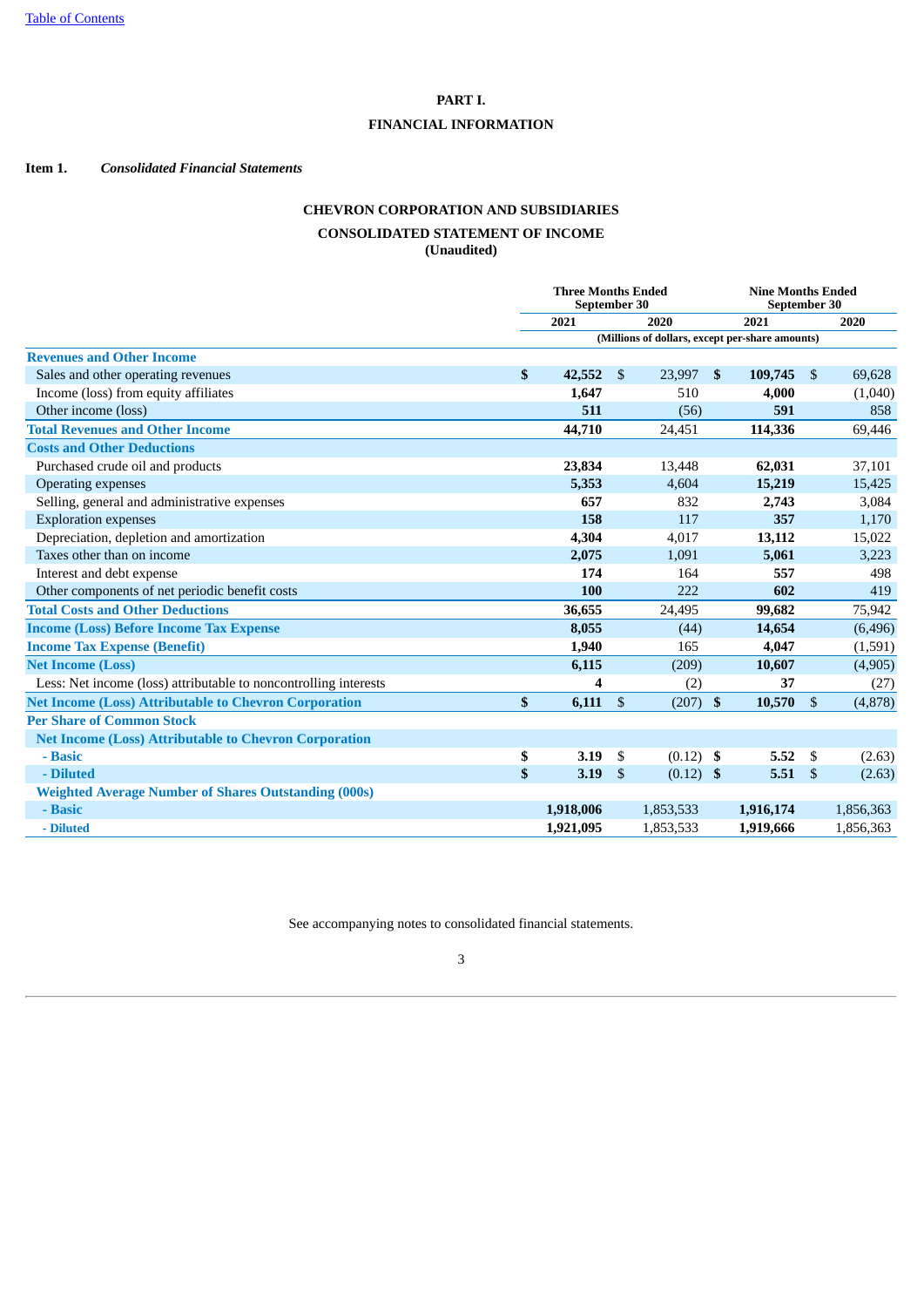[Table of Contents](#)

# PART I.

# FINANCIAL INFORMATION

**Item 1.** ***Consolidated Financial Statements***

## CHEVRON CORPORATION AND SUBSIDIARIES

## CONSOLIDATED STATEMENT OF INCOME

**(Unaudited)**

| | Three Months Ended September 30 | | Nine Months Ended September 30 | |
|---|---|---|---|---|
| | **2021** | **2020** | **2021** | **2020** |
| | (Millions of dollars, except per-share amounts) | | | |
| **Revenues and Other Income** | | | | |
| Sales and other operating revenues | **$ 42,552** | $ 23,997 | **$ 109,745** | $ 69,628 |
| Income (loss) from equity affiliates | **1,647** | 510 | **4,000** | (1,040) |
| Other income (loss) | **511** | (56) | **591** | 858 |
| **Total Revenues and Other Income** | **44,710** | 24,451 | **114,336** | 69,446 |
| **Costs and Other Deductions** | | | | |
| Purchased crude oil and products | **23,834** | 13,448 | **62,031** | 37,101 |
| Operating expenses | **5,353** | 4,604 | **15,219** | 15,425 |
| Selling, general and administrative expenses | **657** | 832 | **2,743** | 3,084 |
| Exploration expenses | **158** | 117 | **357** | 1,170 |
| Depreciation, depletion and amortization | **4,304** | 4,017 | **13,112** | 15,022 |
| Taxes other than on income | **2,075** | 1,091 | **5,061** | 3,223 |
| Interest and debt expense | **174** | 164 | **557** | 498 |
| Other components of net periodic benefit costs | **100** | 222 | **602** | 419 |
| **Total Costs and Other Deductions** | **36,655** | 24,495 | **99,682** | 75,942 |
| **Income (Loss) Before Income Tax Expense** | **8,055** | (44) | **14,654** | (6,496) |
| **Income Tax Expense (Benefit)** | **1,940** | 165 | **4,047** | (1,591) |
| **Net Income (Loss)** | **6,115** | (209) | **10,607** | (4,905) |
| Less: Net income (loss) attributable to noncontrolling interests | **4** | (2) | **37** | (27) |
| **Net Income (Loss) Attributable to Chevron Corporation** | **$ 6,111** | $ (207) | **$ 10,570** | $ (4,878) |
| **Per Share of Common Stock** | | | | |
| **Net Income (Loss) Attributable to Chevron Corporation** | | | | |
| **- Basic** | **$ 3.19** | $ (0.12) | **$ 5.52** | $ (2.63) |
| **- Diluted** | **$ 3.19** | $ (0.12) | **$ 5.51** | $ (2.63) |
| **Weighted Average Number of Shares Outstanding (000s)** | | | | |
| **- Basic** | **1,918,006** | 1,853,533 | **1,916,174** | 1,856,363 |
| **- Diluted** | **1,921,095** | 1,853,533 | **1,919,666** | 1,856,363 |

See accompanying notes to consolidated financial statements.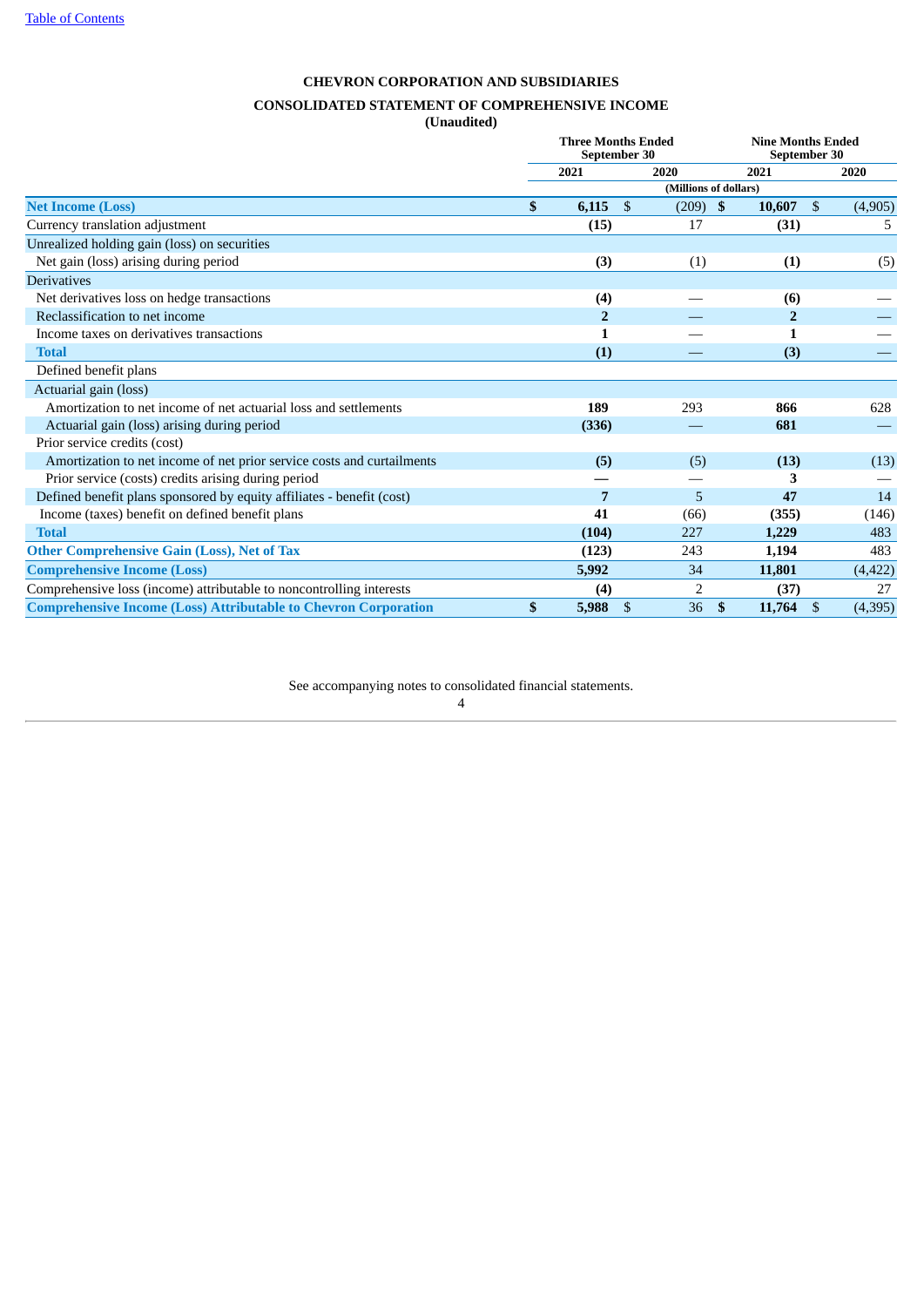[Table of Contents](#)

**CHEVRON CORPORATION AND SUBSIDIARIES**

**CONSOLIDATED STATEMENT OF COMPREHENSIVE INCOME**

**(Unaudited)**

| | Three Months Ended September 30 | | Nine Months Ended September 30 | |
|---|---|---|---|---|
| | 2021 | 2020 | 2021 | 2020 |
| | (Millions of dollars) | | | |
| **Net Income (Loss)** | **$ 6,115** | $ (209) | **$ 10,607** | $ (4,905) |
| Currency translation adjustment | **(15)** | 17 | **(31)** | 5 |
| Unrealized holding gain (loss) on securities | | | | |
| Net gain (loss) arising during period | **(3)** | (1) | **(1)** | (5) |
| Derivatives | | | | |
| Net derivatives loss on hedge transactions | **(4)** | — | **(6)** | — |
| Reclassification to net income | **2** | — | **2** | — |
| Income taxes on derivatives transactions | **1** | — | **1** | — |
| **Total** | **(1)** | — | **(3)** | — |
| Defined benefit plans | | | | |
| Actuarial gain (loss) | | | | |
| Amortization to net income of net actuarial loss and settlements | **189** | 293 | **866** | 628 |
| Actuarial gain (loss) arising during period | **(336)** | — | **681** | — |
| Prior service credits (cost) | | | | |
| Amortization to net income of net prior service costs and curtailments | **(5)** | (5) | **(13)** | (13) |
| Prior service (costs) credits arising during period | **—** | — | **3** | — |
| Defined benefit plans sponsored by equity affiliates - benefit (cost) | **7** | 5 | **47** | 14 |
| Income (taxes) benefit on defined benefit plans | **41** | (66) | **(355)** | (146) |
| **Total** | **(104)** | 227 | **1,229** | 483 |
| **Other Comprehensive Gain (Loss), Net of Tax** | **(123)** | 243 | **1,194** | 483 |
| **Comprehensive Income (Loss)** | **5,992** | 34 | **11,801** | (4,422) |
| Comprehensive loss (income) attributable to noncontrolling interests | **(4)** | 2 | **(37)** | 27 |
| **Comprehensive Income (Loss) Attributable to Chevron Corporation** | **$ 5,988** | $ 36 | **$ 11,764** | $ (4,395) |

See accompanying notes to consolidated financial statements.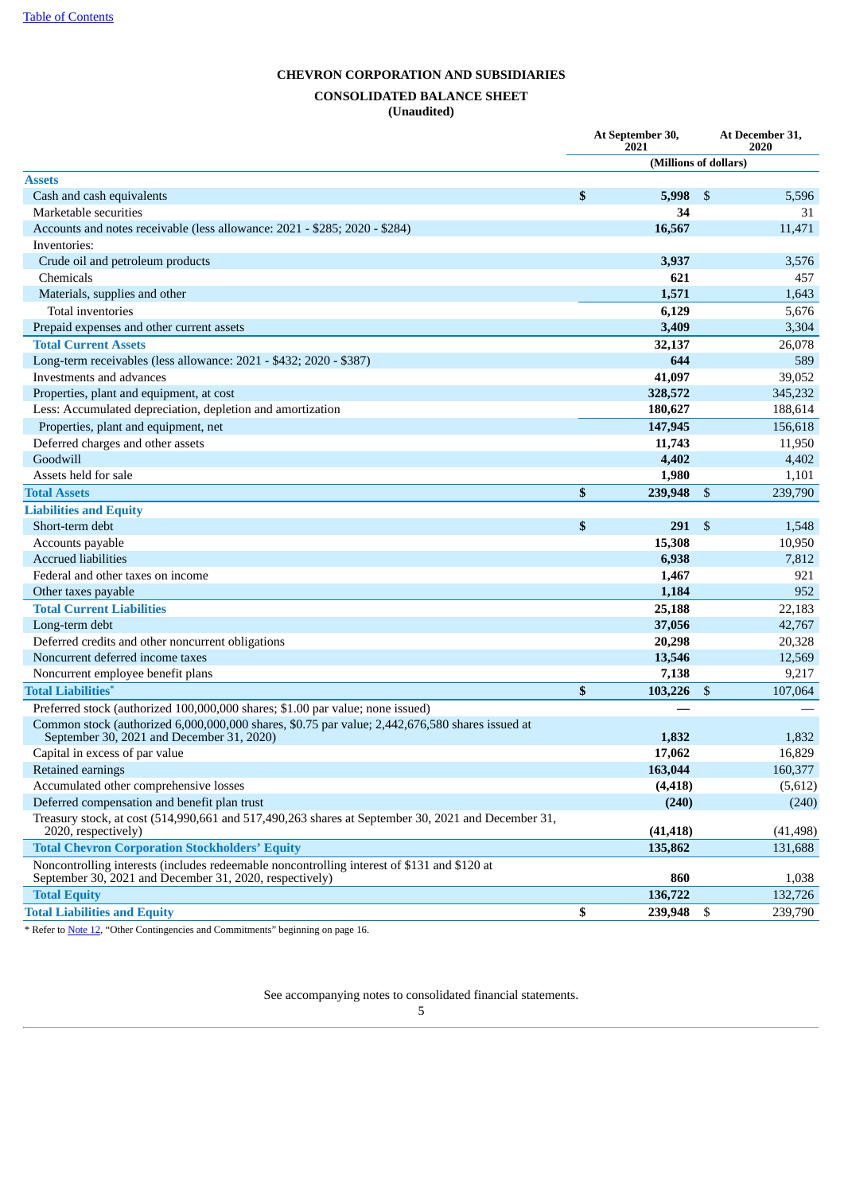# CHEVRON CORPORATION AND SUBSIDIARIES

## CONSOLIDATED BALANCE SHEET
**(Unaudited)**

| | At September 30, 2021 | At December 31, 2020 |
|---|---|---|
| | (Millions of dollars) | |
| **Assets** | | |
| Cash and cash equivalents | $ 5,998 | $ 5,596 |
| Marketable securities | 34 | 31 |
| Accounts and notes receivable (less allowance: 2021 - $285; 2020 - $284) | 16,567 | 11,471 |
| Inventories: | | |
| Crude oil and petroleum products | 3,937 | 3,576 |
| Chemicals | 621 | 457 |
| Materials, supplies and other | 1,571 | 1,643 |
| Total inventories | 6,129 | 5,676 |
| Prepaid expenses and other current assets | 3,409 | 3,304 |
| **Total Current Assets** | 32,137 | 26,078 |
| Long-term receivables (less allowance: 2021 - $432; 2020 - $387) | 644 | 589 |
| Investments and advances | 41,097 | 39,052 |
| Properties, plant and equipment, at cost | 328,572 | 345,232 |
| Less: Accumulated depreciation, depletion and amortization | 180,627 | 188,614 |
| Properties, plant and equipment, net | 147,945 | 156,618 |
| Deferred charges and other assets | 11,743 | 11,950 |
| Goodwill | 4,402 | 4,402 |
| Assets held for sale | 1,980 | 1,101 |
| **Total Assets** | $ 239,948 | $ 239,790 |
| **Liabilities and Equity** | | |
| Short-term debt | $ 291 | $ 1,548 |
| Accounts payable | 15,308 | 10,950 |
| Accrued liabilities | 6,938 | 7,812 |
| Federal and other taxes on income | 1,467 | 921 |
| Other taxes payable | 1,184 | 952 |
| **Total Current Liabilities** | 25,188 | 22,183 |
| Long-term debt | 37,056 | 42,767 |
| Deferred credits and other noncurrent obligations | 20,298 | 20,328 |
| Noncurrent deferred income taxes | 13,546 | 12,569 |
| Noncurrent employee benefit plans | 7,138 | 9,217 |
| **Total Liabilities*** | $ 103,226 | $ 107,064 |
| Preferred stock (authorized 100,000,000 shares; $1.00 par value; none issued) | — | — |
| Common stock (authorized 6,000,000,000 shares, $0.75 par value; 2,442,676,580 shares issued at September 30, 2021 and December 31, 2020) | 1,832 | 1,832 |
| Capital in excess of par value | 17,062 | 16,829 |
| Retained earnings | 163,044 | 160,377 |
| Accumulated other comprehensive losses | (4,418) | (5,612) |
| Deferred compensation and benefit plan trust | (240) | (240) |
| Treasury stock, at cost (514,990,661 and 517,490,263 shares at September 30, 2021 and December 31, 2020, respectively) | (41,418) | (41,498) |
| **Total Chevron Corporation Stockholders' Equity** | 135,862 | 131,688 |
| Noncontrolling interests (includes redeemable noncontrolling interest of $131 and $120 at September 30, 2021 and December 31, 2020, respectively) | 860 | 1,038 |
| **Total Equity** | 136,722 | 132,726 |
| **Total Liabilities and Equity** | $ 239,948 | $ 239,790 |

* Refer to Note 12, "Other Contingencies and Commitments" beginning on page 16.

See accompanying notes to consolidated financial statements.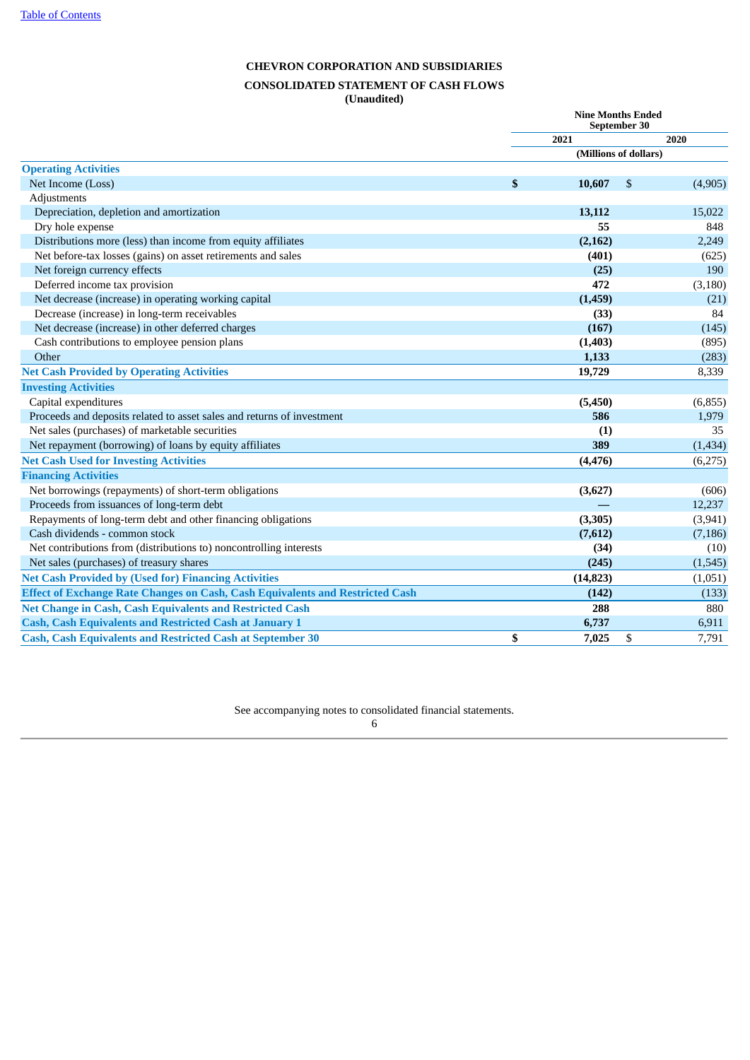[Table of Contents](#)

**CHEVRON CORPORATION AND SUBSIDIARIES**

**CONSOLIDATED STATEMENT OF CASH FLOWS**

**(Unaudited)**

| | Nine Months Ended September 30 | |
|---|---|---|
| | **2021** | **2020** |
| | (Millions of dollars) | |
| **Operating Activities** | | |
| Net Income (Loss) | **$ 10,607** | $ (4,905) |
| Adjustments | | |
| Depreciation, depletion and amortization | **13,112** | 15,022 |
| Dry hole expense | **55** | 848 |
| Distributions more (less) than income from equity affiliates | **(2,162)** | 2,249 |
| Net before-tax losses (gains) on asset retirements and sales | **(401)** | (625) |
| Net foreign currency effects | **(25)** | 190 |
| Deferred income tax provision | **472** | (3,180) |
| Net decrease (increase) in operating working capital | **(1,459)** | (21) |
| Decrease (increase) in long-term receivables | **(33)** | 84 |
| Net decrease (increase) in other deferred charges | **(167)** | (145) |
| Cash contributions to employee pension plans | **(1,403)** | (895) |
| Other | **1,133** | (283) |
| **Net Cash Provided by Operating Activities** | **19,729** | 8,339 |
| **Investing Activities** | | |
| Capital expenditures | **(5,450)** | (6,855) |
| Proceeds and deposits related to asset sales and returns of investment | **586** | 1,979 |
| Net sales (purchases) of marketable securities | **(1)** | 35 |
| Net repayment (borrowing) of loans by equity affiliates | **389** | (1,434) |
| **Net Cash Used for Investing Activities** | **(4,476)** | (6,275) |
| **Financing Activities** | | |
| Net borrowings (repayments) of short-term obligations | **(3,627)** | (606) |
| Proceeds from issuances of long-term debt | **—** | 12,237 |
| Repayments of long-term debt and other financing obligations | **(3,305)** | (3,941) |
| Cash dividends - common stock | **(7,612)** | (7,186) |
| Net contributions from (distributions to) noncontrolling interests | **(34)** | (10) |
| Net sales (purchases) of treasury shares | **(245)** | (1,545) |
| **Net Cash Provided by (Used for) Financing Activities** | **(14,823)** | (1,051) |
| **Effect of Exchange Rate Changes on Cash, Cash Equivalents and Restricted Cash** | **(142)** | (133) |
| **Net Change in Cash, Cash Equivalents and Restricted Cash** | **288** | 880 |
| **Cash, Cash Equivalents and Restricted Cash at January 1** | **6,737** | 6,911 |
| **Cash, Cash Equivalents and Restricted Cash at September 30** | **$ 7,025** | $ 7,791 |

See accompanying notes to consolidated financial statements.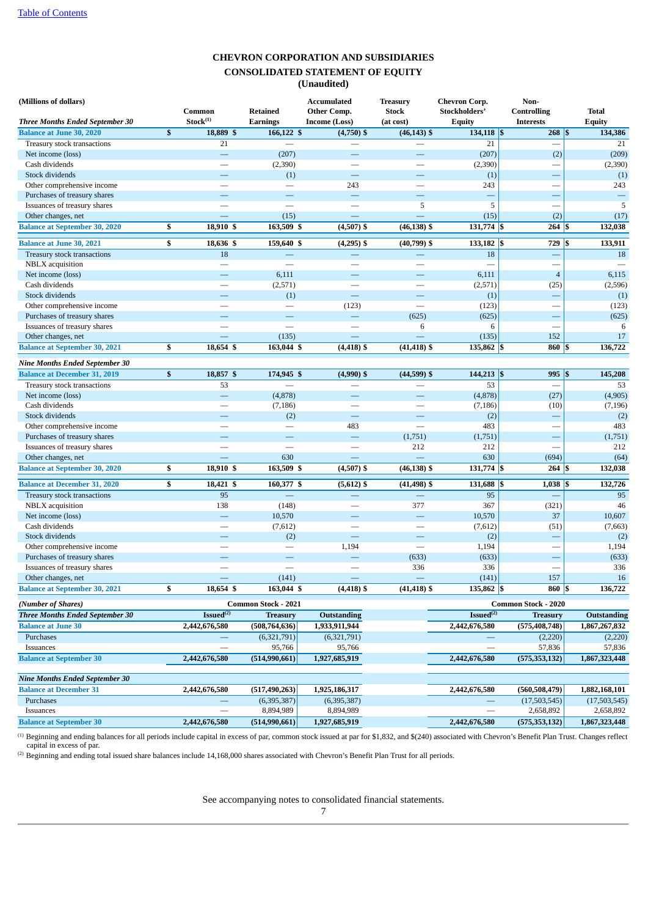# CHEVRON CORPORATION AND SUBSIDIARIES

## CONSOLIDATED STATEMENT OF EQUITY

**(Unaudited)**

| (Millions of dollars) *Three Months Ended September 30* | Common Stock[(1)] | Retained Earnings | Accumulated Other Comp. Income (Loss) | Treasury Stock (at cost) | Chevron Corp. Stockholders' Equity | Non-Controlling Interests | Total Equity |
|---|---|---|---|---|---|---|---|
| **Balance at June 30, 2020** | **$ 18,889** | **$ 166,122** | **$ (4,750)** | **$ (46,143)** | **$ 134,118** | **$ 268** | **$ 134,386** |
| Treasury stock transactions | 21 | — | — | — | 21 | — | 21 |
| Net income (loss) | — | (207) | — | — | (207) | (2) | (209) |
| Cash dividends | — | (2,390) | — | — | (2,390) | — | (2,390) |
| Stock dividends | — | (1) | — | — | (1) | — | (1) |
| Other comprehensive income | — | — | 243 | — | 243 | — | 243 |
| Purchases of treasury shares | — | — | — | — | — | — | — |
| Issuances of treasury shares | — | — | — | 5 | 5 | — | 5 |
| Other changes, net | — | (15) | — | — | (15) | (2) | (17) |
| **Balance at September 30, 2020** | **$ 18,910** | **$ 163,509** | **$ (4,507)** | **$ (46,138)** | **$ 131,774** | **$ 264** | **$ 132,038** |
| **Balance at June 30, 2021** | **$ 18,636** | **$ 159,640** | **$ (4,295)** | **$ (40,799)** | **$ 133,182** | **$ 729** | **$ 133,911** |
| Treasury stock transactions | 18 | — | — | — | 18 | — | 18 |
| NBLX acquisition | — | — | — | — | — | — | — |
| Net income (loss) | — | 6,111 | — | — | 6,111 | 4 | 6,115 |
| Cash dividends | — | (2,571) | — | — | (2,571) | (25) | (2,596) |
| Stock dividends | — | (1) | — | — | (1) | — | (1) |
| Other comprehensive income | — | — | (123) | — | (123) | — | (123) |
| Purchases of treasury shares | — | — | — | (625) | (625) | — | (625) |
| Issuances of treasury shares | — | — | — | 6 | 6 | — | 6 |
| Other changes, net | — | (135) | — | — | (135) | 152 | 17 |
| **Balance at September 30, 2021** | **$ 18,654** | **$ 163,044** | **$ (4,418)** | **$ (41,418)** | **$ 135,862** | **$ 860** | **$ 136,722** |
| ***Nine Months Ended September 30*** | | | | | | | |
| **Balance at December 31, 2019** | **$ 18,857** | **$ 174,945** | **$ (4,990)** | **$ (44,599)** | **$ 144,213** | **$ 995** | **$ 145,208** |
| Treasury stock transactions | 53 | — | — | — | 53 | — | 53 |
| Net income (loss) | — | (4,878) | — | — | (4,878) | (27) | (4,905) |
| Cash dividends | — | (7,186) | — | — | (7,186) | (10) | (7,196) |
| Stock dividends | — | (2) | — | — | (2) | — | (2) |
| Other comprehensive income | — | — | 483 | — | 483 | — | 483 |
| Purchases of treasury shares | — | — | — | (1,751) | (1,751) | — | (1,751) |
| Issuances of treasury shares | — | — | — | 212 | 212 | — | 212 |
| Other changes, net | — | 630 | — | — | 630 | (694) | (64) |
| **Balance at September 30, 2020** | **$ 18,910** | **$ 163,509** | **$ (4,507)** | **$ (46,138)** | **$ 131,774** | **$ 264** | **$ 132,038** |
| **Balance at December 31, 2020** | **$ 18,421** | **$ 160,377** | **$ (5,612)** | **$ (41,498)** | **$ 131,688** | **$ 1,038** | **$ 132,726** |
| Treasury stock transactions | 95 | — | — | — | 95 | — | 95 |
| NBLX acquisition | 138 | (148) | — | 377 | 367 | (321) | 46 |
| Net income (loss) | — | 10,570 | — | — | 10,570 | 37 | 10,607 |
| Cash dividends | — | (7,612) | — | — | (7,612) | (51) | (7,663) |
| Stock dividends | — | (2) | — | — | (2) | — | (2) |
| Other comprehensive income | — | — | 1,194 | — | 1,194 | — | 1,194 |
| Purchases of treasury shares | — | — | — | (633) | (633) | — | (633) |
| Issuances of treasury shares | — | — | — | 336 | 336 | — | 336 |
| Other changes, net | — | (141) | — | — | (141) | 157 | 16 |
| **Balance at September 30, 2021** | **$ 18,654** | **$ 163,044** | **$ (4,418)** | **$ (41,418)** | **$ 135,862** | **$ 860** | **$ 136,722** |

| *(Number of Shares)* | Common Stock - 2021 | | | Common Stock - 2020 | | |
|---|---|---|---|---|---|---|
| ***Three Months Ended September 30*** | **Issued[(2)]** | **Treasury** | **Outstanding** | **Issued[(2)]** | **Treasury** | **Outstanding** |
| **Balance at June 30** | **2,442,676,580** | **(508,764,636)** | **1,933,911,944** | **2,442,676,580** | **(575,408,748)** | **1,867,267,832** |
| Purchases | — | (6,321,791) | (6,321,791) | — | (2,220) | (2,220) |
| Issuances | — | 95,766 | 95,766 | — | 57,836 | 57,836 |
| **Balance at September 30** | **2,442,676,580** | **(514,990,661)** | **1,927,685,919** | **2,442,676,580** | **(575,353,132)** | **1,867,323,448** |
| ***Nine Months Ended September 30*** | | | | | | |
| **Balance at December 31** | **2,442,676,580** | **(517,490,263)** | **1,925,186,317** | **2,442,676,580** | **(560,508,479)** | **1,882,168,101** |
| Purchases | — | (6,395,387) | (6,395,387) | — | (17,503,545) | (17,503,545) |
| Issuances | — | 8,894,989 | 8,894,989 | — | 2,658,892 | 2,658,892 |
| **Balance at September 30** | **2,442,676,580** | **(514,990,661)** | **1,927,685,919** | **2,442,676,580** | **(575,353,132)** | **1,867,323,448** |

(1) Beginning and ending balances for all periods include capital in excess of par, common stock issued at par for $1,832, and $(240) associated with Chevron's Benefit Plan Trust. Changes reflect capital in excess of par.

(2) Beginning and ending total issued share balances include 14,168,000 shares associated with Chevron's Benefit Plan Trust for all periods.

See accompanying notes to consolidated financial statements.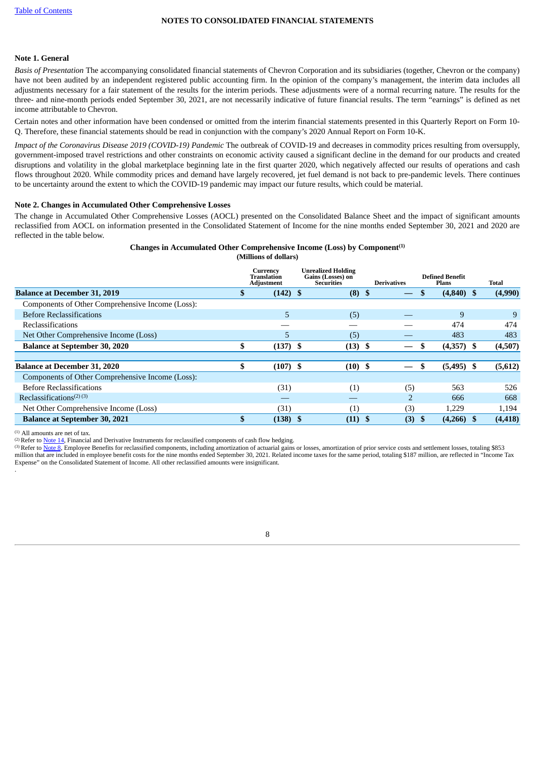# NOTES TO CONSOLIDATED FINANCIAL STATEMENTS

## Note 1. General

*Basis of Presentation* The accompanying consolidated financial statements of Chevron Corporation and its subsidiaries (together, Chevron or the company) have not been audited by an independent registered public accounting firm. In the opinion of the company's management, the interim data includes all adjustments necessary for a fair statement of the results for the interim periods. These adjustments were of a normal recurring nature. The results for the three- and nine-month periods ended September 30, 2021, are not necessarily indicative of future financial results. The term "earnings" is defined as net income attributable to Chevron.

Certain notes and other information have been condensed or omitted from the interim financial statements presented in this Quarterly Report on Form 10-Q. Therefore, these financial statements should be read in conjunction with the company's 2020 Annual Report on Form 10-K.

*Impact of the Coronavirus Disease 2019 (COVID-19) Pandemic* The outbreak of COVID-19 and decreases in commodity prices resulting from oversupply, government-imposed travel restrictions and other constraints on economic activity caused a significant decline in the demand for our products and created disruptions and volatility in the global marketplace beginning late in the first quarter 2020, which negatively affected our results of operations and cash flows throughout 2020. While commodity prices and demand have largely recovered, jet fuel demand is not back to pre-pandemic levels. There continues to be uncertainty around the extent to which the COVID-19 pandemic may impact our future results, which could be material.

## Note 2. Changes in Accumulated Other Comprehensive Losses

The change in Accumulated Other Comprehensive Losses (AOCL) presented on the Consolidated Balance Sheet and the impact of significant amounts reclassified from AOCL on information presented in the Consolidated Statement of Income for the nine months ended September 30, 2021 and 2020 are reflected in the table below.

**Changes in Accumulated Other Comprehensive Income (Loss) by Component[1]**
**(Millions of dollars)**

| | Currency Translation Adjustment | Unrealized Holding Gains (Losses) on Securities | Derivatives | Defined Benefit Plans | Total |
|---|---|---|---|---|---|
| **Balance at December 31, 2019** | **$ (142)** | **$ (8)** | **$ —** | **$ (4,840)** | **$ (4,990)** |
| Components of Other Comprehensive Income (Loss): | | | | | |
| Before Reclassifications | 5 | (5) | — | 9 | 9 |
| Reclassifications | — | — | — | 474 | 474 |
| Net Other Comprehensive Income (Loss) | 5 | (5) | — | 483 | 483 |
| **Balance at September 30, 2020** | **$ (137)** | **$ (13)** | **$ —** | **$ (4,357)** | **$ (4,507)** |
| | | | | | |
| **Balance at December 31, 2020** | **$ (107)** | **$ (10)** | **$ —** | **$ (5,495)** | **$ (5,612)** |
| Components of Other Comprehensive Income (Loss): | | | | | |
| Before Reclassifications | (31) | (1) | (5) | 563 | 526 |
| Reclassifications[2][3] | — | — | 2 | 666 | 668 |
| Net Other Comprehensive Income (Loss) | (31) | (1) | (3) | 1,229 | 1,194 |
| **Balance at September 30, 2021** | **$ (138)** | **$ (11)** | **$ (3)** | **$ (4,266)** | **$ (4,418)** |

[1] All amounts are net of tax.
[2] Refer to Note 14, Financial and Derivative Instruments for reclassified components of cash flow hedging.
[3] Refer to Note 8, Employee Benefits for reclassified components, including amortization of actuarial gains or losses, amortization of prior service costs and settlement losses, totaling $853 million that are included in employee benefit costs for the nine months ended September 30, 2021. Related income taxes for the same period, totaling $187 million, are reflected in "Income Tax Expense" on the Consolidated Statement of Income. All other reclassified amounts were insignificant.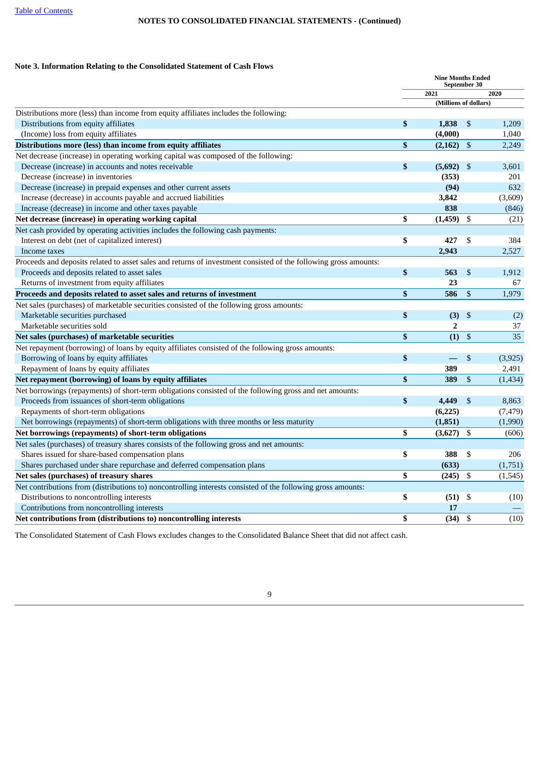NOTES TO CONSOLIDATED FINANCIAL STATEMENTS - (Continued)

### Note 3. Information Relating to the Consolidated Statement of Cash Flows

| | Nine Months Ended September 30 | |
|---|---|---|
| | 2021 | 2020 |
| | (Millions of dollars) | |
| Distributions more (less) than income from equity affiliates includes the following: | | |
| Distributions from equity affiliates | $ 1,838 | $ 1,209 |
| (Income) loss from equity affiliates | (4,000) | 1,040 |
| **Distributions more (less) than income from equity affiliates** | **$ (2,162)** | $ 2,249 |
| Net decrease (increase) in operating working capital was composed of the following: | | |
| Decrease (increase) in accounts and notes receivable | $ (5,692) | $ 3,601 |
| Decrease (increase) in inventories | (353) | 201 |
| Decrease (increase) in prepaid expenses and other current assets | (94) | 632 |
| Increase (decrease) in accounts payable and accrued liabilities | 3,842 | (3,609) |
| Increase (decrease) in income and other taxes payable | 838 | (846) |
| **Net decrease (increase) in operating working capital** | **$ (1,459)** | $ (21) |
| Net cash provided by operating activities includes the following cash payments: | | |
| Interest on debt (net of capitalized interest) | $ 427 | $ 384 |
| Income taxes | 2,943 | 2,527 |
| Proceeds and deposits related to asset sales and returns of investment consisted of the following gross amounts: | | |
| Proceeds and deposits related to asset sales | $ 563 | $ 1,912 |
| Returns of investment from equity affiliates | 23 | 67 |
| **Proceeds and deposits related to asset sales and returns of investment** | **$ 586** | $ 1,979 |
| Net sales (purchases) of marketable securities consisted of the following gross amounts: | | |
| Marketable securities purchased | $ (3) | $ (2) |
| Marketable securities sold | 2 | 37 |
| **Net sales (purchases) of marketable securities** | **$ (1)** | $ 35 |
| Net repayment (borrowing) of loans by equity affiliates consisted of the following gross amounts: | | |
| Borrowing of loans by equity affiliates | $ — | $ (3,925) |
| Repayment of loans by equity affiliates | 389 | 2,491 |
| **Net repayment (borrowing) of loans by equity affiliates** | **$ 389** | $ (1,434) |
| Net borrowings (repayments) of short-term obligations consisted of the following gross and net amounts: | | |
| Proceeds from issuances of short-term obligations | $ 4,449 | $ 8,863 |
| Repayments of short-term obligations | (6,225) | (7,479) |
| Net borrowings (repayments) of short-term obligations with three months or less maturity | (1,851) | (1,990) |
| **Net borrowings (repayments) of short-term obligations** | **$ (3,627)** | $ (606) |
| Net sales (purchases) of treasury shares consists of the following gross and net amounts: | | |
| Shares issued for share-based compensation plans | $ 388 | $ 206 |
| Shares purchased under share repurchase and deferred compensation plans | (633) | (1,751) |
| **Net sales (purchases) of treasury shares** | **$ (245)** | $ (1,545) |
| Net contributions from (distributions to) noncontrolling interests consisted of the following gross amounts: | | |
| Distributions to noncontrolling interests | $ (51) | $ (10) |
| Contributions from noncontrolling interests | 17 | — |
| **Net contributions from (distributions to) noncontrolling interests** | **$ (34)** | $ (10) |

The Consolidated Statement of Cash Flows excludes changes to the Consolidated Balance Sheet that did not affect cash.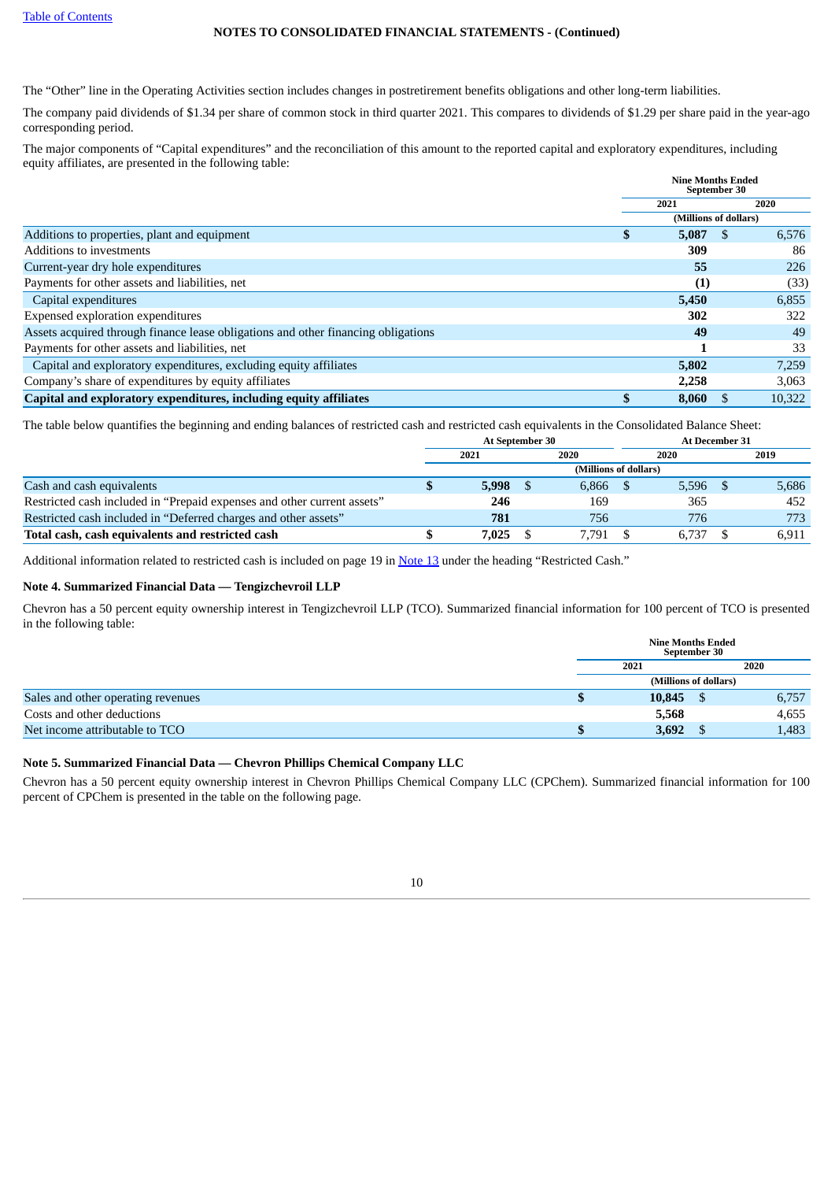The "Other" line in the Operating Activities section includes changes in postretirement benefits obligations and other long-term liabilities.

The company paid dividends of $1.34 per share of common stock in third quarter 2021. This compares to dividends of $1.29 per share paid in the year-ago corresponding period.

The major components of "Capital expenditures" and the reconciliation of this amount to the reported capital and exploratory expenditures, including equity affiliates, are presented in the following table:

| | Nine Months Ended September 30 | |
|---|---|---|
| | 2021 | 2020 |
| | (Millions of dollars) | |
| Additions to properties, plant and equipment | **$ 5,087** | $ 6,576 |
| Additions to investments | **309** | 86 |
| Current-year dry hole expenditures | **55** | 226 |
| Payments for other assets and liabilities, net | **(1)** | (33) |
| Capital expenditures | **5,450** | 6,855 |
| Expensed exploration expenditures | **302** | 322 |
| Assets acquired through finance lease obligations and other financing obligations | **49** | 49 |
| Payments for other assets and liabilities, net | **1** | 33 |
| Capital and exploratory expenditures, excluding equity affiliates | **5,802** | 7,259 |
| Company's share of expenditures by equity affiliates | **2,258** | 3,063 |
| **Capital and exploratory expenditures, including equity affiliates** | **$ 8,060** | $ 10,322 |

The table below quantifies the beginning and ending balances of restricted cash and restricted cash equivalents in the Consolidated Balance Sheet:

| | At September 30 | | At December 31 | |
|---|---|---|---|---|
| | 2021 | 2020 | 2020 | 2019 |
| | (Millions of dollars) | | | |
| Cash and cash equivalents | **$ 5,998** | $ 6,866 | $ 5,596 | $ 5,686 |
| Restricted cash included in "Prepaid expenses and other current assets" | **246** | 169 | 365 | 452 |
| Restricted cash included in "Deferred charges and other assets" | **781** | 756 | 776 | 773 |
| **Total cash, cash equivalents and restricted cash** | **$ 7,025** | $ 7,791 | $ 6,737 | $ 6,911 |

Additional information related to restricted cash is included on page 19 in Note 13 under the heading "Restricted Cash."

### Note 4. Summarized Financial Data — Tengizchevroil LLP

Chevron has a 50 percent equity ownership interest in Tengizchevroil LLP (TCO). Summarized financial information for 100 percent of TCO is presented in the following table:

| | Nine Months Ended September 30 | |
|---|---|---|
| | 2021 | 2020 |
| | (Millions of dollars) | |
| Sales and other operating revenues | **$ 10,845** | $ 6,757 |
| Costs and other deductions | **5,568** | 4,655 |
| Net income attributable to TCO | **$ 3,692** | $ 1,483 |

### Note 5. Summarized Financial Data — Chevron Phillips Chemical Company LLC

Chevron has a 50 percent equity ownership interest in Chevron Phillips Chemical Company LLC (CPChem). Summarized financial information for 100 percent of CPChem is presented in the table on the following page.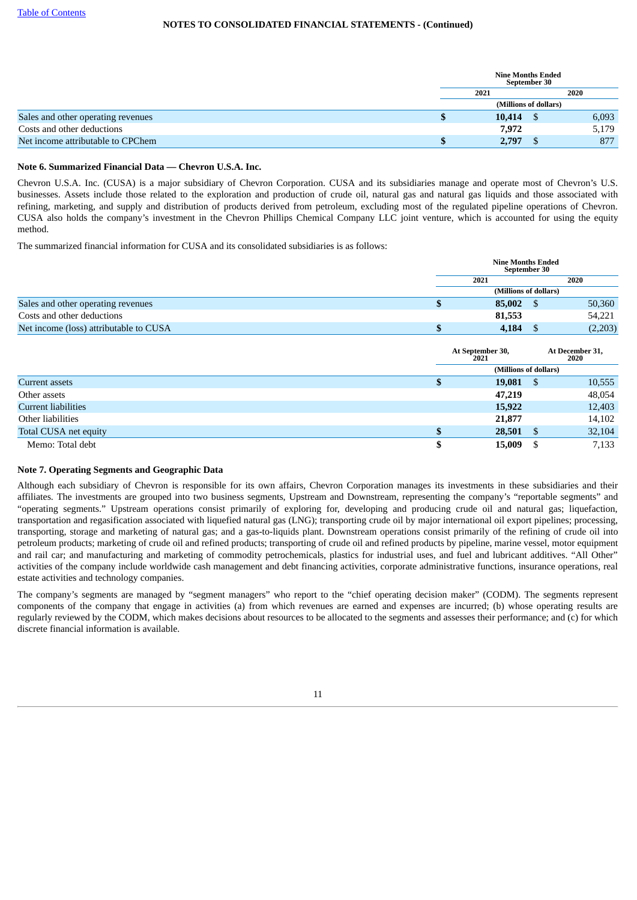| | Nine Months Ended September 30 | |
|---|---|---|
| | 2021 | 2020 |
| | (Millions of dollars) | |
| Sales and other operating revenues | $ 10,414 | $ 6,093 |
| Costs and other deductions | 7,972 | 5,179 |
| Net income attributable to CPChem | $ 2,797 | $ 877 |

## Note 6. Summarized Financial Data — Chevron U.S.A. Inc.

Chevron U.S.A. Inc. (CUSA) is a major subsidiary of Chevron Corporation. CUSA and its subsidiaries manage and operate most of Chevron's U.S. businesses. Assets include those related to the exploration and production of crude oil, natural gas and natural gas liquids and those associated with refining, marketing, and supply and distribution of products derived from petroleum, excluding most of the regulated pipeline operations of Chevron. CUSA also holds the company's investment in the Chevron Phillips Chemical Company LLC joint venture, which is accounted for using the equity method.

The summarized financial information for CUSA and its consolidated subsidiaries is as follows:

| | Nine Months Ended September 30 | |
|---|---|---|
| | 2021 | 2020 |
| | (Millions of dollars) | |
| Sales and other operating revenues | $ 85,002 | $ 50,360 |
| Costs and other deductions | 81,553 | 54,221 |
| Net income (loss) attributable to CUSA | $ 4,184 | $ (2,203) |

| | At September 30, 2021 | At December 31, 2020 |
|---|---|---|
| | (Millions of dollars) | |
| Current assets | $ 19,081 | $ 10,555 |
| Other assets | 47,219 | 48,054 |
| Current liabilities | 15,922 | 12,403 |
| Other liabilities | 21,877 | 14,102 |
| Total CUSA net equity | $ 28,501 | $ 32,104 |
| Memo: Total debt | $ 15,009 | $ 7,133 |

## Note 7. Operating Segments and Geographic Data

Although each subsidiary of Chevron is responsible for its own affairs, Chevron Corporation manages its investments in these subsidiaries and their affiliates. The investments are grouped into two business segments, Upstream and Downstream, representing the company's "reportable segments" and "operating segments." Upstream operations consist primarily of exploring for, developing and producing crude oil and natural gas; liquefaction, transportation and regasification associated with liquefied natural gas (LNG); transporting crude oil by major international oil export pipelines; processing, transporting, storage and marketing of natural gas; and a gas-to-liquids plant. Downstream operations consist primarily of the refining of crude oil into petroleum products; marketing of crude oil and refined products; transporting of crude oil and refined products by pipeline, marine vessel, motor equipment and rail car; and manufacturing and marketing of commodity petrochemicals, plastics for industrial uses, and fuel and lubricant additives. "All Other" activities of the company include worldwide cash management and debt financing activities, corporate administrative functions, insurance operations, real estate activities and technology companies.

The company's segments are managed by "segment managers" who report to the "chief operating decision maker" (CODM). The segments represent components of the company that engage in activities (a) from which revenues are earned and expenses are incurred; (b) whose operating results are regularly reviewed by the CODM, which makes decisions about resources to be allocated to the segments and assesses their performance; and (c) for which discrete financial information is available.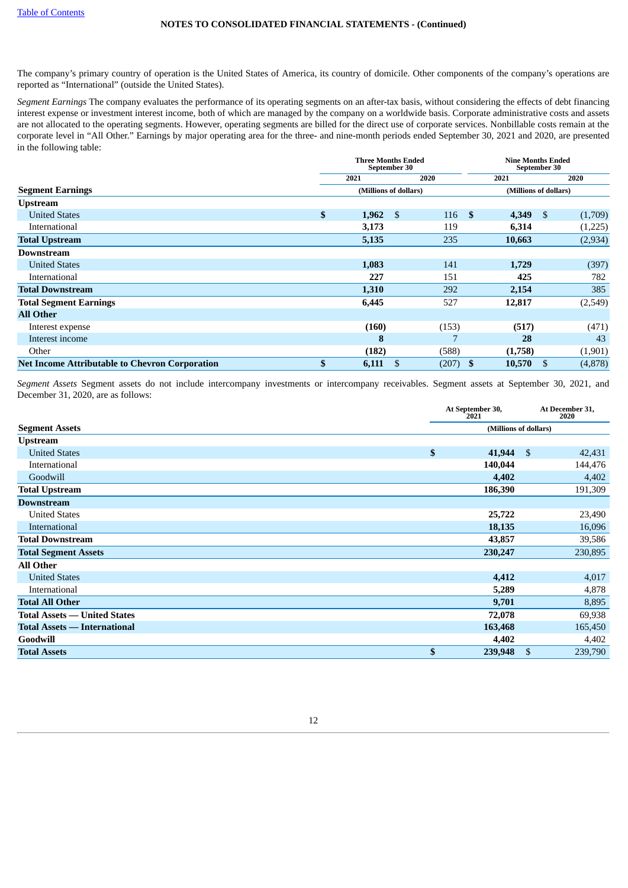NOTES TO CONSOLIDATED FINANCIAL STATEMENTS - (Continued)

The company's primary country of operation is the United States of America, its country of domicile. Other components of the company's operations are reported as "International" (outside the United States).

*Segment Earnings* The company evaluates the performance of its operating segments on an after-tax basis, without considering the effects of debt financing interest expense or investment interest income, both of which are managed by the company on a worldwide basis. Corporate administrative costs and assets are not allocated to the operating segments. However, operating segments are billed for the direct use of corporate services. Nonbillable costs remain at the corporate level in "All Other." Earnings by major operating area for the three- and nine-month periods ended September 30, 2021 and 2020, are presented in the following table:

| | Three Months Ended September 30 | | Nine Months Ended September 30 | |
|---|---|---|---|---|
| | 2021 | 2020 | 2021 | 2020 |
| **Segment Earnings** | (Millions of dollars) | | (Millions of dollars) | |
| **Upstream** | | | | |
| United States | **$ 1,962** | $ 116 | **$ 4,349** | $ (1,709) |
| International | **3,173** | 119 | **6,314** | (1,225) |
| **Total Upstream** | **5,135** | 235 | **10,663** | (2,934) |
| **Downstream** | | | | |
| United States | **1,083** | 141 | **1,729** | (397) |
| International | **227** | 151 | **425** | 782 |
| **Total Downstream** | **1,310** | 292 | **2,154** | 385 |
| **Total Segment Earnings** | **6,445** | 527 | **12,817** | (2,549) |
| **All Other** | | | | |
| Interest expense | **(160)** | (153) | **(517)** | (471) |
| Interest income | **8** | 7 | **28** | 43 |
| Other | **(182)** | (588) | **(1,758)** | (1,901) |
| **Net Income Attributable to Chevron Corporation** | **$ 6,111** | $ (207) | **$ 10,570** | $ (4,878) |

*Segment Assets* Segment assets do not include intercompany investments or intercompany receivables. Segment assets at September 30, 2021, and December 31, 2020, are as follows:

| | At September 30, 2021 | At December 31, 2020 |
|---|---|---|
| **Segment Assets** | (Millions of dollars) | |
| **Upstream** | | |
| United States | **$ 41,944** | $ 42,431 |
| International | **140,044** | 144,476 |
| Goodwill | **4,402** | 4,402 |
| **Total Upstream** | **186,390** | 191,309 |
| **Downstream** | | |
| United States | **25,722** | 23,490 |
| International | **18,135** | 16,096 |
| **Total Downstream** | **43,857** | 39,586 |
| **Total Segment Assets** | **230,247** | 230,895 |
| **All Other** | | |
| United States | **4,412** | 4,017 |
| International | **5,289** | 4,878 |
| **Total All Other** | **9,701** | 8,895 |
| **Total Assets — United States** | **72,078** | 69,938 |
| **Total Assets — International** | **163,468** | 165,450 |
| **Goodwill** | **4,402** | 4,402 |
| **Total Assets** | **$ 239,948** | $ 239,790 |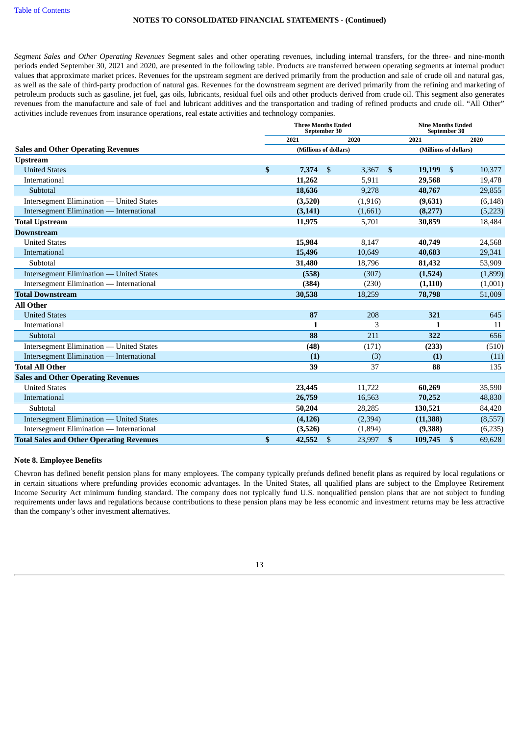*Segment Sales and Other Operating Revenues* Segment sales and other operating revenues, including internal transfers, for the three- and nine-month periods ended September 30, 2021 and 2020, are presented in the following table. Products are transferred between operating segments at internal product values that approximate market prices. Revenues for the upstream segment are derived primarily from the production and sale of crude oil and natural gas, as well as the sale of third-party production of natural gas. Revenues for the downstream segment are derived primarily from the refining and marketing of petroleum products such as gasoline, jet fuel, gas oils, lubricants, residual fuel oils and other products derived from crude oil. This segment also generates revenues from the manufacture and sale of fuel and lubricant additives and the transportation and trading of refined products and crude oil. "All Other" activities include revenues from insurance operations, real estate activities and technology companies.

| | Three Months Ended September 30 | | Nine Months Ended September 30 | |
|---|---|---|---|---|
| | 2021 | 2020 | 2021 | 2020 |
| **Sales and Other Operating Revenues** | (Millions of dollars) | | (Millions of dollars) | |
| **Upstream** | | | | |
| United States | **$ 7,374** | $ 3,367 | **$ 19,199** | $ 10,377 |
| International | **11,262** | 5,911 | **29,568** | 19,478 |
| Subtotal | **18,636** | 9,278 | **48,767** | 29,855 |
| Intersegment Elimination — United States | **(3,520)** | (1,916) | **(9,631)** | (6,148) |
| Intersegment Elimination — International | **(3,141)** | (1,661) | **(8,277)** | (5,223) |
| **Total Upstream** | **11,975** | 5,701 | **30,859** | 18,484 |
| **Downstream** | | | | |
| United States | **15,984** | 8,147 | **40,749** | 24,568 |
| International | **15,496** | 10,649 | **40,683** | 29,341 |
| Subtotal | **31,480** | 18,796 | **81,432** | 53,909 |
| Intersegment Elimination — United States | **(558)** | (307) | **(1,524)** | (1,899) |
| Intersegment Elimination — International | **(384)** | (230) | **(1,110)** | (1,001) |
| **Total Downstream** | **30,538** | 18,259 | **78,798** | 51,009 |
| **All Other** | | | | |
| United States | **87** | 208 | **321** | 645 |
| International | **1** | 3 | **1** | 11 |
| Subtotal | **88** | 211 | **322** | 656 |
| Intersegment Elimination — United States | **(48)** | (171) | **(233)** | (510) |
| Intersegment Elimination — International | **(1)** | (3) | **(1)** | (11) |
| **Total All Other** | **39** | 37 | **88** | 135 |
| **Sales and Other Operating Revenues** | | | | |
| United States | **23,445** | 11,722 | **60,269** | 35,590 |
| International | **26,759** | 16,563 | **70,252** | 48,830 |
| Subtotal | **50,204** | 28,285 | **130,521** | 84,420 |
| Intersegment Elimination — United States | **(4,126)** | (2,394) | **(11,388)** | (8,557) |
| Intersegment Elimination — International | **(3,526)** | (1,894) | **(9,388)** | (6,235) |
| **Total Sales and Other Operating Revenues** | **$ 42,552** | $ 23,997 | **$ 109,745** | $ 69,628 |

**Note 8. Employee Benefits**

Chevron has defined benefit pension plans for many employees. The company typically prefunds defined benefit plans as required by local regulations or in certain situations where prefunding provides economic advantages. In the United States, all qualified plans are subject to the Employee Retirement Income Security Act minimum funding standard. The company does not typically fund U.S. nonqualified pension plans that are not subject to funding requirements under laws and regulations because contributions to these pension plans may be less economic and investment returns may be less attractive than the company's other investment alternatives.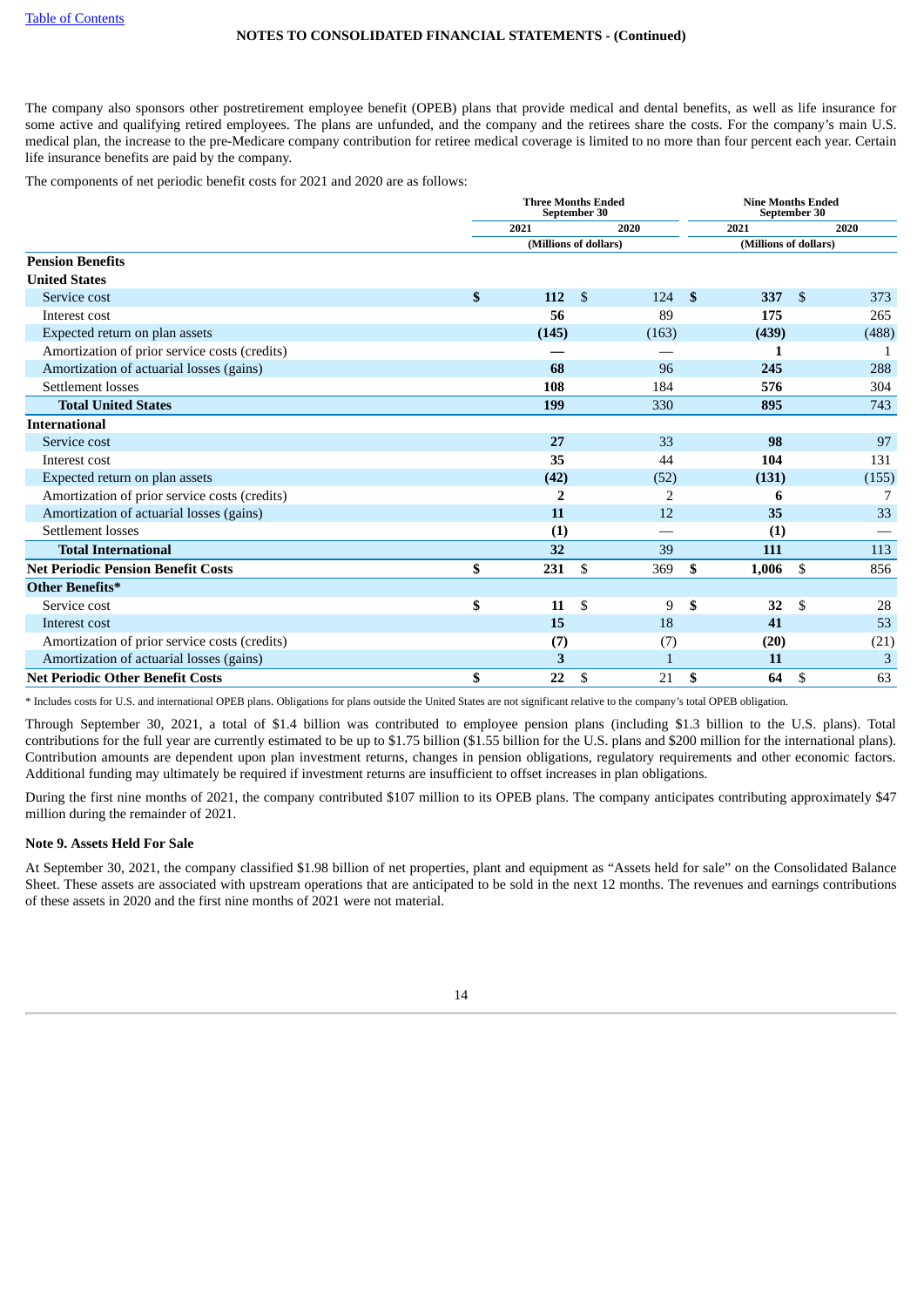The company also sponsors other postretirement employee benefit (OPEB) plans that provide medical and dental benefits, as well as life insurance for some active and qualifying retired employees. The plans are unfunded, and the company and the retirees share the costs. For the company's main U.S. medical plan, the increase to the pre-Medicare company contribution for retiree medical coverage is limited to no more than four percent each year. Certain life insurance benefits are paid by the company.

The components of net periodic benefit costs for 2021 and 2020 are as follows:

| | Three Months Ended September 30 | | Nine Months Ended September 30 | |
|---|---|---|---|---|
| | 2021 | 2020 | 2021 | 2020 |
| | (Millions of dollars) | | (Millions of dollars) | |
| **Pension Benefits** | | | | |
| **United States** | | | | |
| Service cost | **$ 112** | $ 124 | **$ 337** | $ 373 |
| Interest cost | **56** | 89 | **175** | 265 |
| Expected return on plan assets | **(145)** | (163) | **(439)** | (488) |
| Amortization of prior service costs (credits) | **—** | — | **1** | 1 |
| Amortization of actuarial losses (gains) | **68** | 96 | **245** | 288 |
| Settlement losses | **108** | 184 | **576** | 304 |
| **Total United States** | **199** | 330 | **895** | 743 |
| **International** | | | | |
| Service cost | **27** | 33 | **98** | 97 |
| Interest cost | **35** | 44 | **104** | 131 |
| Expected return on plan assets | **(42)** | (52) | **(131)** | (155) |
| Amortization of prior service costs (credits) | **2** | 2 | **6** | 7 |
| Amortization of actuarial losses (gains) | **11** | 12 | **35** | 33 |
| Settlement losses | **(1)** | — | **(1)** | — |
| **Total International** | **32** | 39 | **111** | 113 |
| **Net Periodic Pension Benefit Costs** | **$ 231** | $ 369 | **$ 1,006** | $ 856 |
| **Other Benefits*** | | | | |
| Service cost | **$ 11** | $ 9 | **$ 32** | $ 28 |
| Interest cost | **15** | 18 | **41** | 53 |
| Amortization of prior service costs (credits) | **(7)** | (7) | **(20)** | (21) |
| Amortization of actuarial losses (gains) | **3** | 1 | **11** | 3 |
| **Net Periodic Other Benefit Costs** | **$ 22** | $ 21 | **$ 64** | $ 63 |

* Includes costs for U.S. and international OPEB plans. Obligations for plans outside the United States are not significant relative to the company's total OPEB obligation.

Through September 30, 2021, a total of $1.4 billion was contributed to employee pension plans (including $1.3 billion to the U.S. plans). Total contributions for the full year are currently estimated to be up to $1.75 billion ($1.55 billion for the U.S. plans and $200 million for the international plans). Contribution amounts are dependent upon plan investment returns, changes in pension obligations, regulatory requirements and other economic factors. Additional funding may ultimately be required if investment returns are insufficient to offset increases in plan obligations.

During the first nine months of 2021, the company contributed $107 million to its OPEB plans. The company anticipates contributing approximately $47 million during the remainder of 2021.

### Note 9. Assets Held For Sale

At September 30, 2021, the company classified $1.98 billion of net properties, plant and equipment as "Assets held for sale" on the Consolidated Balance Sheet. These assets are associated with upstream operations that are anticipated to be sold in the next 12 months. The revenues and earnings contributions of these assets in 2020 and the first nine months of 2021 were not material.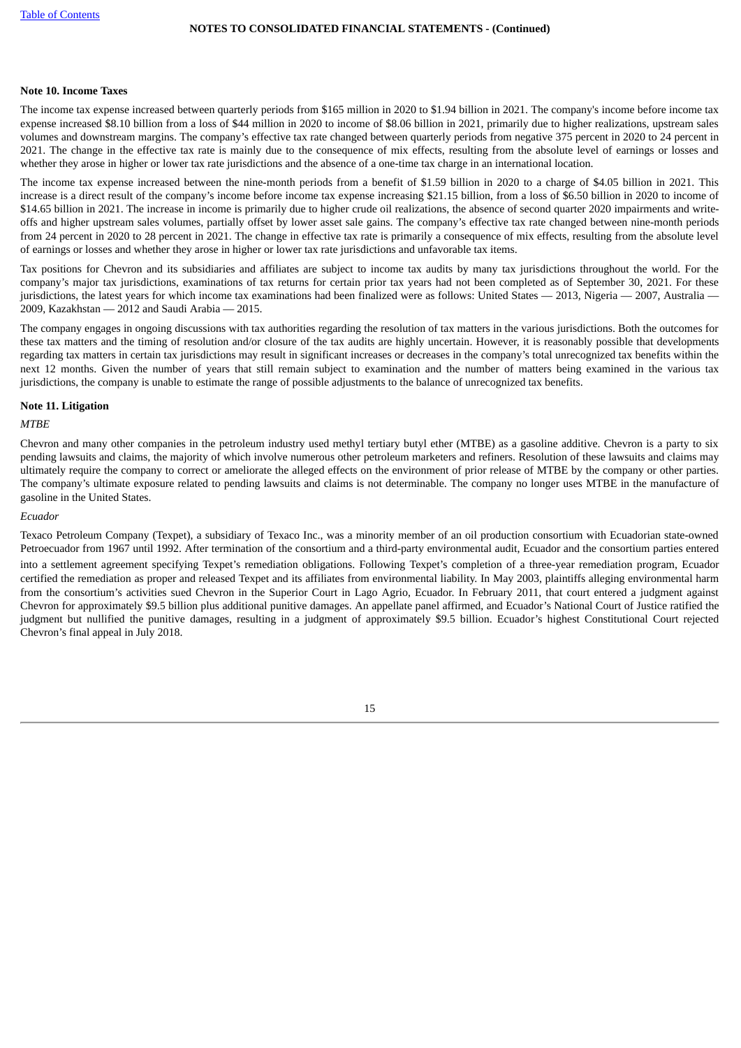**Note 10. Income Taxes**

The income tax expense increased between quarterly periods from $165 million in 2020 to $1.94 billion in 2021. The company's income before income tax expense increased $8.10 billion from a loss of $44 million in 2020 to income of $8.06 billion in 2021, primarily due to higher realizations, upstream sales volumes and downstream margins. The company's effective tax rate changed between quarterly periods from negative 375 percent in 2020 to 24 percent in 2021. The change in the effective tax rate is mainly due to the consequence of mix effects, resulting from the absolute level of earnings or losses and whether they arose in higher or lower tax rate jurisdictions and the absence of a one-time tax charge in an international location.

The income tax expense increased between the nine-month periods from a benefit of $1.59 billion in 2020 to a charge of $4.05 billion in 2021. This increase is a direct result of the company's income before income tax expense increasing $21.15 billion, from a loss of $6.50 billion in 2020 to income of $14.65 billion in 2021. The increase in income is primarily due to higher crude oil realizations, the absence of second quarter 2020 impairments and write-offs and higher upstream sales volumes, partially offset by lower asset sale gains. The company's effective tax rate changed between nine-month periods from 24 percent in 2020 to 28 percent in 2021. The change in effective tax rate is primarily a consequence of mix effects, resulting from the absolute level of earnings or losses and whether they arose in higher or lower tax rate jurisdictions and unfavorable tax items.

Tax positions for Chevron and its subsidiaries and affiliates are subject to income tax audits by many tax jurisdictions throughout the world. For the company's major tax jurisdictions, examinations of tax returns for certain prior tax years had not been completed as of September 30, 2021. For these jurisdictions, the latest years for which income tax examinations had been finalized were as follows: United States — 2013, Nigeria — 2007, Australia — 2009, Kazakhstan — 2012 and Saudi Arabia — 2015.

The company engages in ongoing discussions with tax authorities regarding the resolution of tax matters in the various jurisdictions. Both the outcomes for these tax matters and the timing of resolution and/or closure of the tax audits are highly uncertain. However, it is reasonably possible that developments regarding tax matters in certain tax jurisdictions may result in significant increases or decreases in the company's total unrecognized tax benefits within the next 12 months. Given the number of years that still remain subject to examination and the number of matters being examined in the various tax jurisdictions, the company is unable to estimate the range of possible adjustments to the balance of unrecognized tax benefits.

**Note 11. Litigation**

*MTBE*

Chevron and many other companies in the petroleum industry used methyl tertiary butyl ether (MTBE) as a gasoline additive. Chevron is a party to six pending lawsuits and claims, the majority of which involve numerous other petroleum marketers and refiners. Resolution of these lawsuits and claims may ultimately require the company to correct or ameliorate the alleged effects on the environment of prior release of MTBE by the company or other parties. The company's ultimate exposure related to pending lawsuits and claims is not determinable. The company no longer uses MTBE in the manufacture of gasoline in the United States.

*Ecuador*

Texaco Petroleum Company (Texpet), a subsidiary of Texaco Inc., was a minority member of an oil production consortium with Ecuadorian state-owned Petroecuador from 1967 until 1992. After termination of the consortium and a third-party environmental audit, Ecuador and the consortium parties entered into a settlement agreement specifying Texpet's remediation obligations. Following Texpet's completion of a three-year remediation program, Ecuador certified the remediation as proper and released Texpet and its affiliates from environmental liability. In May 2003, plaintiffs alleging environmental harm from the consortium's activities sued Chevron in the Superior Court in Lago Agrio, Ecuador. In February 2011, that court entered a judgment against Chevron for approximately $9.5 billion plus additional punitive damages. An appellate panel affirmed, and Ecuador's National Court of Justice ratified the judgment but nullified the punitive damages, resulting in a judgment of approximately $9.5 billion. Ecuador's highest Constitutional Court rejected Chevron's final appeal in July 2018.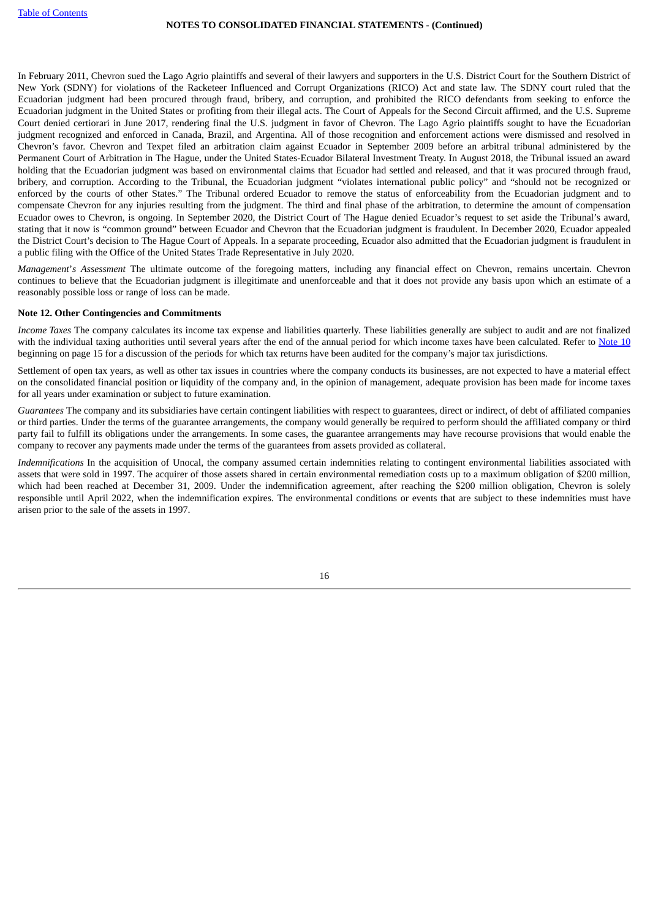In February 2011, Chevron sued the Lago Agrio plaintiffs and several of their lawyers and supporters in the U.S. District Court for the Southern District of New York (SDNY) for violations of the Racketeer Influenced and Corrupt Organizations (RICO) Act and state law. The SDNY court ruled that the Ecuadorian judgment had been procured through fraud, bribery, and corruption, and prohibited the RICO defendants from seeking to enforce the Ecuadorian judgment in the United States or profiting from their illegal acts. The Court of Appeals for the Second Circuit affirmed, and the U.S. Supreme Court denied certiorari in June 2017, rendering final the U.S. judgment in favor of Chevron. The Lago Agrio plaintiffs sought to have the Ecuadorian judgment recognized and enforced in Canada, Brazil, and Argentina. All of those recognition and enforcement actions were dismissed and resolved in Chevron's favor. Chevron and Texpet filed an arbitration claim against Ecuador in September 2009 before an arbitral tribunal administered by the Permanent Court of Arbitration in The Hague, under the United States-Ecuador Bilateral Investment Treaty. In August 2018, the Tribunal issued an award holding that the Ecuadorian judgment was based on environmental claims that Ecuador had settled and released, and that it was procured through fraud, bribery, and corruption. According to the Tribunal, the Ecuadorian judgment "violates international public policy" and "should not be recognized or enforced by the courts of other States." The Tribunal ordered Ecuador to remove the status of enforceability from the Ecuadorian judgment and to compensate Chevron for any injuries resulting from the judgment. The third and final phase of the arbitration, to determine the amount of compensation Ecuador owes to Chevron, is ongoing. In September 2020, the District Court of The Hague denied Ecuador's request to set aside the Tribunal's award, stating that it now is "common ground" between Ecuador and Chevron that the Ecuadorian judgment is fraudulent. In December 2020, Ecuador appealed the District Court's decision to The Hague Court of Appeals. In a separate proceeding, Ecuador also admitted that the Ecuadorian judgment is fraudulent in a public filing with the Office of the United States Trade Representative in July 2020.

*Management's Assessment* The ultimate outcome of the foregoing matters, including any financial effect on Chevron, remains uncertain. Chevron continues to believe that the Ecuadorian judgment is illegitimate and unenforceable and that it does not provide any basis upon which an estimate of a reasonably possible loss or range of loss can be made.

**Note 12. Other Contingencies and Commitments**

*Income Taxes* The company calculates its income tax expense and liabilities quarterly. These liabilities generally are subject to audit and are not finalized with the individual taxing authorities until several years after the end of the annual period for which income taxes have been calculated. Refer to Note 10 beginning on page 15 for a discussion of the periods for which tax returns have been audited for the company's major tax jurisdictions.

Settlement of open tax years, as well as other tax issues in countries where the company conducts its businesses, are not expected to have a material effect on the consolidated financial position or liquidity of the company and, in the opinion of management, adequate provision has been made for income taxes for all years under examination or subject to future examination.

*Guarantees* The company and its subsidiaries have certain contingent liabilities with respect to guarantees, direct or indirect, of debt of affiliated companies or third parties. Under the terms of the guarantee arrangements, the company would generally be required to perform should the affiliated company or third party fail to fulfill its obligations under the arrangements. In some cases, the guarantee arrangements may have recourse provisions that would enable the company to recover any payments made under the terms of the guarantees from assets provided as collateral.

*Indemnifications* In the acquisition of Unocal, the company assumed certain indemnities relating to contingent environmental liabilities associated with assets that were sold in 1997. The acquirer of those assets shared in certain environmental remediation costs up to a maximum obligation of $200 million, which had been reached at December 31, 2009. Under the indemnification agreement, after reaching the $200 million obligation, Chevron is solely responsible until April 2022, when the indemnification expires. The environmental conditions or events that are subject to these indemnities must have arisen prior to the sale of the assets in 1997.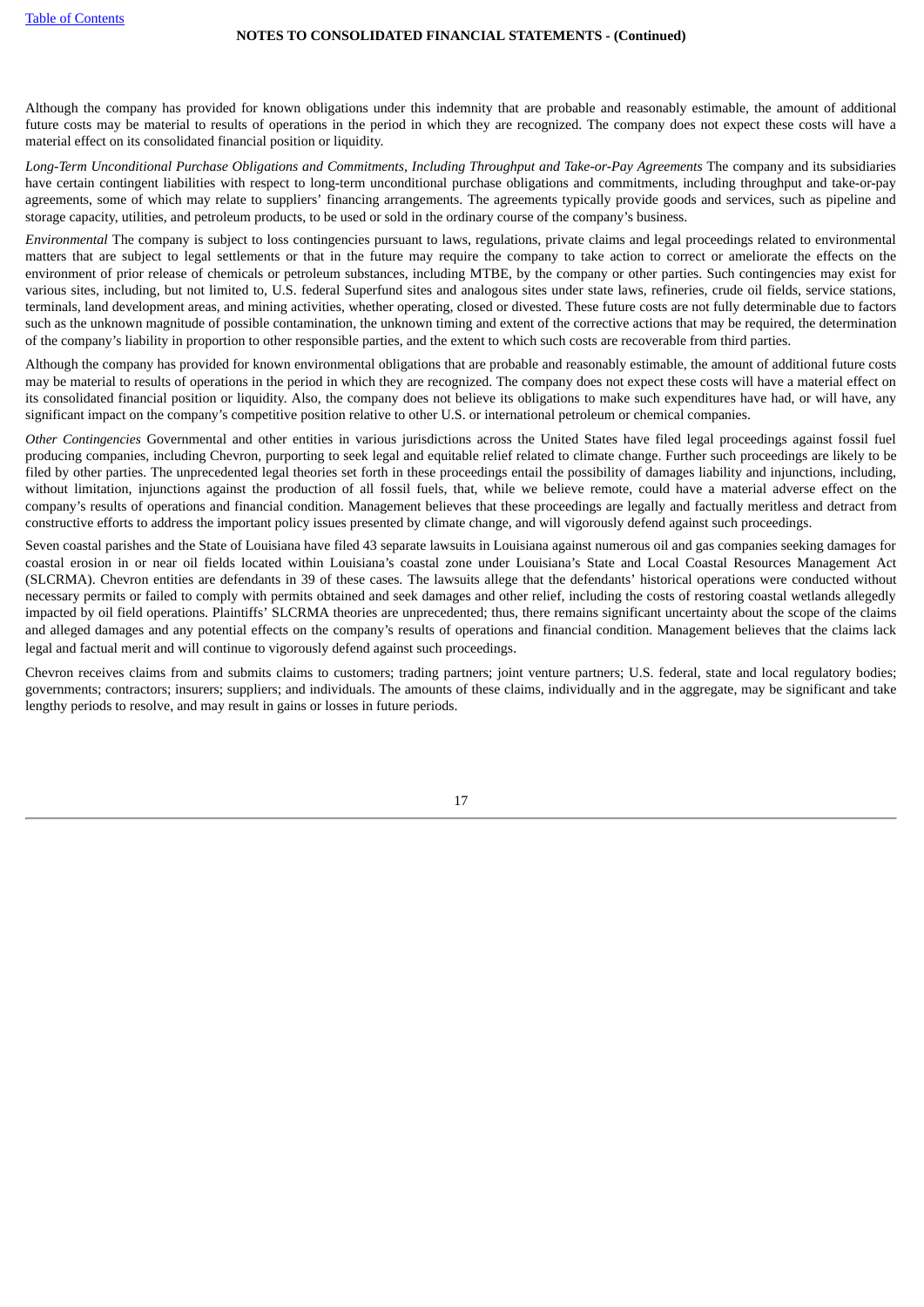Although the company has provided for known obligations under this indemnity that are probable and reasonably estimable, the amount of additional future costs may be material to results of operations in the period in which they are recognized. The company does not expect these costs will have a material effect on its consolidated financial position or liquidity.

*Long-Term Unconditional Purchase Obligations and Commitments, Including Throughput and Take-or-Pay Agreements* The company and its subsidiaries have certain contingent liabilities with respect to long-term unconditional purchase obligations and commitments, including throughput and take-or-pay agreements, some of which may relate to suppliers' financing arrangements. The agreements typically provide goods and services, such as pipeline and storage capacity, utilities, and petroleum products, to be used or sold in the ordinary course of the company's business.

*Environmental* The company is subject to loss contingencies pursuant to laws, regulations, private claims and legal proceedings related to environmental matters that are subject to legal settlements or that in the future may require the company to take action to correct or ameliorate the effects on the environment of prior release of chemicals or petroleum substances, including MTBE, by the company or other parties. Such contingencies may exist for various sites, including, but not limited to, U.S. federal Superfund sites and analogous sites under state laws, refineries, crude oil fields, service stations, terminals, land development areas, and mining activities, whether operating, closed or divested. These future costs are not fully determinable due to factors such as the unknown magnitude of possible contamination, the unknown timing and extent of the corrective actions that may be required, the determination of the company's liability in proportion to other responsible parties, and the extent to which such costs are recoverable from third parties.

Although the company has provided for known environmental obligations that are probable and reasonably estimable, the amount of additional future costs may be material to results of operations in the period in which they are recognized. The company does not expect these costs will have a material effect on its consolidated financial position or liquidity. Also, the company does not believe its obligations to make such expenditures have had, or will have, any significant impact on the company's competitive position relative to other U.S. or international petroleum or chemical companies.

*Other Contingencies* Governmental and other entities in various jurisdictions across the United States have filed legal proceedings against fossil fuel producing companies, including Chevron, purporting to seek legal and equitable relief related to climate change. Further such proceedings are likely to be filed by other parties. The unprecedented legal theories set forth in these proceedings entail the possibility of damages liability and injunctions, including, without limitation, injunctions against the production of all fossil fuels, that, while we believe remote, could have a material adverse effect on the company's results of operations and financial condition. Management believes that these proceedings are legally and factually meritless and detract from constructive efforts to address the important policy issues presented by climate change, and will vigorously defend against such proceedings.

Seven coastal parishes and the State of Louisiana have filed 43 separate lawsuits in Louisiana against numerous oil and gas companies seeking damages for coastal erosion in or near oil fields located within Louisiana's coastal zone under Louisiana's State and Local Coastal Resources Management Act (SLCRMA). Chevron entities are defendants in 39 of these cases. The lawsuits allege that the defendants' historical operations were conducted without necessary permits or failed to comply with permits obtained and seek damages and other relief, including the costs of restoring coastal wetlands allegedly impacted by oil field operations. Plaintiffs' SLCRMA theories are unprecedented; thus, there remains significant uncertainty about the scope of the claims and alleged damages and any potential effects on the company's results of operations and financial condition. Management believes that the claims lack legal and factual merit and will continue to vigorously defend against such proceedings.

Chevron receives claims from and submits claims to customers; trading partners; joint venture partners; U.S. federal, state and local regulatory bodies; governments; contractors; insurers; suppliers; and individuals. The amounts of these claims, individually and in the aggregate, may be significant and take lengthy periods to resolve, and may result in gains or losses in future periods.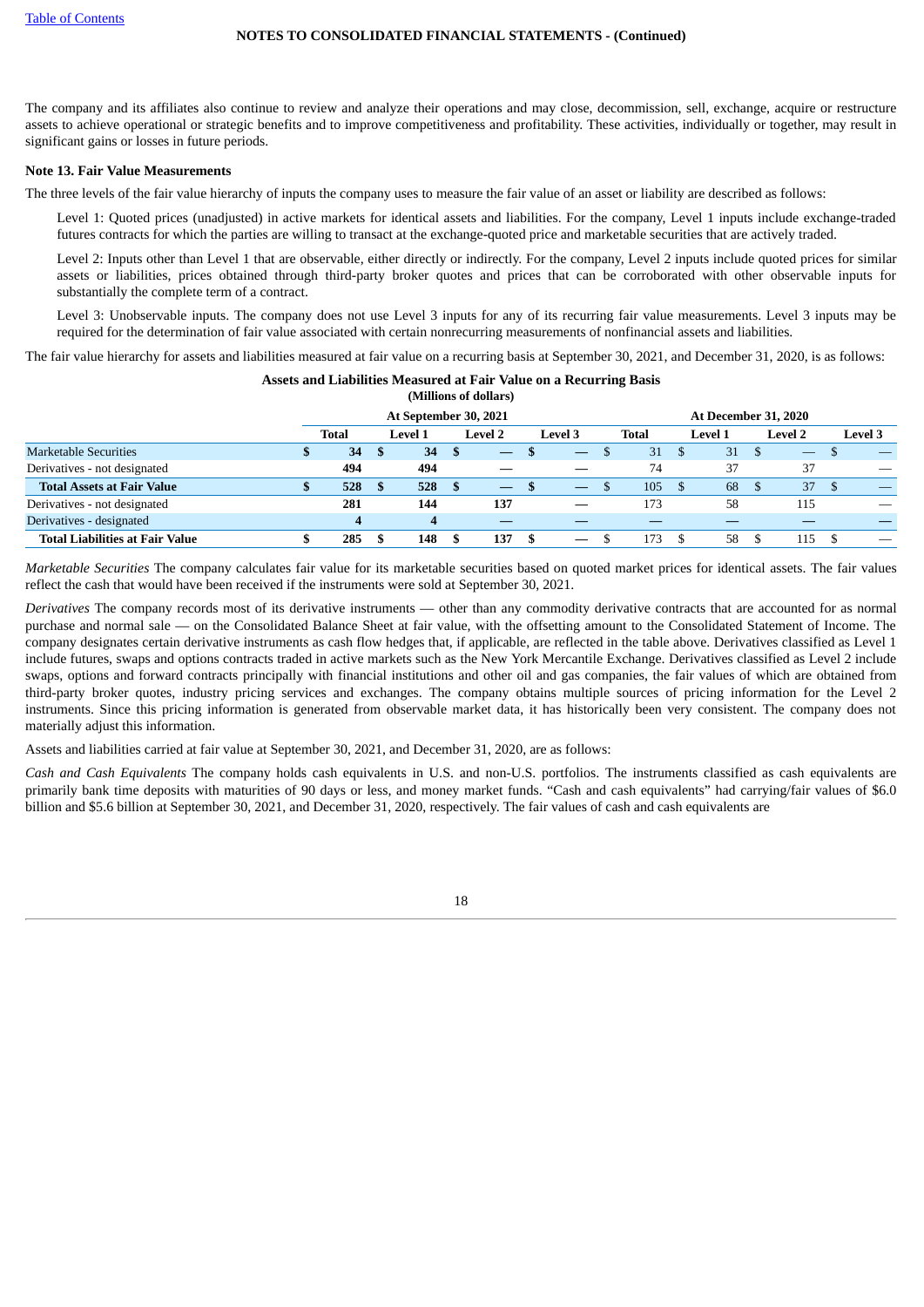The company and its affiliates also continue to review and analyze their operations and may close, decommission, sell, exchange, acquire or restructure assets to achieve operational or strategic benefits and to improve competitiveness and profitability. These activities, individually or together, may result in significant gains or losses in future periods.

**Note 13. Fair Value Measurements**

The three levels of the fair value hierarchy of inputs the company uses to measure the fair value of an asset or liability are described as follows:

Level 1: Quoted prices (unadjusted) in active markets for identical assets and liabilities. For the company, Level 1 inputs include exchange-traded futures contracts for which the parties are willing to transact at the exchange-quoted price and marketable securities that are actively traded.

Level 2: Inputs other than Level 1 that are observable, either directly or indirectly. For the company, Level 2 inputs include quoted prices for similar assets or liabilities, prices obtained through third-party broker quotes and prices that can be corroborated with other observable inputs for substantially the complete term of a contract.

Level 3: Unobservable inputs. The company does not use Level 3 inputs for any of its recurring fair value measurements. Level 3 inputs may be required for the determination of fair value associated with certain nonrecurring measurements of nonfinancial assets and liabilities.

The fair value hierarchy for assets and liabilities measured at fair value on a recurring basis at September 30, 2021, and December 31, 2020, is as follows:

**Assets and Liabilities Measured at Fair Value on a Recurring Basis**
**(Millions of dollars)**

| | At September 30, 2021 | | | | At December 31, 2020 | | | |
|---|---|---|---|---|---|---|---|---|
| | **Total** | **Level 1** | **Level 2** | **Level 3** | **Total** | **Level 1** | **Level 2** | **Level 3** |
| Marketable Securities | **$ 34** | **$ 34** | **$ —** | **$ —** | $ 31 | $ 31 | $ — | $ — |
| Derivatives - not designated | **494** | **494** | **—** | **—** | 74 | 37 | 37 | — |
| **Total Assets at Fair Value** | **$ 528** | **$ 528** | **$ —** | **$ —** | $ 105 | $ 68 | $ 37 | $ — |
| Derivatives - not designated | **281** | **144** | **137** | **—** | 173 | 58 | 115 | — |
| Derivatives - designated | **4** | **4** | **—** | **—** | — | — | — | — |
| **Total Liabilities at Fair Value** | **$ 285** | **$ 148** | **$ 137** | **$ —** | $ 173 | $ 58 | $ 115 | $ — |

*Marketable Securities* The company calculates fair value for its marketable securities based on quoted market prices for identical assets. The fair values reflect the cash that would have been received if the instruments were sold at September 30, 2021.

*Derivatives* The company records most of its derivative instruments — other than any commodity derivative contracts that are accounted for as normal purchase and normal sale — on the Consolidated Balance Sheet at fair value, with the offsetting amount to the Consolidated Statement of Income. The company designates certain derivative instruments as cash flow hedges that, if applicable, are reflected in the table above. Derivatives classified as Level 1 include futures, swaps and options contracts traded in active markets such as the New York Mercantile Exchange. Derivatives classified as Level 2 include swaps, options and forward contracts principally with financial institutions and other oil and gas companies, the fair values of which are obtained from third-party broker quotes, industry pricing services and exchanges. The company obtains multiple sources of pricing information for the Level 2 instruments. Since this pricing information is generated from observable market data, it has historically been very consistent. The company does not materially adjust this information.

Assets and liabilities carried at fair value at September 30, 2021, and December 31, 2020, are as follows:

*Cash and Cash Equivalents* The company holds cash equivalents in U.S. and non-U.S. portfolios. The instruments classified as cash equivalents are primarily bank time deposits with maturities of 90 days or less, and money market funds. "Cash and cash equivalents" had carrying/fair values of $6.0 billion and $5.6 billion at September 30, 2021, and December 31, 2020, respectively. The fair values of cash and cash equivalents are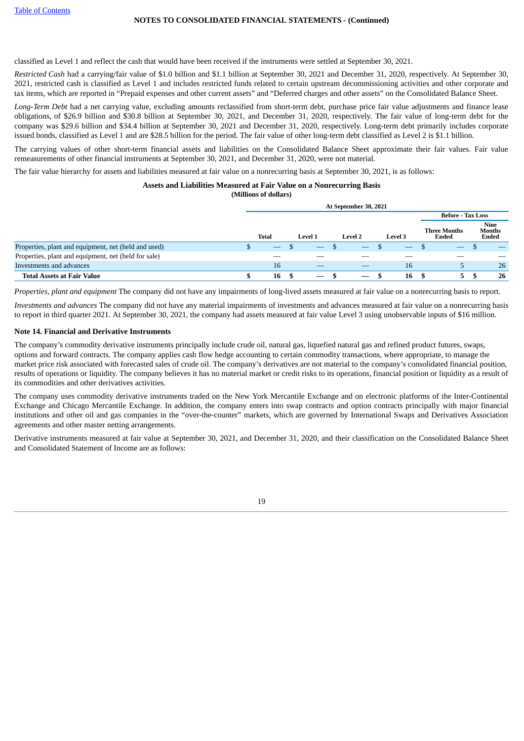classified as Level 1 and reflect the cash that would have been received if the instruments were settled at September 30, 2021.

*Restricted Cash* had a carrying/fair value of $1.0 billion and $1.1 billion at September 30, 2021 and December 31, 2020, respectively. At September 30, 2021, restricted cash is classified as Level 1 and includes restricted funds related to certain upstream decommissioning activities and other corporate and tax items, which are reported in “Prepaid expenses and other current assets” and “Deferred charges and other assets” on the Consolidated Balance Sheet.

*Long-Term Debt* had a net carrying value, excluding amounts reclassified from short-term debt, purchase price fair value adjustments and finance lease obligations, of $26.9 billion and $30.8 billion at September 30, 2021, and December 31, 2020, respectively. The fair value of long-term debt for the company was $29.6 billion and $34.4 billion at September 30, 2021 and December 31, 2020, respectively. Long-term debt primarily includes corporate issued bonds, classified as Level 1 and are $28.5 billion for the period. The fair value of other long-term debt classified as Level 2 is $1.1 billion.

The carrying values of other short-term financial assets and liabilities on the Consolidated Balance Sheet approximate their fair values. Fair value remeasurements of other financial instruments at September 30, 2021, and December 31, 2020, were not material.

The fair value hierarchy for assets and liabilities measured at fair value on a nonrecurring basis at September 30, 2021, is as follows:

**Assets and Liabilities Measured at Fair Value on a Nonrecurring Basis**
**(Millions of dollars)**

| | At September 30, 2021 | | | | Before - Tax Loss | |
|---|---|---|---|---|---|---|
| | Total | Level 1 | Level 2 | Level 3 | Three Months Ended | Nine Months Ended |
| Properties, plant and equipment, net (held and used) | $ — | $ — | $ — | $ — | $ — | $ — |
| Properties, plant and equipment, net (held for sale) | — | — | — | — | — | — |
| Investments and advances | 16 | — | — | 16 | 5 | 26 |
| **Total Assets at Fair Value** | **$ 16** | **$ —** | **$ —** | **$ 16** | **$ 5** | **$ 26** |

*Properties, plant and equipment* The company did not have any impairments of long-lived assets measured at fair value on a nonrecurring basis to report.

*Investments and advances* The company did not have any material impairments of investments and advances measured at fair value on a nonrecurring basis to report in third quarter 2021. At September 30, 2021, the company had assets measured at fair value Level 3 using unobservable inputs of $16 million.

### Note 14. Financial and Derivative Instruments

The company’s commodity derivative instruments principally include crude oil, natural gas, liquefied natural gas and refined product futures, swaps, options and forward contracts. The company applies cash flow hedge accounting to certain commodity transactions, where appropriate, to manage the market price risk associated with forecasted sales of crude oil. The company’s derivatives are not material to the company’s consolidated financial position, results of operations or liquidity. The company believes it has no material market or credit risks to its operations, financial position or liquidity as a result of its commodities and other derivatives activities.

The company uses commodity derivative instruments traded on the New York Mercantile Exchange and on electronic platforms of the Inter-Continental Exchange and Chicago Mercantile Exchange. In addition, the company enters into swap contracts and option contracts principally with major financial institutions and other oil and gas companies in the “over-the-counter” markets, which are governed by International Swaps and Derivatives Association agreements and other master netting arrangements.

Derivative instruments measured at fair value at September 30, 2021, and December 31, 2020, and their classification on the Consolidated Balance Sheet and Consolidated Statement of Income are as follows: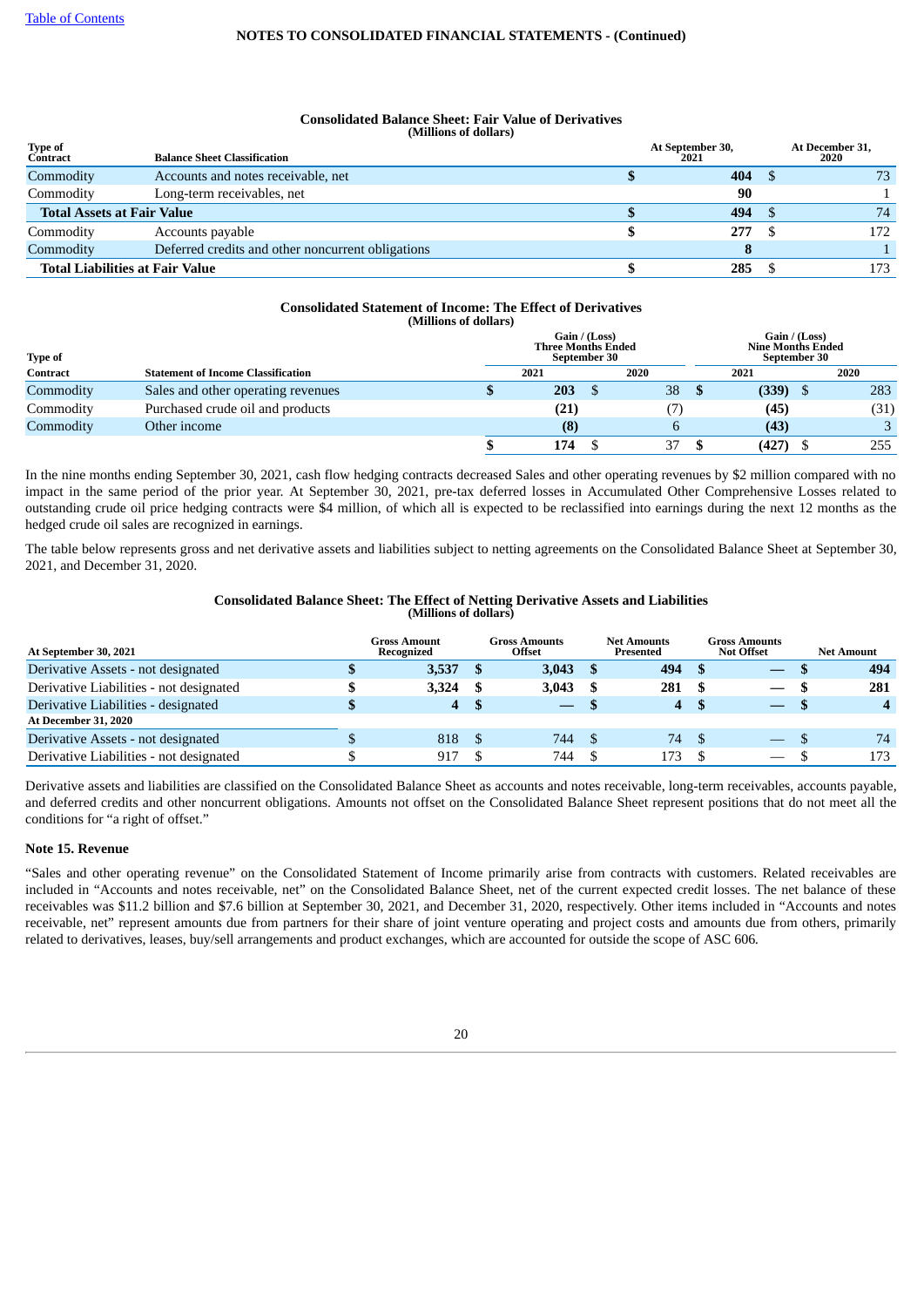NOTES TO CONSOLIDATED FINANCIAL STATEMENTS - (Continued)

**Consolidated Balance Sheet: Fair Value of Derivatives**
**(Millions of dollars)**

| Type of Contract | Balance Sheet Classification | At September 30, 2021 | At December 31, 2020 |
|---|---|---|---|
| Commodity | Accounts and notes receivable, net | **$ 404** | $ 73 |
| Commodity | Long-term receivables, net | **90** | 1 |
| **Total Assets at Fair Value** | | **$ 494** | $ 74 |
| Commodity | Accounts payable | **$ 277** | $ 172 |
| Commodity | Deferred credits and other noncurrent obligations | **8** | 1 |
| **Total Liabilities at Fair Value** | | **$ 285** | $ 173 |

**Consolidated Statement of Income: The Effect of Derivatives**
**(Millions of dollars)**

| Type of | | Gain / (Loss) Three Months Ended September 30 | | Gain / (Loss) Nine Months Ended September 30 | |
|---|---|---|---|---|---|
| **Contract** | **Statement of Income Classification** | **2021** | **2020** | **2021** | **2020** |
| Commodity | Sales and other operating revenues | **$ 203** | $ 38 | **$ (339)** | $ 283 |
| Commodity | Purchased crude oil and products | **(21)** | (7) | **(45)** | (31) |
| Commodity | Other income | **(8)** | 6 | **(43)** | 3 |
| | | **$ 174** | $ 37 | **$ (427)** | $ 255 |

In the nine months ending September 30, 2021, cash flow hedging contracts decreased Sales and other operating revenues by $2 million compared with no impact in the same period of the prior year. At September 30, 2021, pre-tax deferred losses in Accumulated Other Comprehensive Losses related to outstanding crude oil price hedging contracts were $4 million, of which all is expected to be reclassified into earnings during the next 12 months as the hedged crude oil sales are recognized in earnings.

The table below represents gross and net derivative assets and liabilities subject to netting agreements on the Consolidated Balance Sheet at September 30, 2021, and December 31, 2020.

**Consolidated Balance Sheet: The Effect of Netting Derivative Assets and Liabilities**
**(Millions of dollars)**

| At September 30, 2021 | Gross Amount Recognized | Gross Amounts Offset | Net Amounts Presented | Gross Amounts Not Offset | Net Amount |
|---|---|---|---|---|---|
| Derivative Assets - not designated | **$ 3,537** | **$ 3,043** | **$ 494** | **$ —** | **$ 494** |
| Derivative Liabilities - not designated | **$ 3,324** | **$ 3,043** | **$ 281** | **$ —** | **$ 281** |
| Derivative Liabilities - designated | **$ 4** | **$ —** | **$ 4** | **$ —** | **$ 4** |
| **At December 31, 2020** | | | | | |
| Derivative Assets - not designated | $ 818 | $ 744 | $ 74 | $ — | $ 74 |
| Derivative Liabilities - not designated | $ 917 | $ 744 | $ 173 | $ — | $ 173 |

Derivative assets and liabilities are classified on the Consolidated Balance Sheet as accounts and notes receivable, long-term receivables, accounts payable, and deferred credits and other noncurrent obligations. Amounts not offset on the Consolidated Balance Sheet represent positions that do not meet all the conditions for "a right of offset."

### Note 15. Revenue

"Sales and other operating revenue" on the Consolidated Statement of Income primarily arise from contracts with customers. Related receivables are included in "Accounts and notes receivable, net" on the Consolidated Balance Sheet, net of the current expected credit losses. The net balance of these receivables was $11.2 billion and $7.6 billion at September 30, 2021, and December 31, 2020, respectively. Other items included in "Accounts and notes receivable, net" represent amounts due from partners for their share of joint venture operating and project costs and amounts due from others, primarily related to derivatives, leases, buy/sell arrangements and product exchanges, which are accounted for outside the scope of ASC 606.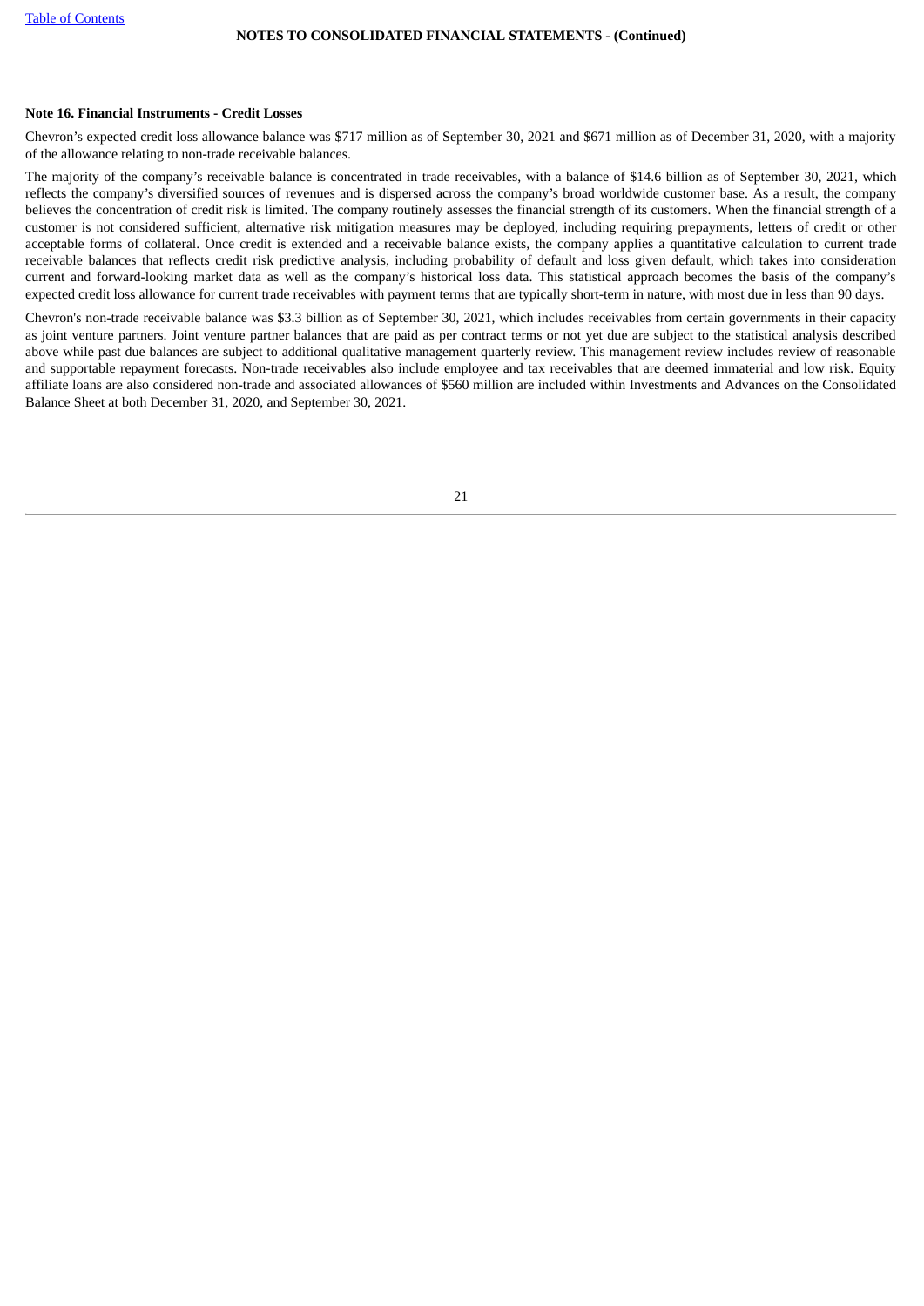### Note 16. Financial Instruments - Credit Losses

Chevron’s expected credit loss allowance balance was $717 million as of September 30, 2021 and $671 million as of December 31, 2020, with a majority of the allowance relating to non-trade receivable balances.

The majority of the company’s receivable balance is concentrated in trade receivables, with a balance of $14.6 billion as of September 30, 2021, which reflects the company’s diversified sources of revenues and is dispersed across the company’s broad worldwide customer base. As a result, the company believes the concentration of credit risk is limited. The company routinely assesses the financial strength of its customers. When the financial strength of a customer is not considered sufficient, alternative risk mitigation measures may be deployed, including requiring prepayments, letters of credit or other acceptable forms of collateral. Once credit is extended and a receivable balance exists, the company applies a quantitative calculation to current trade receivable balances that reflects credit risk predictive analysis, including probability of default and loss given default, which takes into consideration current and forward-looking market data as well as the company’s historical loss data. This statistical approach becomes the basis of the company’s expected credit loss allowance for current trade receivables with payment terms that are typically short-term in nature, with most due in less than 90 days.

Chevron's non-trade receivable balance was $3.3 billion as of September 30, 2021, which includes receivables from certain governments in their capacity as joint venture partners. Joint venture partner balances that are paid as per contract terms or not yet due are subject to the statistical analysis described above while past due balances are subject to additional qualitative management quarterly review. This management review includes review of reasonable and supportable repayment forecasts. Non-trade receivables also include employee and tax receivables that are deemed immaterial and low risk. Equity affiliate loans are also considered non-trade and associated allowances of $560 million are included within Investments and Advances on the Consolidated Balance Sheet at both December 31, 2020, and September 30, 2021.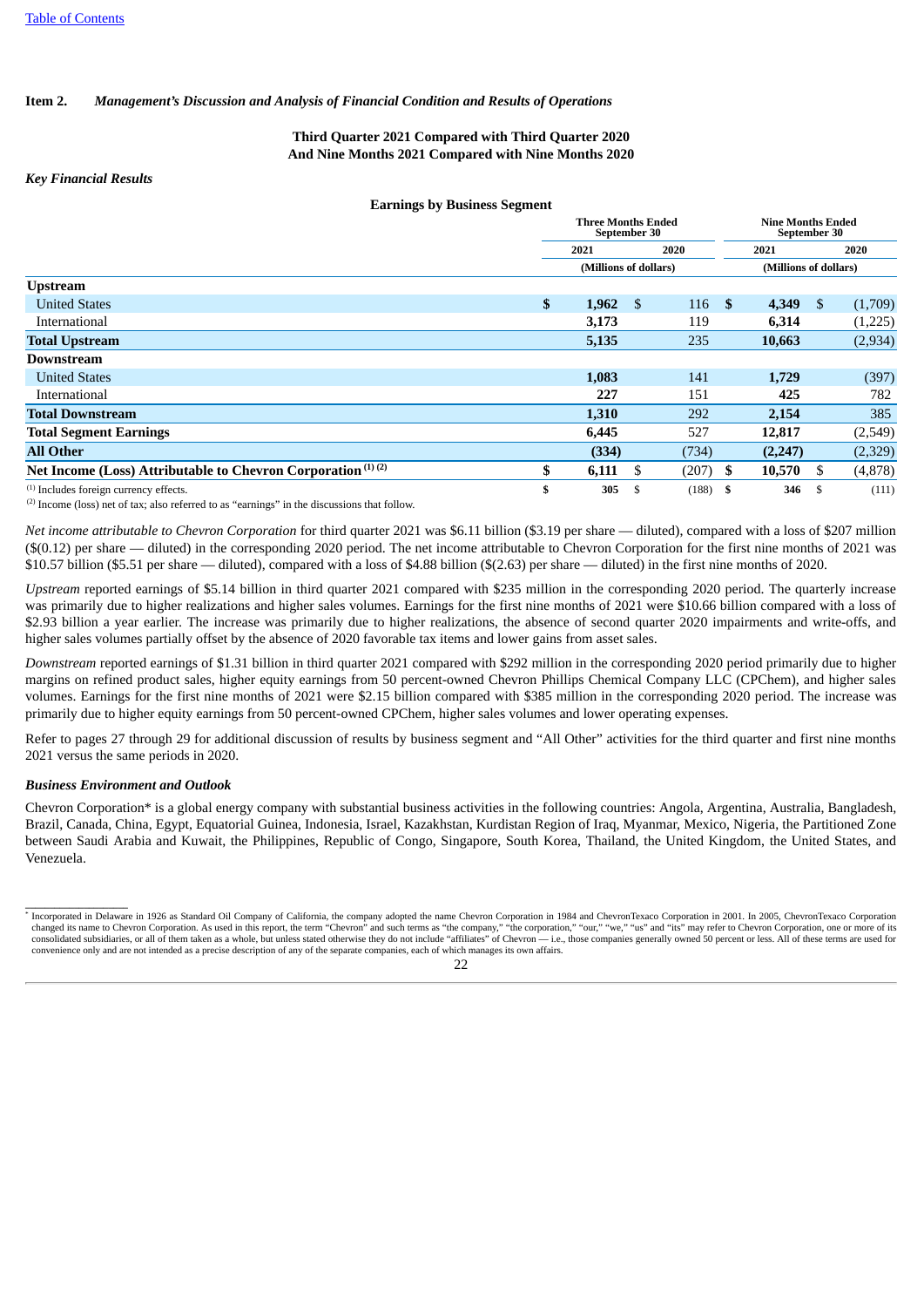[Table of Contents](#)

**Item 2.** ***Management's Discussion and Analysis of Financial Condition and Results of Operations***

**Third Quarter 2021 Compared with Third Quarter 2020**
**And Nine Months 2021 Compared with Nine Months 2020**

***Key Financial Results***

**Earnings by Business Segment**

| | Three Months Ended September 30 | | Nine Months Ended September 30 | |
|---|---|---|---|---|
| | 2021 | 2020 | 2021 | 2020 |
| | (Millions of dollars) | | (Millions of dollars) | |
| **Upstream** | | | | |
| United States | **$ 1,962** | $ 116 | **$ 4,349** | $ (1,709) |
| International | **3,173** | 119 | **6,314** | (1,225) |
| **Total Upstream** | **5,135** | 235 | **10,663** | (2,934) |
| **Downstream** | | | | |
| United States | **1,083** | 141 | **1,729** | (397) |
| International | **227** | 151 | **425** | 782 |
| **Total Downstream** | **1,310** | 292 | **2,154** | 385 |
| **Total Segment Earnings** | **6,445** | 527 | **12,817** | (2,549) |
| **All Other** | **(334)** | (734) | **(2,247)** | (2,329) |
| **Net Income (Loss) Attributable to Chevron Corporation [(1) (2)]** | **$ 6,111** | $ (207) | **$ 10,570** | $ (4,878) |
| [(1)] Includes foreign currency effects. | **$ 305** | $ (188) | **$ 346** | $ (111) |

[(2)] Income (loss) net of tax; also referred to as "earnings" in the discussions that follow.

*Net income attributable to Chevron Corporation* for third quarter 2021 was $6.11 billion ($3.19 per share — diluted), compared with a loss of $207 million ($(0.12) per share — diluted) in the corresponding 2020 period. The net income attributable to Chevron Corporation for the first nine months of 2021 was $10.57 billion ($5.51 per share — diluted), compared with a loss of $4.88 billion ($(2.63) per share — diluted) in the first nine months of 2020.

*Upstream* reported earnings of $5.14 billion in third quarter 2021 compared with $235 million in the corresponding 2020 period. The quarterly increase was primarily due to higher realizations and higher sales volumes. Earnings for the first nine months of 2021 were $10.66 billion compared with a loss of $2.93 billion a year earlier. The increase was primarily due to higher realizations, the absence of second quarter 2020 impairments and write-offs, and higher sales volumes partially offset by the absence of 2020 favorable tax items and lower gains from asset sales.

*Downstream* reported earnings of $1.31 billion in third quarter 2021 compared with $292 million in the corresponding 2020 period primarily due to higher margins on refined product sales, higher equity earnings from 50 percent-owned Chevron Phillips Chemical Company LLC (CPChem), and higher sales volumes. Earnings for the first nine months of 2021 were $2.15 billion compared with $385 million in the corresponding 2020 period. The increase was primarily due to higher equity earnings from 50 percent-owned CPChem, higher sales volumes and lower operating expenses.

Refer to pages 27 through 29 for additional discussion of results by business segment and "All Other" activities for the third quarter and first nine months 2021 versus the same periods in 2020.

***Business Environment and Outlook***

Chevron Corporation* is a global energy company with substantial business activities in the following countries: Angola, Argentina, Australia, Bangladesh, Brazil, Canada, China, Egypt, Equatorial Guinea, Indonesia, Israel, Kazakhstan, Kurdistan Region of Iraq, Myanmar, Mexico, Nigeria, the Partitioned Zone between Saudi Arabia and Kuwait, the Philippines, Republic of Congo, Singapore, South Korea, Thailand, the United Kingdom, the United States, and Venezuela.

---

* Incorporated in Delaware in 1926 as Standard Oil Company of California, the company adopted the name Chevron Corporation in 1984 and ChevronTexaco Corporation in 2001. In 2005, ChevronTexaco Corporation changed its name to Chevron Corporation. As used in this report, the term "Chevron" and such terms as "the company," "the corporation," "our," "we," "us" and "its" may refer to Chevron Corporation, one or more of its consolidated subsidiaries, or all of them taken as a whole, but unless stated otherwise they do not include "affiliates" of Chevron — i.e., those companies generally owned 50 percent or less. All of these terms are used for convenience only and are not intended as a precise description of any of the separate companies, each of which manages its own affairs.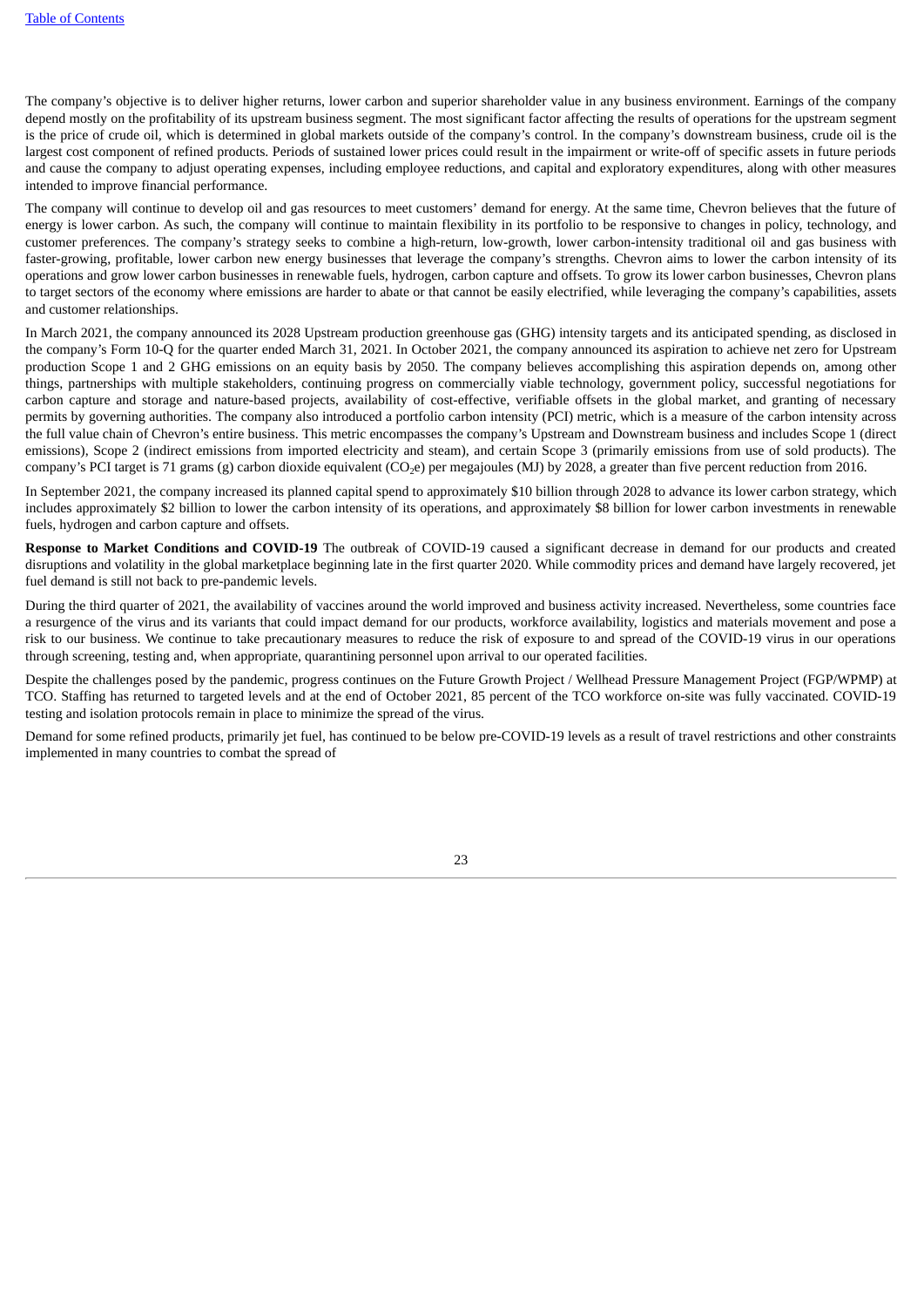The company's objective is to deliver higher returns, lower carbon and superior shareholder value in any business environment. Earnings of the company depend mostly on the profitability of its upstream business segment. The most significant factor affecting the results of operations for the upstream segment is the price of crude oil, which is determined in global markets outside of the company's control. In the company's downstream business, crude oil is the largest cost component of refined products. Periods of sustained lower prices could result in the impairment or write-off of specific assets in future periods and cause the company to adjust operating expenses, including employee reductions, and capital and exploratory expenditures, along with other measures intended to improve financial performance.

The company will continue to develop oil and gas resources to meet customers' demand for energy. At the same time, Chevron believes that the future of energy is lower carbon. As such, the company will continue to maintain flexibility in its portfolio to be responsive to changes in policy, technology, and customer preferences. The company's strategy seeks to combine a high-return, low-growth, lower carbon-intensity traditional oil and gas business with faster-growing, profitable, lower carbon new energy businesses that leverage the company's strengths. Chevron aims to lower the carbon intensity of its operations and grow lower carbon businesses in renewable fuels, hydrogen, carbon capture and offsets. To grow its lower carbon businesses, Chevron plans to target sectors of the economy where emissions are harder to abate or that cannot be easily electrified, while leveraging the company's capabilities, assets and customer relationships.

In March 2021, the company announced its 2028 Upstream production greenhouse gas (GHG) intensity targets and its anticipated spending, as disclosed in the company's Form 10-Q for the quarter ended March 31, 2021. In October 2021, the company announced its aspiration to achieve net zero for Upstream production Scope 1 and 2 GHG emissions on an equity basis by 2050. The company believes accomplishing this aspiration depends on, among other things, partnerships with multiple stakeholders, continuing progress on commercially viable technology, government policy, successful negotiations for carbon capture and storage and nature-based projects, availability of cost-effective, verifiable offsets in the global market, and granting of necessary permits by governing authorities. The company also introduced a portfolio carbon intensity (PCI) metric, which is a measure of the carbon intensity across the full value chain of Chevron's entire business. This metric encompasses the company's Upstream and Downstream business and includes Scope 1 (direct emissions), Scope 2 (indirect emissions from imported electricity and steam), and certain Scope 3 (primarily emissions from use of sold products). The company's PCI target is 71 grams (g) carbon dioxide equivalent ($CO_2$e) per megajoules (MJ) by 2028, a greater than five percent reduction from 2016.

In September 2021, the company increased its planned capital spend to approximately $10 billion through 2028 to advance its lower carbon strategy, which includes approximately $2 billion to lower the carbon intensity of its operations, and approximately $8 billion for lower carbon investments in renewable fuels, hydrogen and carbon capture and offsets.

**Response to Market Conditions and COVID-19** The outbreak of COVID-19 caused a significant decrease in demand for our products and created disruptions and volatility in the global marketplace beginning late in the first quarter 2020. While commodity prices and demand have largely recovered, jet fuel demand is still not back to pre-pandemic levels.

During the third quarter of 2021, the availability of vaccines around the world improved and business activity increased. Nevertheless, some countries face a resurgence of the virus and its variants that could impact demand for our products, workforce availability, logistics and materials movement and pose a risk to our business. We continue to take precautionary measures to reduce the risk of exposure to and spread of the COVID-19 virus in our operations through screening, testing and, when appropriate, quarantining personnel upon arrival to our operated facilities.

Despite the challenges posed by the pandemic, progress continues on the Future Growth Project / Wellhead Pressure Management Project (FGP/WPMP) at TCO. Staffing has returned to targeted levels and at the end of October 2021, 85 percent of the TCO workforce on-site was fully vaccinated. COVID-19 testing and isolation protocols remain in place to minimize the spread of the virus.

Demand for some refined products, primarily jet fuel, has continued to be below pre-COVID-19 levels as a result of travel restrictions and other constraints implemented in many countries to combat the spread of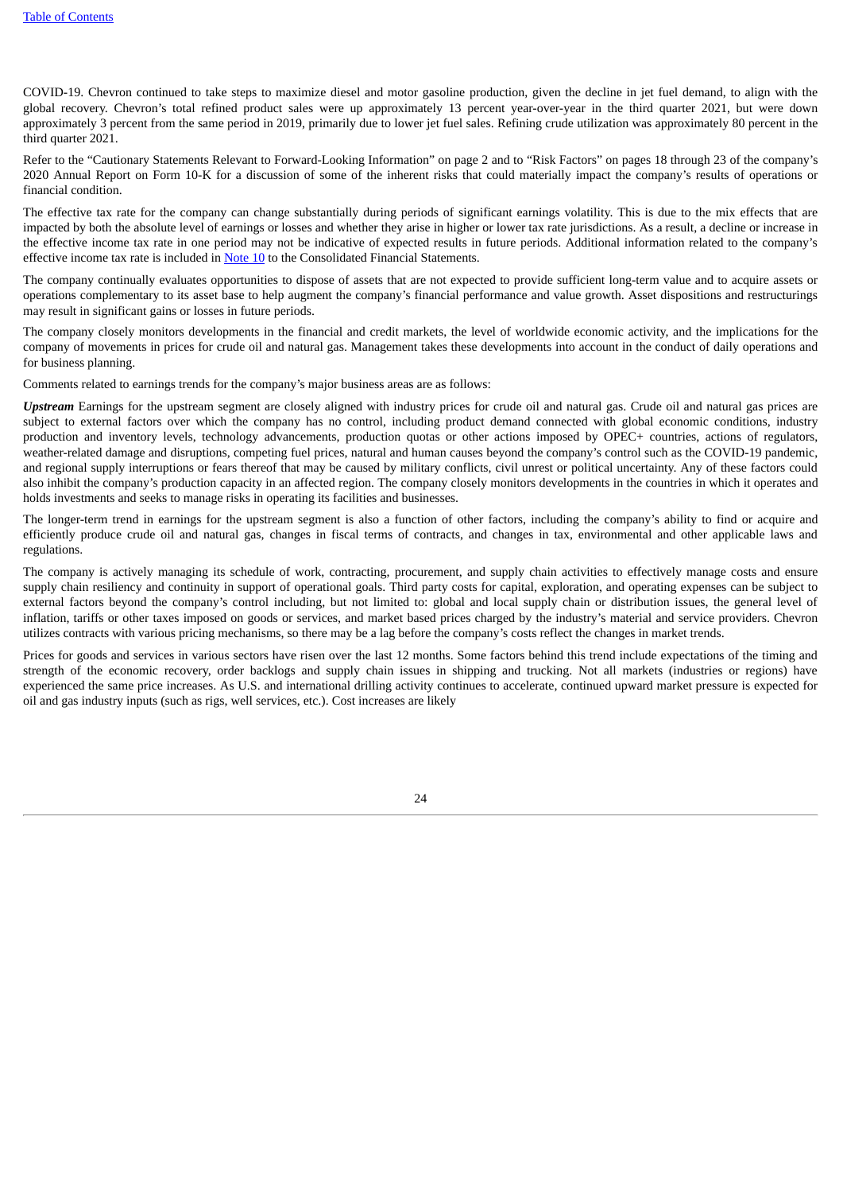COVID-19. Chevron continued to take steps to maximize diesel and motor gasoline production, given the decline in jet fuel demand, to align with the global recovery. Chevron's total refined product sales were up approximately 13 percent year-over-year in the third quarter 2021, but were down approximately 3 percent from the same period in 2019, primarily due to lower jet fuel sales. Refining crude utilization was approximately 80 percent in the third quarter 2021.

Refer to the "Cautionary Statements Relevant to Forward-Looking Information" on page 2 and to "Risk Factors" on pages 18 through 23 of the company's 2020 Annual Report on Form 10-K for a discussion of some of the inherent risks that could materially impact the company's results of operations or financial condition.

The effective tax rate for the company can change substantially during periods of significant earnings volatility. This is due to the mix effects that are impacted by both the absolute level of earnings or losses and whether they arise in higher or lower tax rate jurisdictions. As a result, a decline or increase in the effective income tax rate in one period may not be indicative of expected results in future periods. Additional information related to the company's effective income tax rate is included in Note 10 to the Consolidated Financial Statements.

The company continually evaluates opportunities to dispose of assets that are not expected to provide sufficient long-term value and to acquire assets or operations complementary to its asset base to help augment the company's financial performance and value growth. Asset dispositions and restructurings may result in significant gains or losses in future periods.

The company closely monitors developments in the financial and credit markets, the level of worldwide economic activity, and the implications for the company of movements in prices for crude oil and natural gas. Management takes these developments into account in the conduct of daily operations and for business planning.

Comments related to earnings trends for the company's major business areas are as follows:

***Upstream*** Earnings for the upstream segment are closely aligned with industry prices for crude oil and natural gas. Crude oil and natural gas prices are subject to external factors over which the company has no control, including product demand connected with global economic conditions, industry production and inventory levels, technology advancements, production quotas or other actions imposed by OPEC+ countries, actions of regulators, weather-related damage and disruptions, competing fuel prices, natural and human causes beyond the company's control such as the COVID-19 pandemic, and regional supply interruptions or fears thereof that may be caused by military conflicts, civil unrest or political uncertainty. Any of these factors could also inhibit the company's production capacity in an affected region. The company closely monitors developments in the countries in which it operates and holds investments and seeks to manage risks in operating its facilities and businesses.

The longer-term trend in earnings for the upstream segment is also a function of other factors, including the company's ability to find or acquire and efficiently produce crude oil and natural gas, changes in fiscal terms of contracts, and changes in tax, environmental and other applicable laws and regulations.

The company is actively managing its schedule of work, contracting, procurement, and supply chain activities to effectively manage costs and ensure supply chain resiliency and continuity in support of operational goals. Third party costs for capital, exploration, and operating expenses can be subject to external factors beyond the company's control including, but not limited to: global and local supply chain or distribution issues, the general level of inflation, tariffs or other taxes imposed on goods or services, and market based prices charged by the industry's material and service providers. Chevron utilizes contracts with various pricing mechanisms, so there may be a lag before the company's costs reflect the changes in market trends.

Prices for goods and services in various sectors have risen over the last 12 months. Some factors behind this trend include expectations of the timing and strength of the economic recovery, order backlogs and supply chain issues in shipping and trucking. Not all markets (industries or regions) have experienced the same price increases. As U.S. and international drilling activity continues to accelerate, continued upward market pressure is expected for oil and gas industry inputs (such as rigs, well services, etc.). Cost increases are likely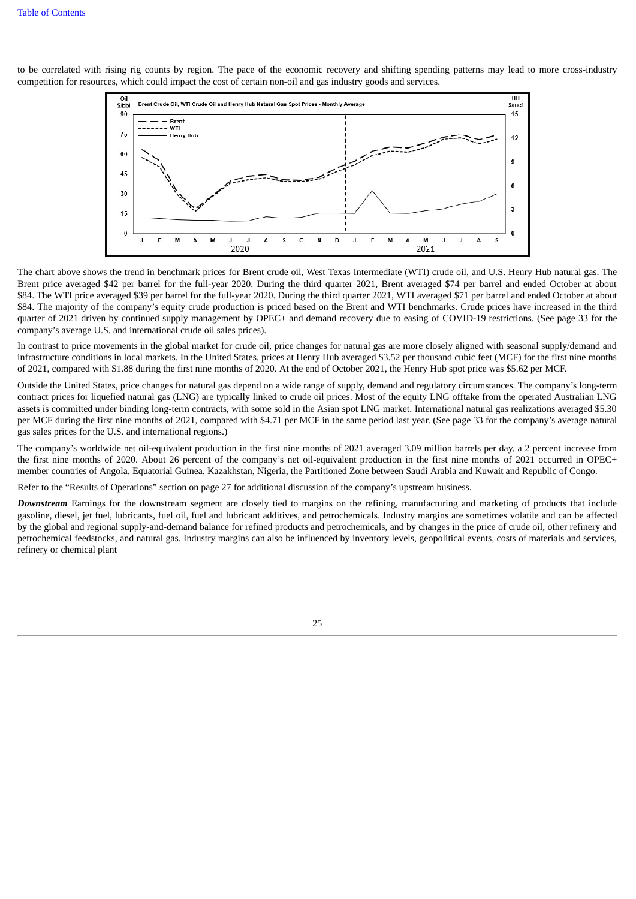to be correlated with rising rig counts by region. The pace of the economic recovery and shifting spending patterns may lead to more cross-industry competition for resources, which could impact the cost of certain non-oil and gas industry goods and services.

Oil $/bbl

Brent Crude Oil, WTI Crude Oil and Henry Hub Natural Gas Spot Prices - Monthly Average

HH $/mcf

Brent
WTI
Henry Hub

90 75 60 45 30 15 0

15 12 9 6 3 0

J F M A M J J A S O N D J F M A M J J A S

2020 2021

The chart above shows the trend in benchmark prices for Brent crude oil, West Texas Intermediate (WTI) crude oil, and U.S. Henry Hub natural gas. The Brent price averaged $42 per barrel for the full-year 2020. During the third quarter 2021, Brent averaged $74 per barrel and ended October at about $84. The WTI price averaged $39 per barrel for the full-year 2020. During the third quarter 2021, WTI averaged $71 per barrel and ended October at about $84. The majority of the company's equity crude production is priced based on the Brent and WTI benchmarks. Crude prices have increased in the third quarter of 2021 driven by continued supply management by OPEC+ and demand recovery due to easing of COVID-19 restrictions. (See page 33 for the company's average U.S. and international crude oil sales prices).

In contrast to price movements in the global market for crude oil, price changes for natural gas are more closely aligned with seasonal supply/demand and infrastructure conditions in local markets. In the United States, prices at Henry Hub averaged $3.52 per thousand cubic feet (MCF) for the first nine months of 2021, compared with $1.88 during the first nine months of 2020. At the end of October 2021, the Henry Hub spot price was $5.62 per MCF.

Outside the United States, price changes for natural gas depend on a wide range of supply, demand and regulatory circumstances. The company's long-term contract prices for liquefied natural gas (LNG) are typically linked to crude oil prices. Most of the equity LNG offtake from the operated Australian LNG assets is committed under binding long-term contracts, with some sold in the Asian spot LNG market. International natural gas realizations averaged $5.30 per MCF during the first nine months of 2021, compared with $4.71 per MCF in the same period last year. (See page 33 for the company's average natural gas sales prices for the U.S. and international regions.)

The company's worldwide net oil-equivalent production in the first nine months of 2021 averaged 3.09 million barrels per day, a 2 percent increase from the first nine months of 2020. About 26 percent of the company's net oil-equivalent production in the first nine months of 2021 occurred in OPEC+ member countries of Angola, Equatorial Guinea, Kazakhstan, Nigeria, the Partitioned Zone between Saudi Arabia and Kuwait and Republic of Congo.

Refer to the "Results of Operations" section on page 27 for additional discussion of the company's upstream business.

***Downstream*** Earnings for the downstream segment are closely tied to margins on the refining, manufacturing and marketing of products that include gasoline, diesel, jet fuel, lubricants, fuel oil, fuel and lubricant additives, and petrochemicals. Industry margins are sometimes volatile and can be affected by the global and regional supply-and-demand balance for refined products and petrochemicals, and by changes in the price of crude oil, other refinery and petrochemical feedstocks, and natural gas. Industry margins can also be influenced by inventory levels, geopolitical events, costs of materials and services, refinery or chemical plant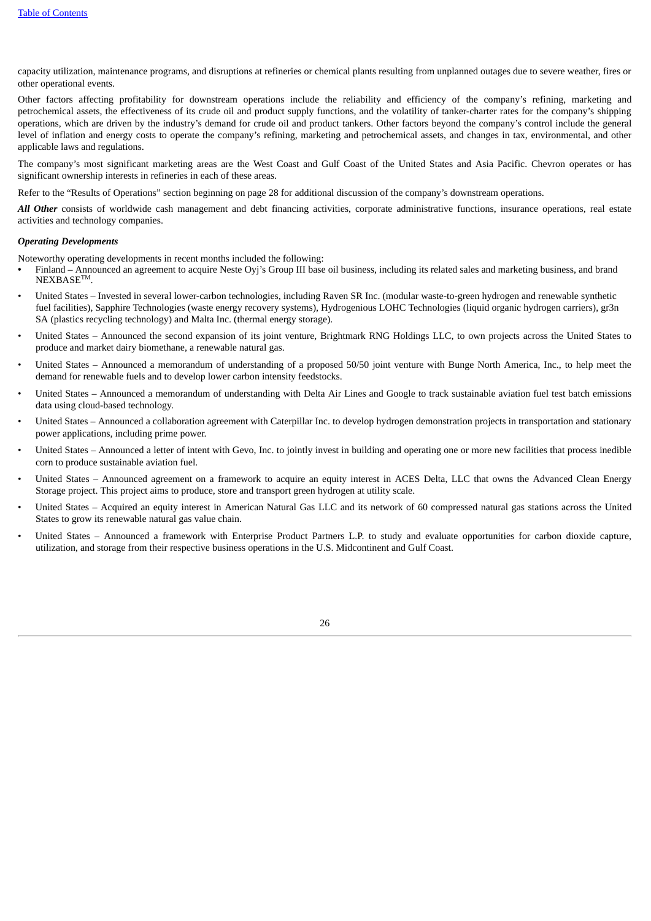capacity utilization, maintenance programs, and disruptions at refineries or chemical plants resulting from unplanned outages due to severe weather, fires or other operational events.

Other factors affecting profitability for downstream operations include the reliability and efficiency of the company's refining, marketing and petrochemical assets, the effectiveness of its crude oil and product supply functions, and the volatility of tanker-charter rates for the company's shipping operations, which are driven by the industry's demand for crude oil and product tankers. Other factors beyond the company's control include the general level of inflation and energy costs to operate the company's refining, marketing and petrochemical assets, and changes in tax, environmental, and other applicable laws and regulations.

The company's most significant marketing areas are the West Coast and Gulf Coast of the United States and Asia Pacific. Chevron operates or has significant ownership interests in refineries in each of these areas.

Refer to the "Results of Operations" section beginning on page 28 for additional discussion of the company's downstream operations.

***All Other*** consists of worldwide cash management and debt financing activities, corporate administrative functions, insurance operations, real estate activities and technology companies.

***Operating Developments***

Noteworthy operating developments in recent months included the following:

- Finland – Announced an agreement to acquire Neste Oyj's Group III base oil business, including its related sales and marketing business, and brand NEXBASE™.
- United States – Invested in several lower-carbon technologies, including Raven SR Inc. (modular waste-to-green hydrogen and renewable synthetic fuel facilities), Sapphire Technologies (waste energy recovery systems), Hydrogenious LOHC Technologies (liquid organic hydrogen carriers), gr3n SA (plastics recycling technology) and Malta Inc. (thermal energy storage).
- United States – Announced the second expansion of its joint venture, Brightmark RNG Holdings LLC, to own projects across the United States to produce and market dairy biomethane, a renewable natural gas.
- United States – Announced a memorandum of understanding of a proposed 50/50 joint venture with Bunge North America, Inc., to help meet the demand for renewable fuels and to develop lower carbon intensity feedstocks.
- United States – Announced a memorandum of understanding with Delta Air Lines and Google to track sustainable aviation fuel test batch emissions data using cloud-based technology.
- United States – Announced a collaboration agreement with Caterpillar Inc. to develop hydrogen demonstration projects in transportation and stationary power applications, including prime power.
- United States – Announced a letter of intent with Gevo, Inc. to jointly invest in building and operating one or more new facilities that process inedible corn to produce sustainable aviation fuel.
- United States – Announced agreement on a framework to acquire an equity interest in ACES Delta, LLC that owns the Advanced Clean Energy Storage project. This project aims to produce, store and transport green hydrogen at utility scale.
- United States – Acquired an equity interest in American Natural Gas LLC and its network of 60 compressed natural gas stations across the United States to grow its renewable natural gas value chain.
- United States – Announced a framework with Enterprise Product Partners L.P. to study and evaluate opportunities for carbon dioxide capture, utilization, and storage from their respective business operations in the U.S. Midcontinent and Gulf Coast.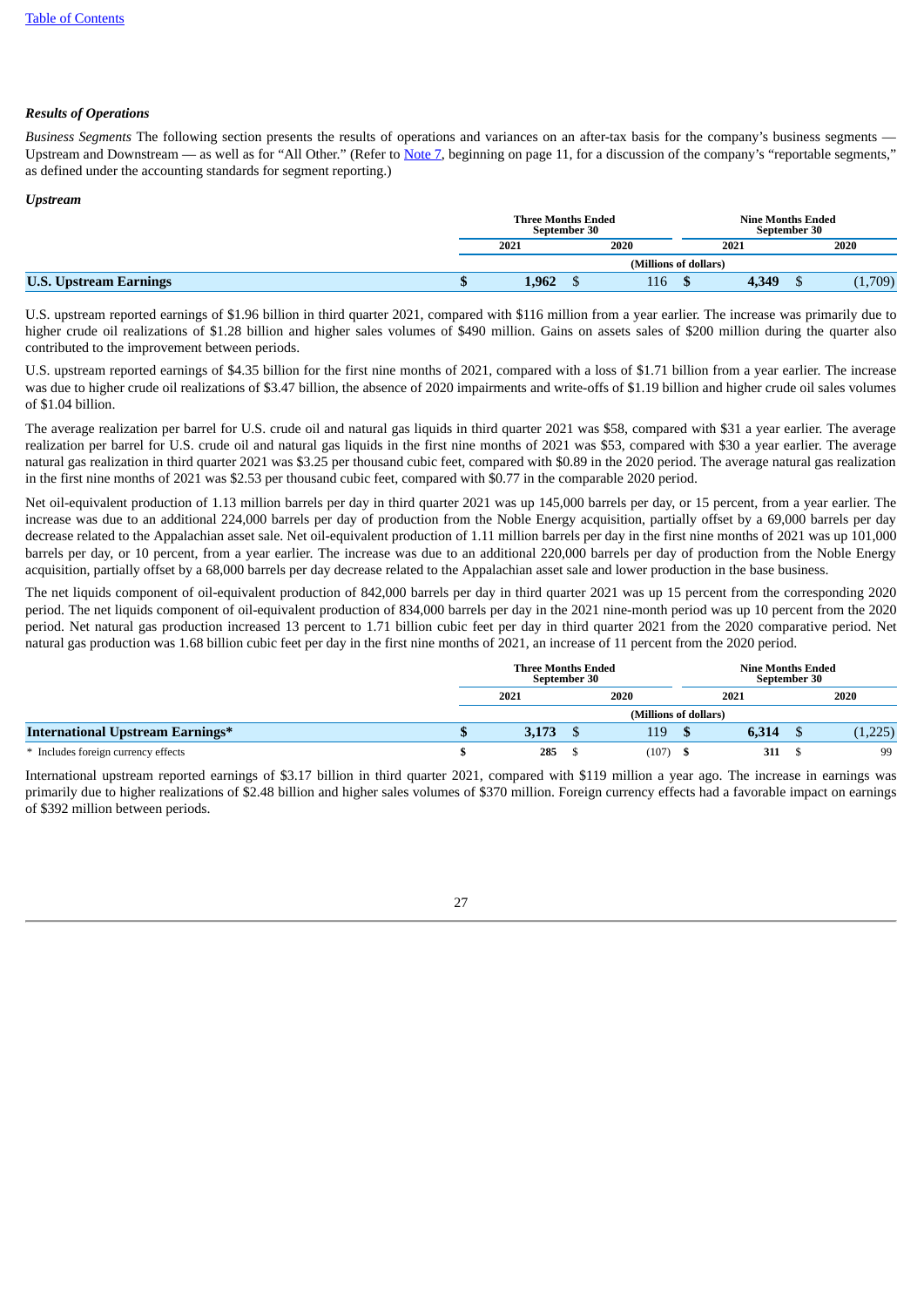*Results of Operations*

*Business Segments* The following section presents the results of operations and variances on an after-tax basis for the company's business segments — Upstream and Downstream — as well as for "All Other." (Refer to Note 7, beginning on page 11, for a discussion of the company's "reportable segments," as defined under the accounting standards for segment reporting.)

***Upstream***

| | Three Months Ended September 30 | | Nine Months Ended September 30 | |
|---|---|---|---|---|
| | 2021 | 2020 | 2021 | 2020 |
| | (Millions of dollars) | | | |
| **U.S. Upstream Earnings** | **$ 1,962** | $ 116 | **$ 4,349** | $ (1,709) |

U.S. upstream reported earnings of $1.96 billion in third quarter 2021, compared with $116 million from a year earlier. The increase was primarily due to higher crude oil realizations of $1.28 billion and higher sales volumes of $490 million. Gains on assets sales of $200 million during the quarter also contributed to the improvement between periods.

U.S. upstream reported earnings of $4.35 billion for the first nine months of 2021, compared with a loss of $1.71 billion from a year earlier. The increase was due to higher crude oil realizations of $3.47 billion, the absence of 2020 impairments and write-offs of $1.19 billion and higher crude oil sales volumes of $1.04 billion.

The average realization per barrel for U.S. crude oil and natural gas liquids in third quarter 2021 was $58, compared with $31 a year earlier. The average realization per barrel for U.S. crude oil and natural gas liquids in the first nine months of 2021 was $53, compared with $30 a year earlier. The average natural gas realization in third quarter 2021 was $3.25 per thousand cubic feet, compared with $0.89 in the 2020 period. The average natural gas realization in the first nine months of 2021 was $2.53 per thousand cubic feet, compared with $0.77 in the comparable 2020 period.

Net oil-equivalent production of 1.13 million barrels per day in third quarter 2021 was up 145,000 barrels per day, or 15 percent, from a year earlier. The increase was due to an additional 224,000 barrels per day of production from the Noble Energy acquisition, partially offset by a 69,000 barrels per day decrease related to the Appalachian asset sale. Net oil-equivalent production of 1.11 million barrels per day in the first nine months of 2021 was up 101,000 barrels per day, or 10 percent, from a year earlier. The increase was due to an additional 220,000 barrels per day of production from the Noble Energy acquisition, partially offset by a 68,000 barrels per day decrease related to the Appalachian asset sale and lower production in the base business.

The net liquids component of oil-equivalent production of 842,000 barrels per day in third quarter 2021 was up 15 percent from the corresponding 2020 period. The net liquids component of oil-equivalent production of 834,000 barrels per day in the 2021 nine-month period was up 10 percent from the 2020 period. Net natural gas production increased 13 percent to 1.71 billion cubic feet per day in third quarter 2021 from the 2020 comparative period. Net natural gas production was 1.68 billion cubic feet per day in the first nine months of 2021, an increase of 11 percent from the 2020 period.

| | Three Months Ended September 30 | | Nine Months Ended September 30 | |
|---|---|---|---|---|
| | 2021 | 2020 | 2021 | 2020 |
| | (Millions of dollars) | | | |
| **International Upstream Earnings*** | **$ 3,173** | $ 119 | **$ 6,314** | $ (1,225) |
| * Includes foreign currency effects | **$ 285** | $ (107) | **$ 311** | $ 99 |

International upstream reported earnings of $3.17 billion in third quarter 2021, compared with $119 million a year ago. The increase in earnings was primarily due to higher realizations of $2.48 billion and higher sales volumes of $370 million. Foreign currency effects had a favorable impact on earnings of $392 million between periods.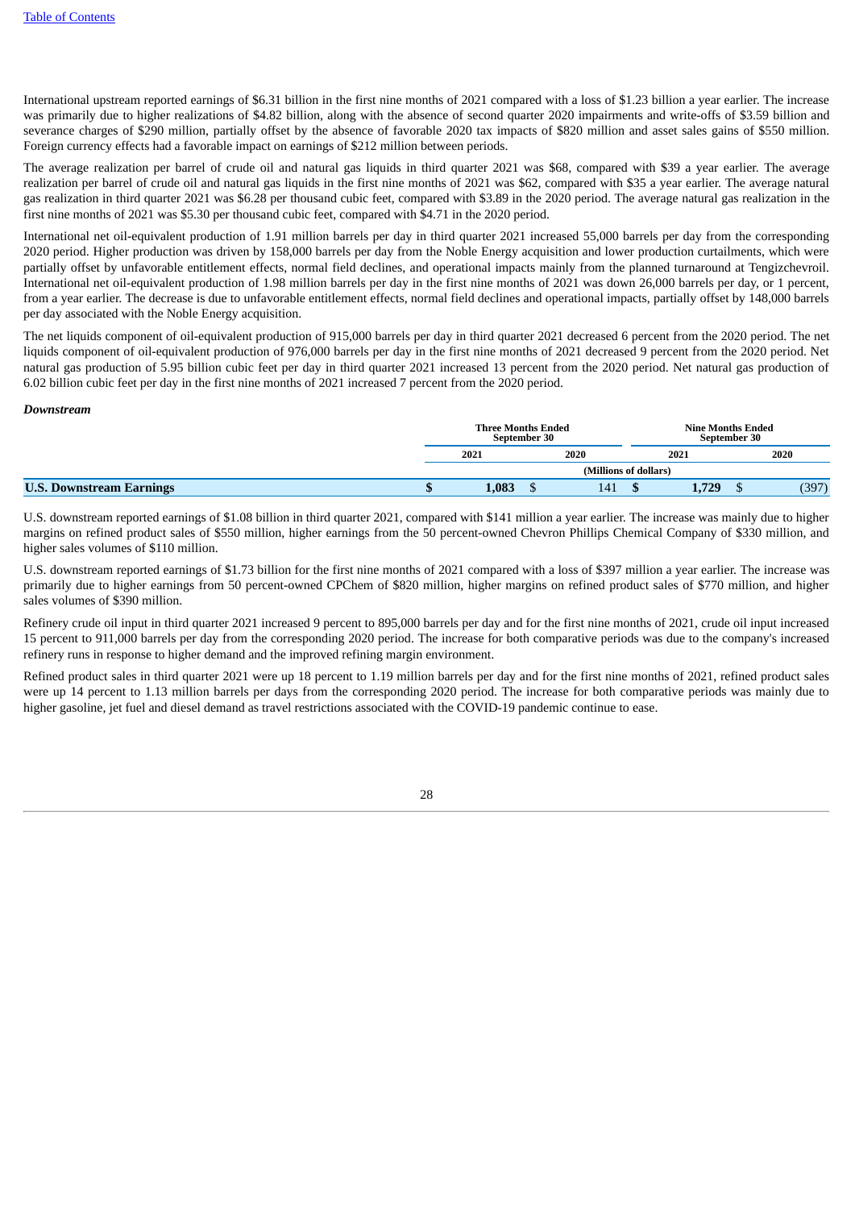International upstream reported earnings of $6.31 billion in the first nine months of 2021 compared with a loss of $1.23 billion a year earlier. The increase was primarily due to higher realizations of $4.82 billion, along with the absence of second quarter 2020 impairments and write-offs of $3.59 billion and severance charges of $290 million, partially offset by the absence of favorable 2020 tax impacts of $820 million and asset sales gains of $550 million. Foreign currency effects had a favorable impact on earnings of $212 million between periods.

The average realization per barrel of crude oil and natural gas liquids in third quarter 2021 was $68, compared with $39 a year earlier. The average realization per barrel of crude oil and natural gas liquids in the first nine months of 2021 was $62, compared with $35 a year earlier. The average natural gas realization in third quarter 2021 was $6.28 per thousand cubic feet, compared with $3.89 in the 2020 period. The average natural gas realization in the first nine months of 2021 was $5.30 per thousand cubic feet, compared with $4.71 in the 2020 period.

International net oil-equivalent production of 1.91 million barrels per day in third quarter 2021 increased 55,000 barrels per day from the corresponding 2020 period. Higher production was driven by 158,000 barrels per day from the Noble Energy acquisition and lower production curtailments, which were partially offset by unfavorable entitlement effects, normal field declines, and operational impacts mainly from the planned turnaround at Tengizchevroil. International net oil-equivalent production of 1.98 million barrels per day in the first nine months of 2021 was down 26,000 barrels per day, or 1 percent, from a year earlier. The decrease is due to unfavorable entitlement effects, normal field declines and operational impacts, partially offset by 148,000 barrels per day associated with the Noble Energy acquisition.

The net liquids component of oil-equivalent production of 915,000 barrels per day in third quarter 2021 decreased 6 percent from the 2020 period. The net liquids component of oil-equivalent production of 976,000 barrels per day in the first nine months of 2021 decreased 9 percent from the 2020 period. Net natural gas production of 5.95 billion cubic feet per day in third quarter 2021 increased 13 percent from the 2020 period. Net natural gas production of 6.02 billion cubic feet per day in the first nine months of 2021 increased 7 percent from the 2020 period.

***Downstream***

| | Three Months Ended September 30 | | Nine Months Ended September 30 | |
|---|---|---|---|---|
| | 2021 | 2020 | 2021 | 2020 |
| | (Millions of dollars) | | | |
| **U.S. Downstream Earnings** | **$ 1,083** | $ 141 | **$ 1,729** | $ (397) |

U.S. downstream reported earnings of $1.08 billion in third quarter 2021, compared with $141 million a year earlier. The increase was mainly due to higher margins on refined product sales of $550 million, higher earnings from the 50 percent-owned Chevron Phillips Chemical Company of $330 million, and higher sales volumes of $110 million.

U.S. downstream reported earnings of $1.73 billion for the first nine months of 2021 compared with a loss of $397 million a year earlier. The increase was primarily due to higher earnings from 50 percent-owned CPChem of $820 million, higher margins on refined product sales of $770 million, and higher sales volumes of $390 million.

Refinery crude oil input in third quarter 2021 increased 9 percent to 895,000 barrels per day and for the first nine months of 2021, crude oil input increased 15 percent to 911,000 barrels per day from the corresponding 2020 period. The increase for both comparative periods was due to the company's increased refinery runs in response to higher demand and the improved refining margin environment.

Refined product sales in third quarter 2021 were up 18 percent to 1.19 million barrels per day and for the first nine months of 2021, refined product sales were up 14 percent to 1.13 million barrels per days from the corresponding 2020 period. The increase for both comparative periods was mainly due to higher gasoline, jet fuel and diesel demand as travel restrictions associated with the COVID-19 pandemic continue to ease.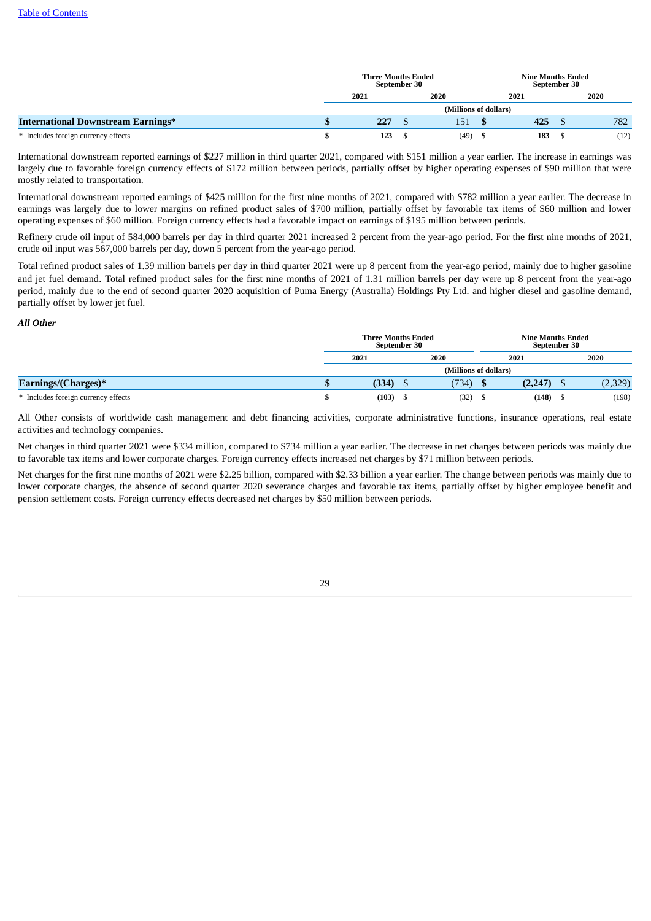| | Three Months Ended September 30 | | Nine Months Ended September 30 | |
|---|---|---|---|---|
| | 2021 | 2020 | 2021 | 2020 |
| | (Millions of dollars) | | | |
| **International Downstream Earnings*** | **$ 227** | $ 151 | **$ 425** | $ 782 |
| * Includes foreign currency effects | **$ 123** | $ (49) | **$ 183** | $ (12) |

International downstream reported earnings of $227 million in third quarter 2021, compared with $151 million a year earlier. The increase in earnings was largely due to favorable foreign currency effects of $172 million between periods, partially offset by higher operating expenses of $90 million that were mostly related to transportation.

International downstream reported earnings of $425 million for the first nine months of 2021, compared with $782 million a year earlier. The decrease in earnings was largely due to lower margins on refined product sales of $700 million, partially offset by favorable tax items of $60 million and lower operating expenses of $60 million. Foreign currency effects had a favorable impact on earnings of $195 million between periods.

Refinery crude oil input of 584,000 barrels per day in third quarter 2021 increased 2 percent from the year-ago period. For the first nine months of 2021, crude oil input was 567,000 barrels per day, down 5 percent from the year-ago period.

Total refined product sales of 1.39 million barrels per day in third quarter 2021 were up 8 percent from the year-ago period, mainly due to higher gasoline and jet fuel demand. Total refined product sales for the first nine months of 2021 of 1.31 million barrels per day were up 8 percent from the year-ago period, mainly due to the end of second quarter 2020 acquisition of Puma Energy (Australia) Holdings Pty Ltd. and higher diesel and gasoline demand, partially offset by lower jet fuel.

***All Other***

| | Three Months Ended September 30 | | Nine Months Ended September 30 | |
|---|---|---|---|---|
| | 2021 | 2020 | 2021 | 2020 |
| | (Millions of dollars) | | | |
| **Earnings/(Charges)*** | **$ (334)** | $ (734) | **$ (2,247)** | $ (2,329) |
| * Includes foreign currency effects | **$ (103)** | $ (32) | **$ (148)** | $ (198) |

All Other consists of worldwide cash management and debt financing activities, corporate administrative functions, insurance operations, real estate activities and technology companies.

Net charges in third quarter 2021 were $334 million, compared to $734 million a year earlier. The decrease in net charges between periods was mainly due to favorable tax items and lower corporate charges. Foreign currency effects increased net charges by $71 million between periods.

Net charges for the first nine months of 2021 were $2.25 billion, compared with $2.33 billion a year earlier. The change between periods was mainly due to lower corporate charges, the absence of second quarter 2020 severance charges and favorable tax items, partially offset by higher employee benefit and pension settlement costs. Foreign currency effects decreased net charges by $50 million between periods.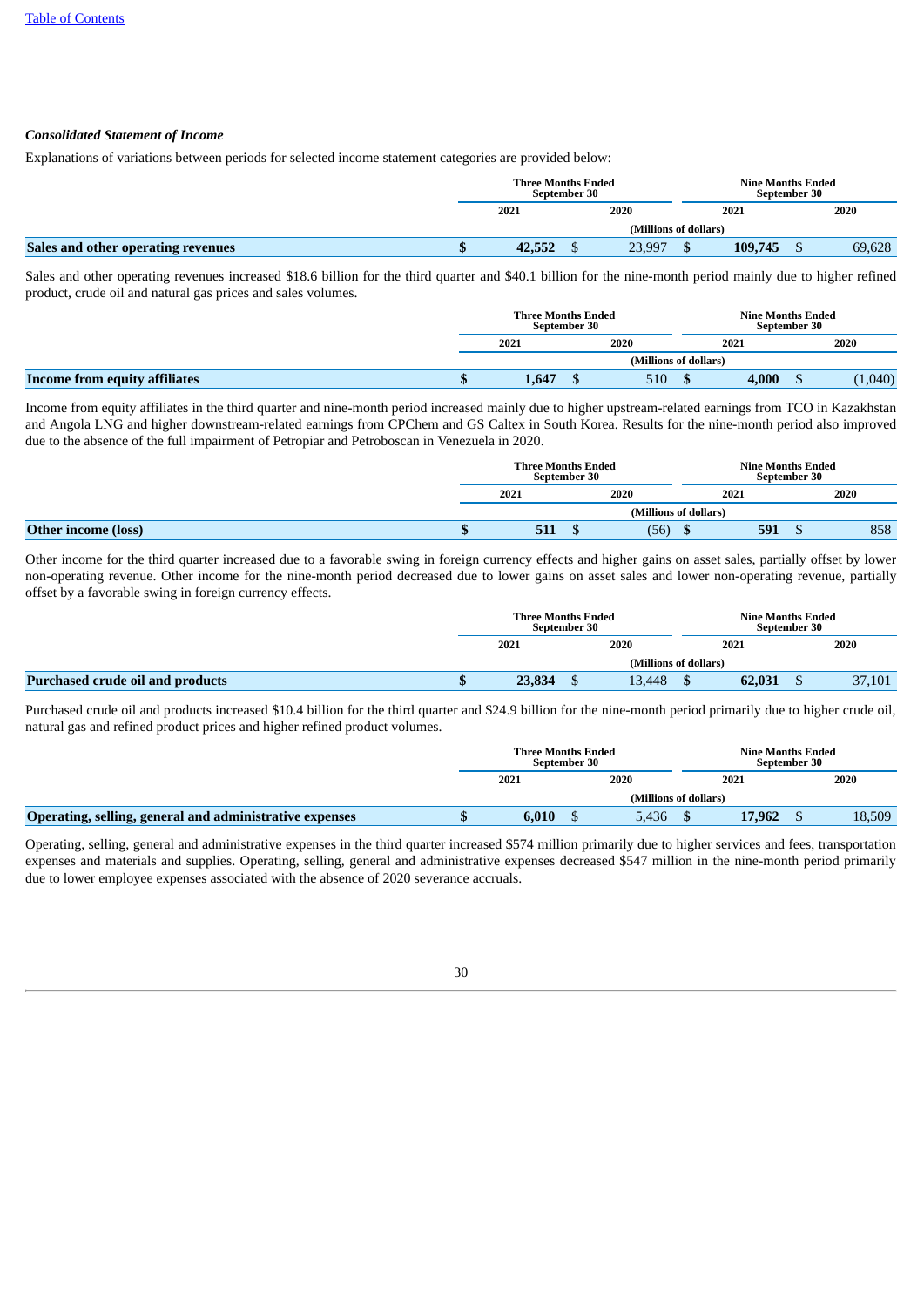[Table of Contents](#)

***Consolidated Statement of Income***

Explanations of variations between periods for selected income statement categories are provided below:

| | Three Months Ended September 30 | | Nine Months Ended September 30 | |
|---|---|---|---|---|
| | 2021 | 2020 | 2021 | 2020 |
| | (Millions of dollars) | | | |
| **Sales and other operating revenues** | **$ 42,552** | $ 23,997 | **$ 109,745** | $ 69,628 |

Sales and other operating revenues increased $18.6 billion for the third quarter and $40.1 billion for the nine-month period mainly due to higher refined product, crude oil and natural gas prices and sales volumes.

| | Three Months Ended September 30 | | Nine Months Ended September 30 | |
|---|---|---|---|---|
| | 2021 | 2020 | 2021 | 2020 |
| | (Millions of dollars) | | | |
| **Income from equity affiliates** | **$ 1,647** | $ 510 | **$ 4,000** | $ (1,040) |

Income from equity affiliates in the third quarter and nine-month period increased mainly due to higher upstream-related earnings from TCO in Kazakhstan and Angola LNG and higher downstream-related earnings from CPChem and GS Caltex in South Korea. Results for the nine-month period also improved due to the absence of the full impairment of Petropiar and Petroboscan in Venezuela in 2020.

| | Three Months Ended September 30 | | Nine Months Ended September 30 | |
|---|---|---|---|---|
| | 2021 | 2020 | 2021 | 2020 |
| | (Millions of dollars) | | | |
| **Other income (loss)** | **$ 511** | $ (56) | **$ 591** | $ 858 |

Other income for the third quarter increased due to a favorable swing in foreign currency effects and higher gains on asset sales, partially offset by lower non-operating revenue. Other income for the nine-month period decreased due to lower gains on asset sales and lower non-operating revenue, partially offset by a favorable swing in foreign currency effects.

| | Three Months Ended September 30 | | Nine Months Ended September 30 | |
|---|---|---|---|---|
| | 2021 | 2020 | 2021 | 2020 |
| | (Millions of dollars) | | | |
| **Purchased crude oil and products** | **$ 23,834** | $ 13,448 | **$ 62,031** | $ 37,101 |

Purchased crude oil and products increased $10.4 billion for the third quarter and $24.9 billion for the nine-month period primarily due to higher crude oil, natural gas and refined product prices and higher refined product volumes.

| | Three Months Ended September 30 | | Nine Months Ended September 30 | |
|---|---|---|---|---|
| | 2021 | 2020 | 2021 | 2020 |
| | (Millions of dollars) | | | |
| **Operating, selling, general and administrative expenses** | **$ 6,010** | $ 5,436 | **$ 17,962** | $ 18,509 |

Operating, selling, general and administrative expenses in the third quarter increased $574 million primarily due to higher services and fees, transportation expenses and materials and supplies. Operating, selling, general and administrative expenses decreased $547 million in the nine-month period primarily due to lower employee expenses associated with the absence of 2020 severance accruals.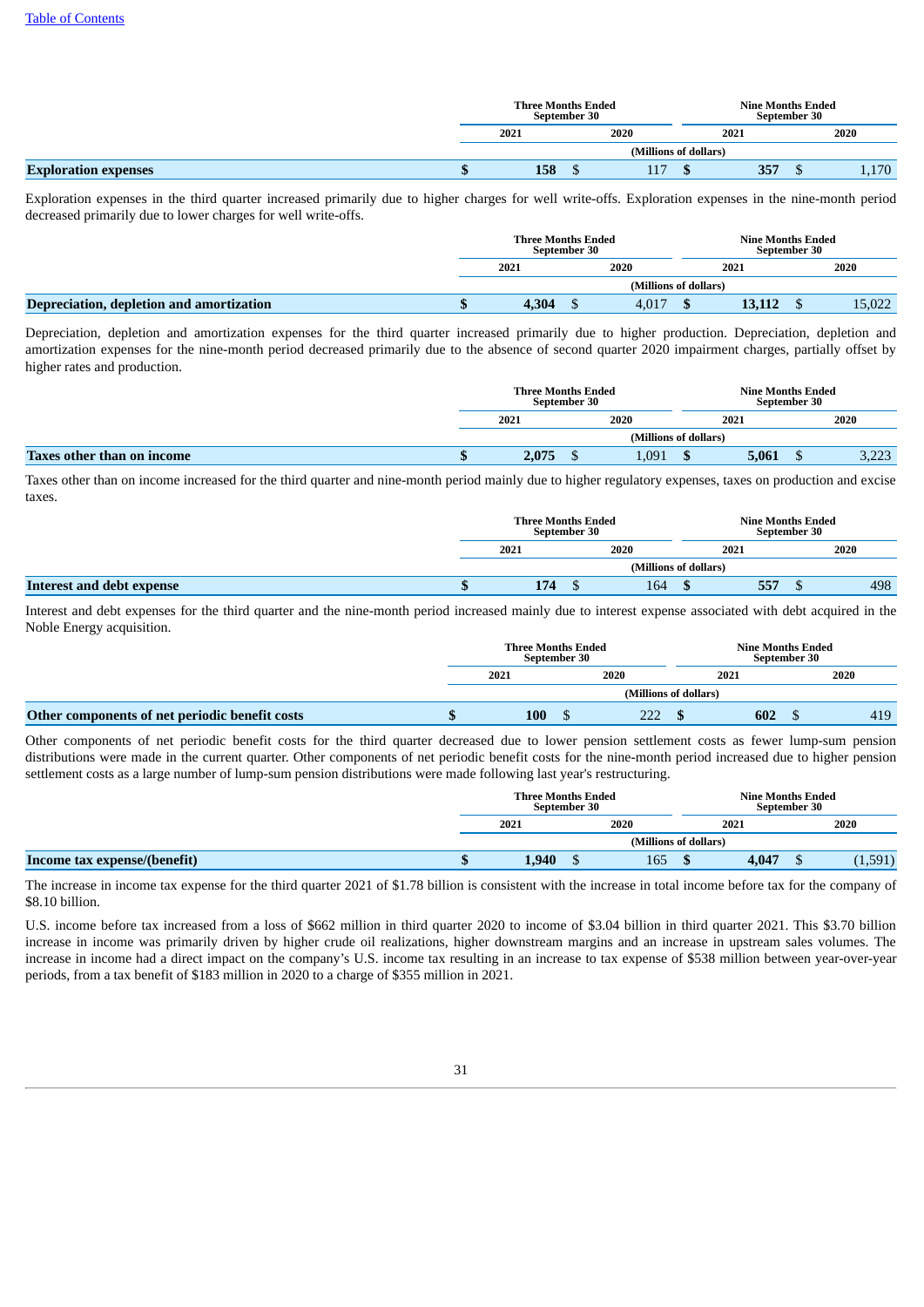[Table of Contents](#)

| | Three Months Ended September 30 | | Nine Months Ended September 30 | |
|---|---|---|---|---|
| | 2021 | 2020 | 2021 | 2020 |
| | (Millions of dollars) | | | |
| **Exploration expenses** | **$ 158** | $ 117 | **$ 357** | $ 1,170 |

Exploration expenses in the third quarter increased primarily due to higher charges for well write-offs. Exploration expenses in the nine-month period decreased primarily due to lower charges for well write-offs.

| | Three Months Ended September 30 | | Nine Months Ended September 30 | |
|---|---|---|---|---|
| | 2021 | 2020 | 2021 | 2020 |
| | (Millions of dollars) | | | |
| **Depreciation, depletion and amortization** | **$ 4,304** | $ 4,017 | **$ 13,112** | $ 15,022 |

Depreciation, depletion and amortization expenses for the third quarter increased primarily due to higher production. Depreciation, depletion and amortization expenses for the nine-month period decreased primarily due to the absence of second quarter 2020 impairment charges, partially offset by higher rates and production.

| | Three Months Ended September 30 | | Nine Months Ended September 30 | |
|---|---|---|---|---|
| | 2021 | 2020 | 2021 | 2020 |
| | (Millions of dollars) | | | |
| **Taxes other than on income** | **$ 2,075** | $ 1,091 | **$ 5,061** | $ 3,223 |

Taxes other than on income increased for the third quarter and nine-month period mainly due to higher regulatory expenses, taxes on production and excise taxes.

| | Three Months Ended September 30 | | Nine Months Ended September 30 | |
|---|---|---|---|---|
| | 2021 | 2020 | 2021 | 2020 |
| | (Millions of dollars) | | | |
| **Interest and debt expense** | **$ 174** | $ 164 | **$ 557** | $ 498 |

Interest and debt expenses for the third quarter and the nine-month period increased mainly due to interest expense associated with debt acquired in the Noble Energy acquisition.

| | Three Months Ended September 30 | | Nine Months Ended September 30 | |
|---|---|---|---|---|
| | 2021 | 2020 | 2021 | 2020 |
| | (Millions of dollars) | | | |
| **Other components of net periodic benefit costs** | **$ 100** | $ 222 | **$ 602** | $ 419 |

Other components of net periodic benefit costs for the third quarter decreased due to lower pension settlement costs as fewer lump-sum pension distributions were made in the current quarter. Other components of net periodic benefit costs for the nine-month period increased due to higher pension settlement costs as a large number of lump-sum pension distributions were made following last year's restructuring.

| | Three Months Ended September 30 | | Nine Months Ended September 30 | |
|---|---|---|---|---|
| | 2021 | 2020 | 2021 | 2020 |
| | (Millions of dollars) | | | |
| **Income tax expense/(benefit)** | **$ 1,940** | $ 165 | **$ 4,047** | $ (1,591) |

The increase in income tax expense for the third quarter 2021 of $1.78 billion is consistent with the increase in total income before tax for the company of $8.10 billion.

U.S. income before tax increased from a loss of $662 million in third quarter 2020 to income of $3.04 billion in third quarter 2021. This $3.70 billion increase in income was primarily driven by higher crude oil realizations, higher downstream margins and an increase in upstream sales volumes. The increase in income had a direct impact on the company's U.S. income tax resulting in an increase to tax expense of $538 million between year-over-year periods, from a tax benefit of $183 million in 2020 to a charge of $355 million in 2021.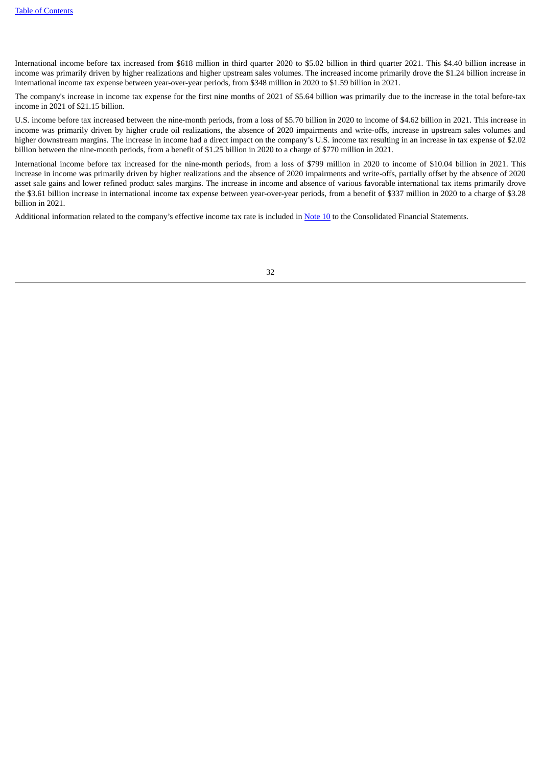International income before tax increased from $618 million in third quarter 2020 to $5.02 billion in third quarter 2021. This $4.40 billion increase in income was primarily driven by higher realizations and higher upstream sales volumes. The increased income primarily drove the $1.24 billion increase in international income tax expense between year-over-year periods, from $348 million in 2020 to $1.59 billion in 2021.

The company's increase in income tax expense for the first nine months of 2021 of $5.64 billion was primarily due to the increase in the total before-tax income in 2021 of $21.15 billion.

U.S. income before tax increased between the nine-month periods, from a loss of $5.70 billion in 2020 to income of $4.62 billion in 2021. This increase in income was primarily driven by higher crude oil realizations, the absence of 2020 impairments and write-offs, increase in upstream sales volumes and higher downstream margins. The increase in income had a direct impact on the company’s U.S. income tax resulting in an increase in tax expense of $2.02 billion between the nine-month periods, from a benefit of $1.25 billion in 2020 to a charge of $770 million in 2021.

International income before tax increased for the nine-month periods, from a loss of $799 million in 2020 to income of $10.04 billion in 2021. This increase in income was primarily driven by higher realizations and the absence of 2020 impairments and write-offs, partially offset by the absence of 2020 asset sale gains and lower refined product sales margins. The increase in income and absence of various favorable international tax items primarily drove the $3.61 billion increase in international income tax expense between year-over-year periods, from a benefit of $337 million in 2020 to a charge of $3.28 billion in 2021.

Additional information related to the company’s effective income tax rate is included in Note 10 to the Consolidated Financial Statements.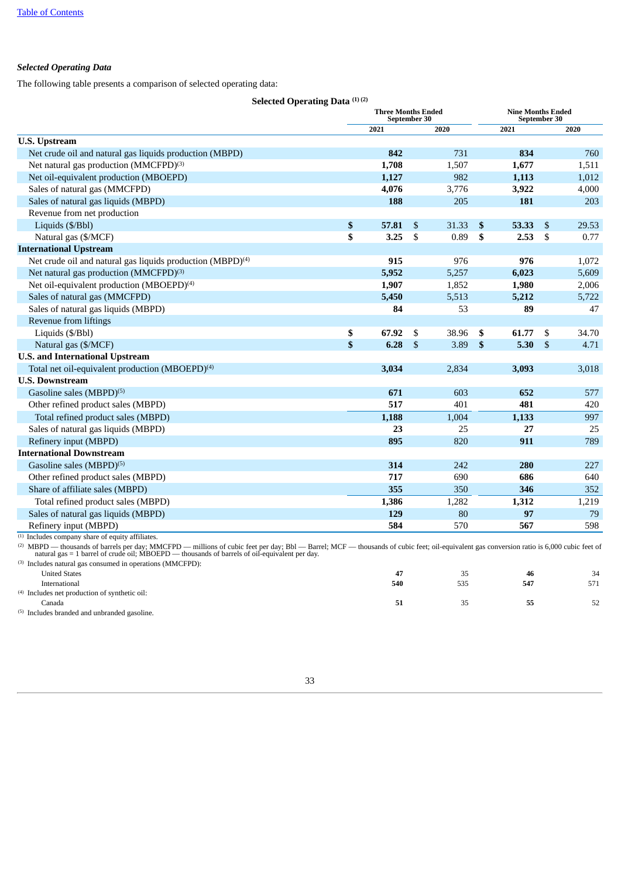[Table of Contents]

***Selected Operating Data***

The following table presents a comparison of selected operating data:

**Selected Operating Data [1] [2]**

| | Three Months Ended September 30 | | Nine Months Ended September 30 | |
|---|---|---|---|---|
| | **2021** | **2020** | **2021** | **2020** |
| **U.S. Upstream** | | | | |
| Net crude oil and natural gas liquids production (MBPD) | **842** | 731 | **834** | 760 |
| Net natural gas production (MMCFPD)[3] | **1,708** | 1,507 | **1,677** | 1,511 |
| Net oil-equivalent production (MBOEPD) | **1,127** | 982 | **1,113** | 1,012 |
| Sales of natural gas (MMCFPD) | **4,076** | 3,776 | **3,922** | 4,000 |
| Sales of natural gas liquids (MBPD) | **188** | 205 | **181** | 203 |
| Revenue from net production | | | | |
| Liquids ($/Bbl) | **$ 57.81** | $ 31.33 | **$ 53.33** | $ 29.53 |
| Natural gas ($/MCF) | **$ 3.25** | $ 0.89 | **$ 2.53** | $ 0.77 |
| **International Upstream** | | | | |
| Net crude oil and natural gas liquids production (MBPD)[4] | **915** | 976 | **976** | 1,072 |
| Net natural gas production (MMCFPD)[3] | **5,952** | 5,257 | **6,023** | 5,609 |
| Net oil-equivalent production (MBOEPD)[4] | **1,907** | 1,852 | **1,980** | 2,006 |
| Sales of natural gas (MMCFPD) | **5,450** | 5,513 | **5,212** | 5,722 |
| Sales of natural gas liquids (MBPD) | **84** | 53 | **89** | 47 |
| Revenue from liftings | | | | |
| Liquids ($/Bbl) | **$ 67.92** | $ 38.96 | **$ 61.77** | $ 34.70 |
| Natural gas ($/MCF) | **$ 6.28** | $ 3.89 | **$ 5.30** | $ 4.71 |
| **U.S. and International Upstream** | | | | |
| Total net oil-equivalent production (MBOEPD)[4] | **3,034** | 2,834 | **3,093** | 3,018 |
| **U.S. Downstream** | | | | |
| Gasoline sales (MBPD)[5] | **671** | 603 | **652** | 577 |
| Other refined product sales (MBPD) | **517** | 401 | **481** | 420 |
| Total refined product sales (MBPD) | **1,188** | 1,004 | **1,133** | 997 |
| Sales of natural gas liquids (MBPD) | **23** | 25 | **27** | 25 |
| Refinery input (MBPD) | **895** | 820 | **911** | 789 |
| **International Downstream** | | | | |
| Gasoline sales (MBPD)[5] | **314** | 242 | **280** | 227 |
| Other refined product sales (MBPD) | **717** | 690 | **686** | 640 |
| Share of affiliate sales (MBPD) | **355** | 350 | **346** | 352 |
| Total refined product sales (MBPD) | **1,386** | 1,282 | **1,312** | 1,219 |
| Sales of natural gas liquids (MBPD) | **129** | 80 | **97** | 79 |
| Refinery input (MBPD) | **584** | 570 | **567** | 598 |

[1] Includes company share of equity affiliates.

[2] MBPD — thousands of barrels per day; MMCFPD — millions of cubic feet per day; Bbl — Barrel; MCF — thousands of cubic feet; oil-equivalent gas conversion ratio is 6,000 cubic feet of natural gas = 1 barrel of crude oil; MBOEPD — thousands of barrels of oil-equivalent per day.

[3] Includes natural gas consumed in operations (MMCFPD):

| | | | | |
|---|---|---|---|---|
| United States | **47** | 35 | **46** | 34 |
| International | **540** | 535 | **547** | 571 |

[4] Includes net production of synthetic oil:

| | | | | |
|---|---|---|---|---|
| Canada | **51** | 35 | **55** | 52 |

[5] Includes branded and unbranded gasoline.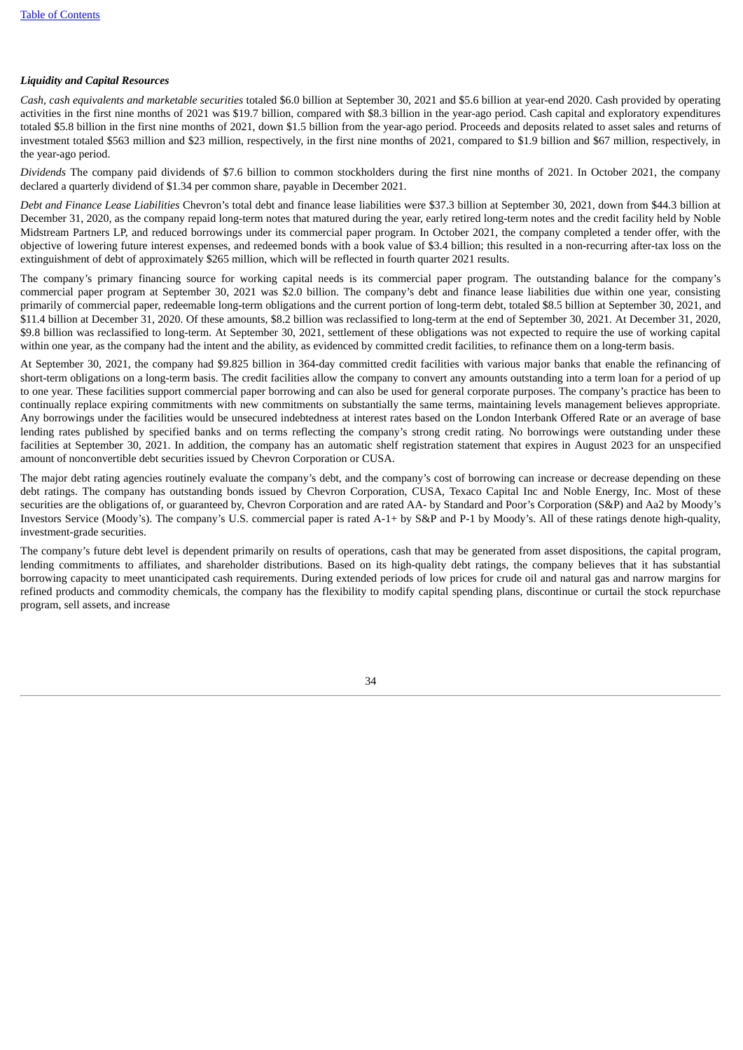### *Liquidity and Capital Resources*

*Cash, cash equivalents and marketable securities* totaled $6.0 billion at September 30, 2021 and $5.6 billion at year-end 2020. Cash provided by operating activities in the first nine months of 2021 was $19.7 billion, compared with $8.3 billion in the year-ago period. Cash capital and exploratory expenditures totaled $5.8 billion in the first nine months of 2021, down $1.5 billion from the year-ago period. Proceeds and deposits related to asset sales and returns of investment totaled $563 million and $23 million, respectively, in the first nine months of 2021, compared to $1.9 billion and $67 million, respectively, in the year-ago period.

*Dividends* The company paid dividends of $7.6 billion to common stockholders during the first nine months of 2021. In October 2021, the company declared a quarterly dividend of $1.34 per common share, payable in December 2021.

*Debt and Finance Lease Liabilities* Chevron's total debt and finance lease liabilities were $37.3 billion at September 30, 2021, down from $44.3 billion at December 31, 2020, as the company repaid long-term notes that matured during the year, early retired long-term notes and the credit facility held by Noble Midstream Partners LP, and reduced borrowings under its commercial paper program. In October 2021, the company completed a tender offer, with the objective of lowering future interest expenses, and redeemed bonds with a book value of $3.4 billion; this resulted in a non-recurring after-tax loss on the extinguishment of debt of approximately $265 million, which will be reflected in fourth quarter 2021 results.

The company's primary financing source for working capital needs is its commercial paper program. The outstanding balance for the company's commercial paper program at September 30, 2021 was $2.0 billion. The company's debt and finance lease liabilities due within one year, consisting primarily of commercial paper, redeemable long-term obligations and the current portion of long-term debt, totaled $8.5 billion at September 30, 2021, and $11.4 billion at December 31, 2020. Of these amounts, $8.2 billion was reclassified to long-term at the end of September 30, 2021. At December 31, 2020, $9.8 billion was reclassified to long-term. At September 30, 2021, settlement of these obligations was not expected to require the use of working capital within one year, as the company had the intent and the ability, as evidenced by committed credit facilities, to refinance them on a long-term basis.

At September 30, 2021, the company had $9.825 billion in 364-day committed credit facilities with various major banks that enable the refinancing of short-term obligations on a long-term basis. The credit facilities allow the company to convert any amounts outstanding into a term loan for a period of up to one year. These facilities support commercial paper borrowing and can also be used for general corporate purposes. The company's practice has been to continually replace expiring commitments with new commitments on substantially the same terms, maintaining levels management believes appropriate. Any borrowings under the facilities would be unsecured indebtedness at interest rates based on the London Interbank Offered Rate or an average of base lending rates published by specified banks and on terms reflecting the company's strong credit rating. No borrowings were outstanding under these facilities at September 30, 2021. In addition, the company has an automatic shelf registration statement that expires in August 2023 for an unspecified amount of nonconvertible debt securities issued by Chevron Corporation or CUSA.

The major debt rating agencies routinely evaluate the company's debt, and the company's cost of borrowing can increase or decrease depending on these debt ratings. The company has outstanding bonds issued by Chevron Corporation, CUSA, Texaco Capital Inc and Noble Energy, Inc. Most of these securities are the obligations of, or guaranteed by, Chevron Corporation and are rated AA- by Standard and Poor's Corporation (S&P) and Aa2 by Moody's Investors Service (Moody's). The company's U.S. commercial paper is rated A-1+ by S&P and P-1 by Moody's. All of these ratings denote high-quality, investment-grade securities.

The company's future debt level is dependent primarily on results of operations, cash that may be generated from asset dispositions, the capital program, lending commitments to affiliates, and shareholder distributions. Based on its high-quality debt ratings, the company believes that it has substantial borrowing capacity to meet unanticipated cash requirements. During extended periods of low prices for crude oil and natural gas and narrow margins for refined products and commodity chemicals, the company has the flexibility to modify capital spending plans, discontinue or curtail the stock repurchase program, sell assets, and increase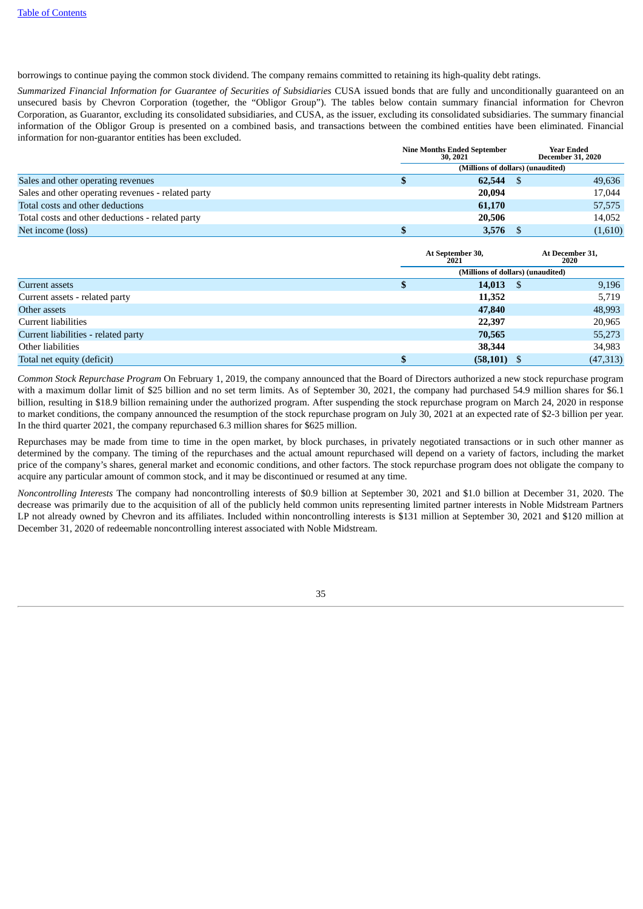borrowings to continue paying the common stock dividend. The company remains committed to retaining its high-quality debt ratings.

*Summarized Financial Information for Guarantee of Securities of Subsidiaries* CUSA issued bonds that are fully and unconditionally guaranteed on an unsecured basis by Chevron Corporation (together, the "Obligor Group"). The tables below contain summary financial information for Chevron Corporation, as Guarantor, excluding its consolidated subsidiaries, and CUSA, as the issuer, excluding its consolidated subsidiaries. The summary financial information of the Obligor Group is presented on a combined basis, and transactions between the combined entities have been eliminated. Financial information for non-guarantor entities has been excluded.

| | Nine Months Ended September 30, 2021 | Year Ended December 31, 2020 |
|---|---|---|
| | (Millions of dollars) (unaudited) | |
| Sales and other operating revenues | **$ 62,544** | $ 49,636 |
| Sales and other operating revenues - related party | **20,094** | 17,044 |
| Total costs and other deductions | **61,170** | 57,575 |
| Total costs and other deductions - related party | **20,506** | 14,052 |
| Net income (loss) | **$ 3,576** | $ (1,610) |

| | At September 30, 2021 | At December 31, 2020 |
|---|---|---|
| | (Millions of dollars) (unaudited) | |
| Current assets | **$ 14,013** | $ 9,196 |
| Current assets - related party | **11,352** | 5,719 |
| Other assets | **47,840** | 48,993 |
| Current liabilities | **22,397** | 20,965 |
| Current liabilities - related party | **70,565** | 55,273 |
| Other liabilities | **38,344** | 34,983 |
| Total net equity (deficit) | **$ (58,101)** | $ (47,313) |

*Common Stock Repurchase Program* On February 1, 2019, the company announced that the Board of Directors authorized a new stock repurchase program with a maximum dollar limit of $25 billion and no set term limits. As of September 30, 2021, the company had purchased 54.9 million shares for $6.1 billion, resulting in $18.9 billion remaining under the authorized program. After suspending the stock repurchase program on March 24, 2020 in response to market conditions, the company announced the resumption of the stock repurchase program on July 30, 2021 at an expected rate of $2-3 billion per year. In the third quarter 2021, the company repurchased 6.3 million shares for $625 million.

Repurchases may be made from time to time in the open market, by block purchases, in privately negotiated transactions or in such other manner as determined by the company. The timing of the repurchases and the actual amount repurchased will depend on a variety of factors, including the market price of the company's shares, general market and economic conditions, and other factors. The stock repurchase program does not obligate the company to acquire any particular amount of common stock, and it may be discontinued or resumed at any time.

*Noncontrolling Interests* The company had noncontrolling interests of $0.9 billion at September 30, 2021 and $1.0 billion at December 31, 2020. The decrease was primarily due to the acquisition of all of the publicly held common units representing limited partner interests in Noble Midstream Partners LP not already owned by Chevron and its affiliates. Included within noncontrolling interests is $131 million at September 30, 2021 and $120 million at December 31, 2020 of redeemable noncontrolling interest associated with Noble Midstream.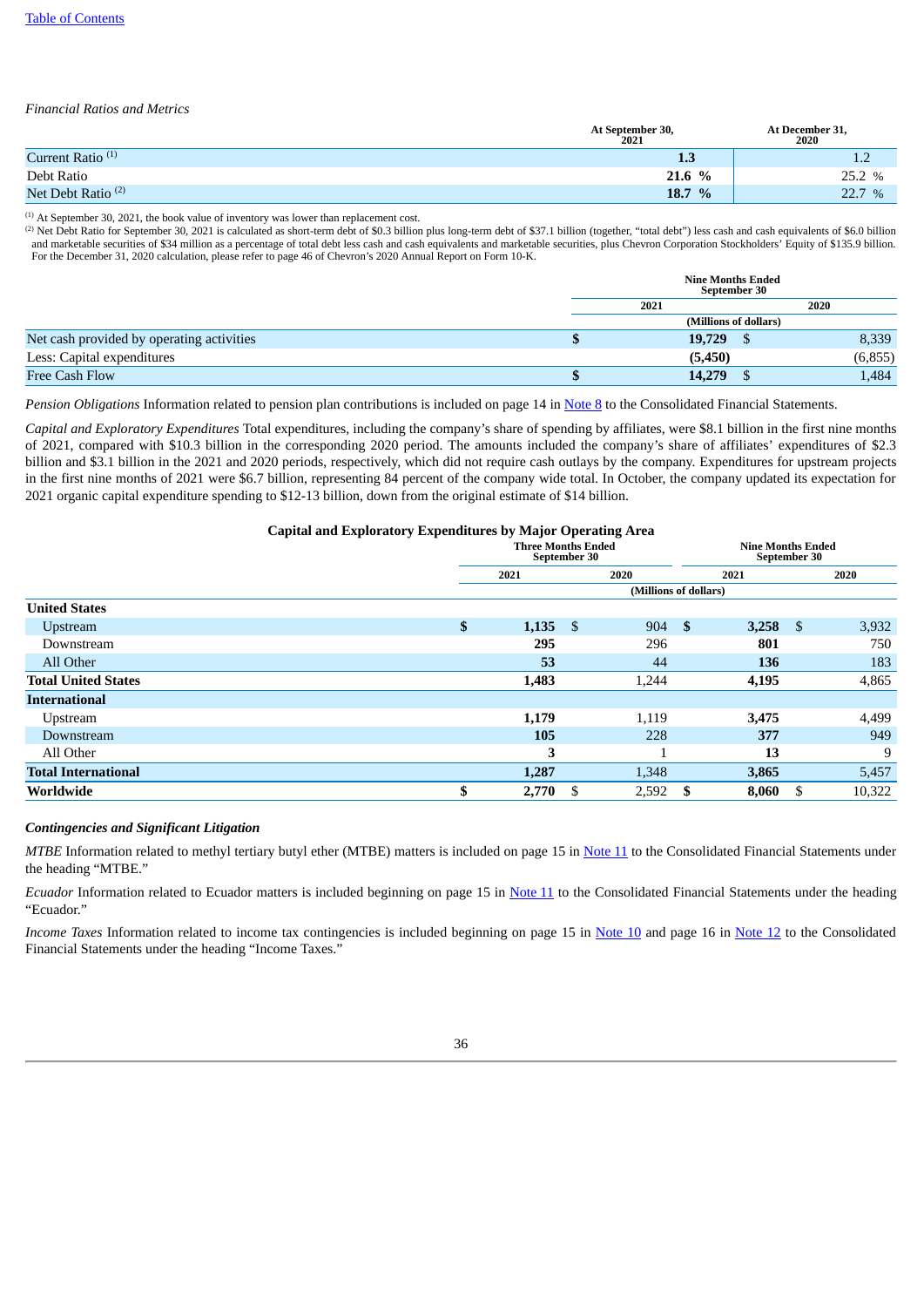*Financial Ratios and Metrics*

| | At September 30, 2021 | At December 31, 2020 |
|---|---|---|
| Current Ratio [(1)] | **1.3** | 1.2 |
| Debt Ratio | **21.6 %** | 25.2 % |
| Net Debt Ratio [(2)] | **18.7 %** | 22.7 % |

[(1)] At September 30, 2021, the book value of inventory was lower than replacement cost.
[(2)] Net Debt Ratio for September 30, 2021 is calculated as short-term debt of $0.3 billion plus long-term debt of $37.1 billion (together, "total debt") less cash and cash equivalents of $6.0 billion and marketable securities of $34 million as a percentage of total debt less cash and cash equivalents and marketable securities, plus Chevron Corporation Stockholders' Equity of $135.9 billion. For the December 31, 2020 calculation, please refer to page 46 of Chevron's 2020 Annual Report on Form 10-K.

| | Nine Months Ended September 30 | |
|---|---|---|
| | 2021 | 2020 |
| | (Millions of dollars) | |
| Net cash provided by operating activities | **$ 19,729** | $ 8,339 |
| Less: Capital expenditures | **(5,450)** | (6,855) |
| Free Cash Flow | **$ 14,279** | $ 1,484 |

*Pension Obligations* Information related to pension plan contributions is included on page 14 in Note 8 to the Consolidated Financial Statements.

*Capital and Exploratory Expenditures* Total expenditures, including the company's share of spending by affiliates, were $8.1 billion in the first nine months of 2021, compared with $10.3 billion in the corresponding 2020 period. The amounts included the company's share of affiliates' expenditures of $2.3 billion and $3.1 billion in the 2021 and 2020 periods, respectively, which did not require cash outlays by the company. Expenditures for upstream projects in the first nine months of 2021 were $6.7 billion, representing 84 percent of the company wide total. In October, the company updated its expectation for 2021 organic capital expenditure spending to $12-13 billion, down from the original estimate of $14 billion.

**Capital and Exploratory Expenditures by Major Operating Area**

| | Three Months Ended September 30 | | Nine Months Ended September 30 | |
|---|---|---|---|---|
| | 2021 | 2020 | 2021 | 2020 |
| | (Millions of dollars) | | | |
| **United States** | | | | |
| Upstream | **$ 1,135** | $ 904 | **$ 3,258** | $ 3,932 |
| Downstream | **295** | 296 | **801** | 750 |
| All Other | **53** | 44 | **136** | 183 |
| **Total United States** | **1,483** | 1,244 | **4,195** | 4,865 |
| **International** | | | | |
| Upstream | **1,179** | 1,119 | **3,475** | 4,499 |
| Downstream | **105** | 228 | **377** | 949 |
| All Other | **3** | 1 | **13** | 9 |
| **Total International** | **1,287** | 1,348 | **3,865** | 5,457 |
| **Worldwide** | **$ 2,770** | $ 2,592 | **$ 8,060** | $ 10,322 |

***Contingencies and Significant Litigation***

*MTBE* Information related to methyl tertiary butyl ether (MTBE) matters is included on page 15 in Note 11 to the Consolidated Financial Statements under the heading "MTBE."

*Ecuador* Information related to Ecuador matters is included beginning on page 15 in Note 11 to the Consolidated Financial Statements under the heading "Ecuador."

*Income Taxes* Information related to income tax contingencies is included beginning on page 15 in Note 10 and page 16 in Note 12 to the Consolidated Financial Statements under the heading "Income Taxes."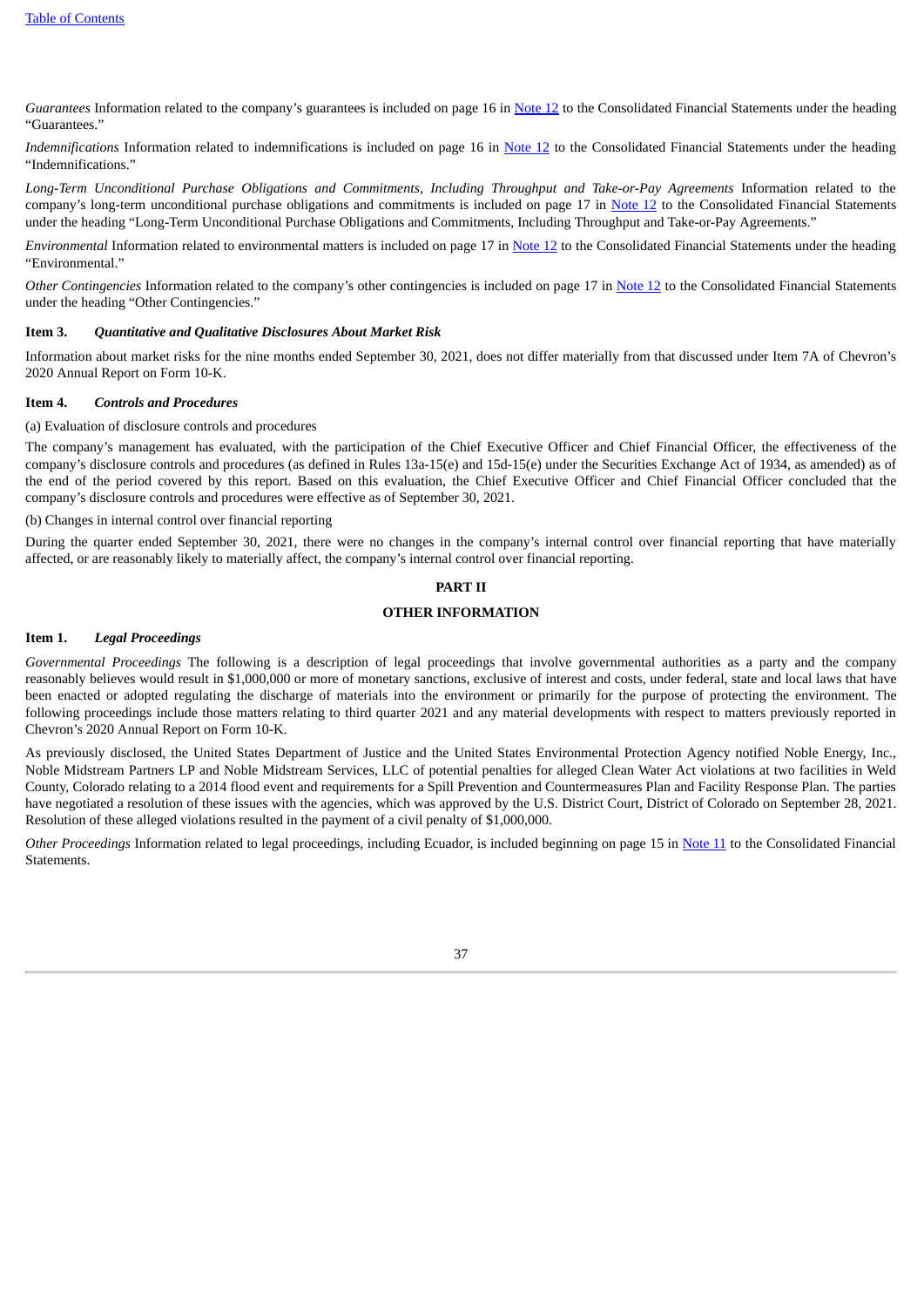*Guarantees* Information related to the company's guarantees is included on page 16 in Note 12 to the Consolidated Financial Statements under the heading "Guarantees."

*Indemnifications* Information related to indemnifications is included on page 16 in Note 12 to the Consolidated Financial Statements under the heading "Indemnifications."

*Long-Term Unconditional Purchase Obligations and Commitments, Including Throughput and Take-or-Pay Agreements* Information related to the company's long-term unconditional purchase obligations and commitments is included on page 17 in Note 12 to the Consolidated Financial Statements under the heading "Long-Term Unconditional Purchase Obligations and Commitments, Including Throughput and Take-or-Pay Agreements."

*Environmental* Information related to environmental matters is included on page 17 in Note 12 to the Consolidated Financial Statements under the heading "Environmental."

*Other Contingencies* Information related to the company's other contingencies is included on page 17 in Note 12 to the Consolidated Financial Statements under the heading "Other Contingencies."

### Item 3. *Quantitative and Qualitative Disclosures About Market Risk*

Information about market risks for the nine months ended September 30, 2021, does not differ materially from that discussed under Item 7A of Chevron's 2020 Annual Report on Form 10-K.

### Item 4. *Controls and Procedures*

(a) Evaluation of disclosure controls and procedures

The company's management has evaluated, with the participation of the Chief Executive Officer and Chief Financial Officer, the effectiveness of the company's disclosure controls and procedures (as defined in Rules 13a-15(e) and 15d-15(e) under the Securities Exchange Act of 1934, as amended) as of the end of the period covered by this report. Based on this evaluation, the Chief Executive Officer and Chief Financial Officer concluded that the company's disclosure controls and procedures were effective as of September 30, 2021.

(b) Changes in internal control over financial reporting

During the quarter ended September 30, 2021, there were no changes in the company's internal control over financial reporting that have materially affected, or are reasonably likely to materially affect, the company's internal control over financial reporting.

## PART II

## OTHER INFORMATION

### Item 1. *Legal Proceedings*

*Governmental Proceedings* The following is a description of legal proceedings that involve governmental authorities as a party and the company reasonably believes would result in $1,000,000 or more of monetary sanctions, exclusive of interest and costs, under federal, state and local laws that have been enacted or adopted regulating the discharge of materials into the environment or primarily for the purpose of protecting the environment. The following proceedings include those matters relating to third quarter 2021 and any material developments with respect to matters previously reported in Chevron's 2020 Annual Report on Form 10-K.

As previously disclosed, the United States Department of Justice and the United States Environmental Protection Agency notified Noble Energy, Inc., Noble Midstream Partners LP and Noble Midstream Services, LLC of potential penalties for alleged Clean Water Act violations at two facilities in Weld County, Colorado relating to a 2014 flood event and requirements for a Spill Prevention and Countermeasures Plan and Facility Response Plan. The parties have negotiated a resolution of these issues with the agencies, which was approved by the U.S. District Court, District of Colorado on September 28, 2021. Resolution of these alleged violations resulted in the payment of a civil penalty of $1,000,000.

*Other Proceedings* Information related to legal proceedings, including Ecuador, is included beginning on page 15 in Note 11 to the Consolidated Financial Statements.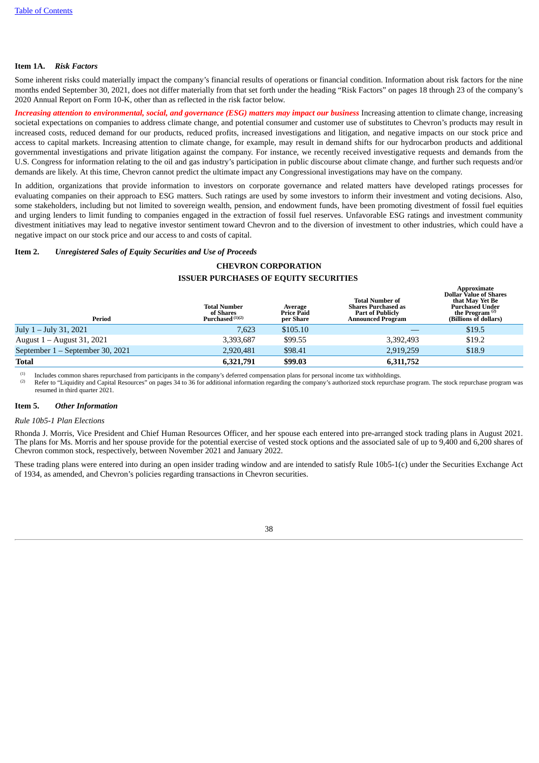### Item 1A. *Risk Factors*

Some inherent risks could materially impact the company's financial results of operations or financial condition. Information about risk factors for the nine months ended September 30, 2021, does not differ materially from that set forth under the heading "Risk Factors" on pages 18 through 23 of the company's 2020 Annual Report on Form 10-K, other than as reflected in the risk factor below.

***Increasing attention to environmental, social, and governance (ESG) matters may impact our business*** Increasing attention to climate change, increasing societal expectations on companies to address climate change, and potential consumer and customer use of substitutes to Chevron's products may result in increased costs, reduced demand for our products, reduced profits, increased investigations and litigation, and negative impacts on our stock price and access to capital markets. Increasing attention to climate change, for example, may result in demand shifts for our hydrocarbon products and additional governmental investigations and private litigation against the company. For instance, we recently received investigative requests and demands from the U.S. Congress for information relating to the oil and gas industry's participation in public discourse about climate change, and further such requests and/or demands are likely. At this time, Chevron cannot predict the ultimate impact any Congressional investigations may have on the company.

In addition, organizations that provide information to investors on corporate governance and related matters have developed ratings processes for evaluating companies on their approach to ESG matters. Such ratings are used by some investors to inform their investment and voting decisions. Also, some stakeholders, including but not limited to sovereign wealth, pension, and endowment funds, have been promoting divestment of fossil fuel equities and urging lenders to limit funding to companies engaged in the extraction of fossil fuel reserves. Unfavorable ESG ratings and investment community divestment initiatives may lead to negative investor sentiment toward Chevron and to the diversion of investment to other industries, which could have a negative impact on our stock price and our access to and costs of capital.

### Item 2. *Unregistered Sales of Equity Securities and Use of Proceeds*

**CHEVRON CORPORATION**

**ISSUER PURCHASES OF EQUITY SECURITIES**

| Period | Total Number of Shares Purchased [(1)(2)] | Average Price Paid per Share | Total Number of Shares Purchased as Part of Publicly Announced Program | Approximate Dollar Value of Shares that May Yet Be Purchased Under the Program [(2)] (Billions of dollars) |
|---|---|---|---|---|
| July 1 – July 31, 2021 | 7,623 | $105.10 | — | $19.5 |
| August 1 – August 31, 2021 | 3,393,687 | $99.55 | 3,392,493 | $19.2 |
| September 1 – September 30, 2021 | 2,920,481 | $98.41 | 2,919,259 | $18.9 |
| **Total** | **6,321,791** | **$99.03** | **6,311,752** | |

(1) Includes common shares repurchased from participants in the company's deferred compensation plans for personal income tax withholdings.

(2) Refer to "Liquidity and Capital Resources" on pages 34 to 36 for additional information regarding the company's authorized stock repurchase program. The stock repurchase program was resumed in third quarter 2021.

### Item 5. *Other Information*

*Rule 10b5-1 Plan Elections*

Rhonda J. Morris, Vice President and Chief Human Resources Officer, and her spouse each entered into pre-arranged stock trading plans in August 2021. The plans for Ms. Morris and her spouse provide for the potential exercise of vested stock options and the associated sale of up to 9,400 and 6,200 shares of Chevron common stock, respectively, between November 2021 and January 2022.

These trading plans were entered into during an open insider trading window and are intended to satisfy Rule 10b5-1(c) under the Securities Exchange Act of 1934, as amended, and Chevron's policies regarding transactions in Chevron securities.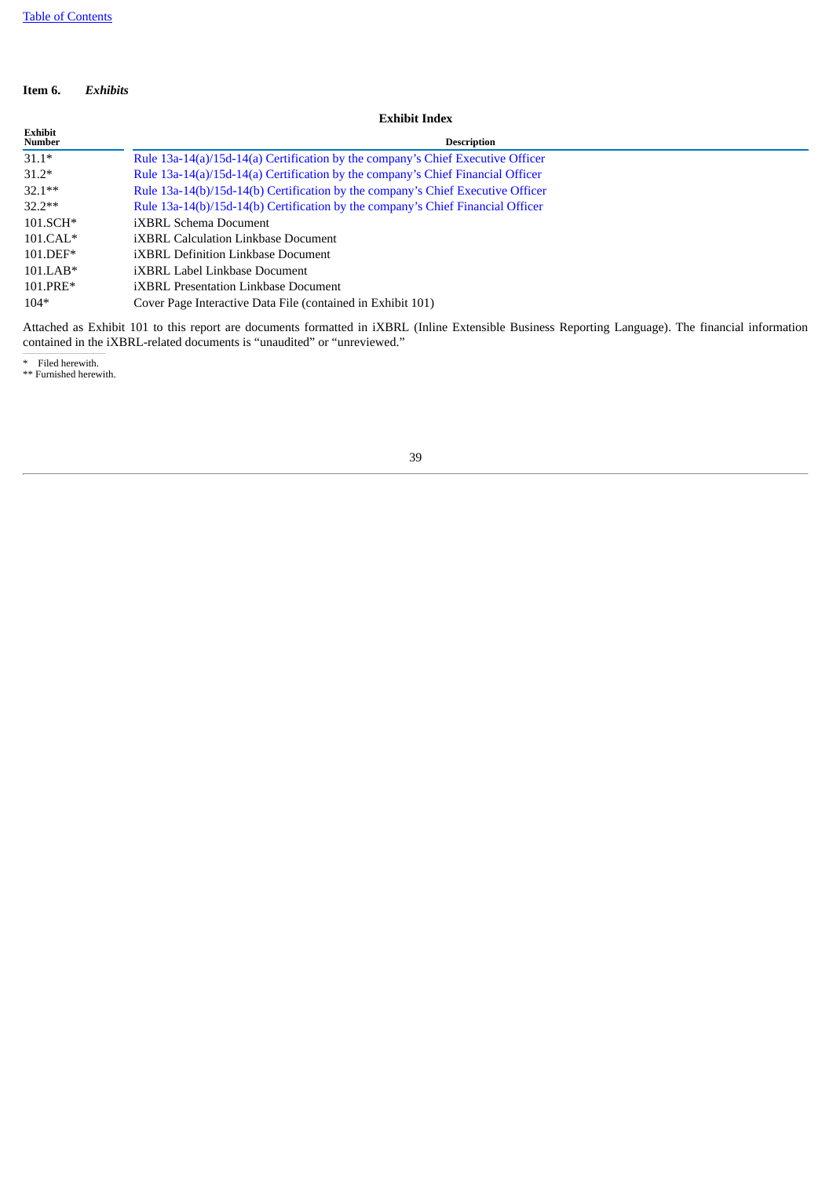Table of Contents

**Item 6.** ***Exhibits***

**Exhibit Index**

| Exhibit Number | Description |
|---|---|
| 31.1* | Rule 13a-14(a)/15d-14(a) Certification by the company’s Chief Executive Officer |
| 31.2* | Rule 13a-14(a)/15d-14(a) Certification by the company’s Chief Financial Officer |
| 32.1** | Rule 13a-14(b)/15d-14(b) Certification by the company’s Chief Executive Officer |
| 32.2** | Rule 13a-14(b)/15d-14(b) Certification by the company’s Chief Financial Officer |
| 101.SCH* | iXBRL Schema Document |
| 101.CAL* | iXBRL Calculation Linkbase Document |
| 101.DEF* | iXBRL Definition Linkbase Document |
| 101.LAB* | iXBRL Label Linkbase Document |
| 101.PRE* | iXBRL Presentation Linkbase Document |
| 104* | Cover Page Interactive Data File (contained in Exhibit 101) |

Attached as Exhibit 101 to this report are documents formatted in iXBRL (Inline Extensible Business Reporting Language). The financial information contained in the iXBRL-related documents is “unaudited” or “unreviewed.”

\* Filed herewith.
** Furnished herewith.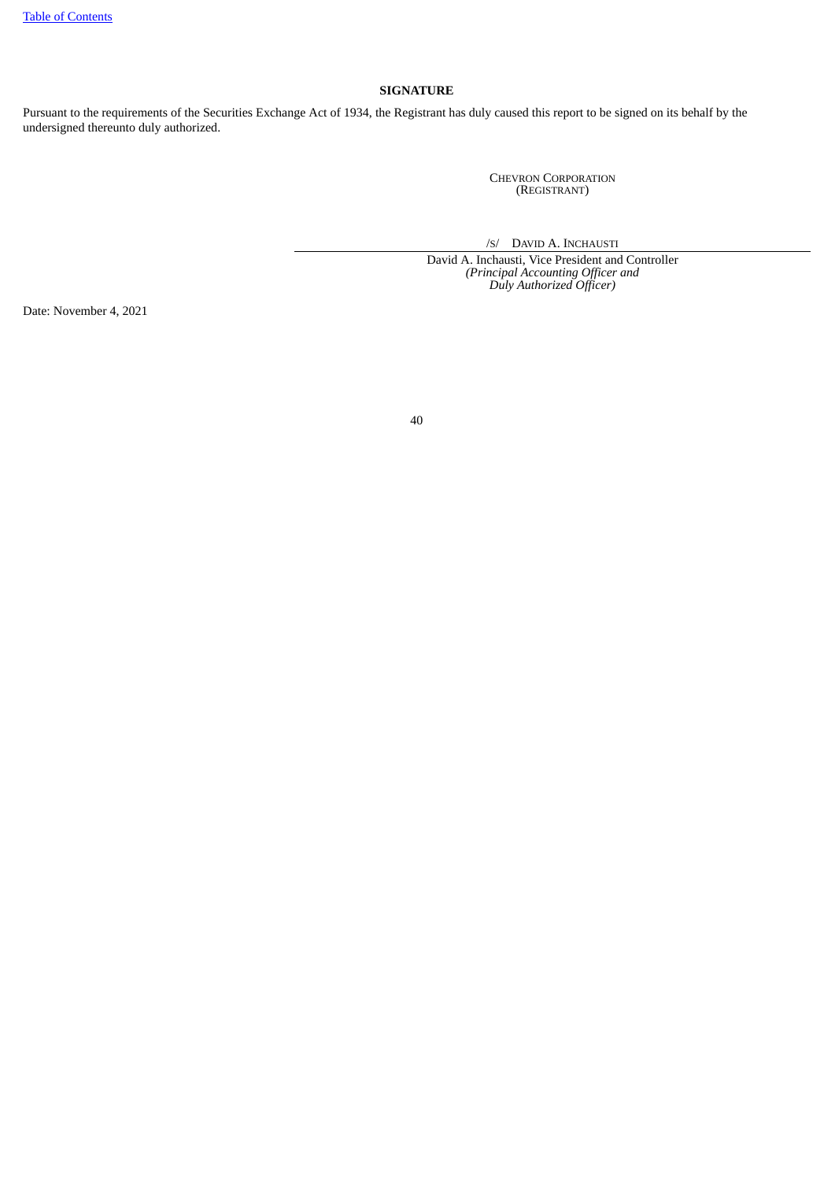## SIGNATURE

Pursuant to the requirements of the Securities Exchange Act of 1934, the Registrant has duly caused this report to be signed on its behalf by the undersigned thereunto duly authorized.

CHEVRON CORPORATION
(REGISTRANT)

/S/ DAVID A. INCHAUSTI

David A. Inchausti, Vice President and Controller
*(Principal Accounting Officer and*
*Duly Authorized Officer)*

Date: November 4, 2021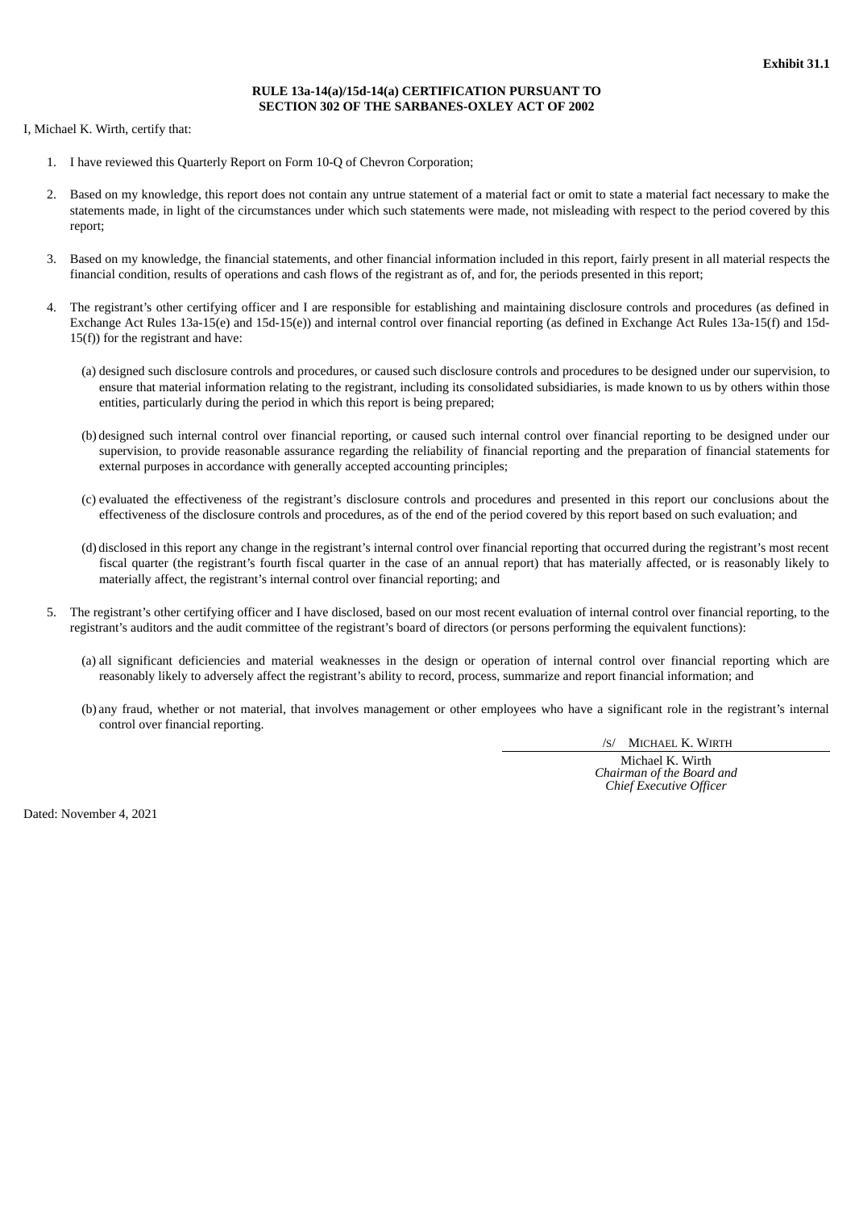**Exhibit 31.1**

**RULE 13a-14(a)/15d-14(a) CERTIFICATION PURSUANT TO SECTION 302 OF THE SARBANES-OXLEY ACT OF 2002**

I, Michael K. Wirth, certify that:

1. I have reviewed this Quarterly Report on Form 10-Q of Chevron Corporation;

2. Based on my knowledge, this report does not contain any untrue statement of a material fact or omit to state a material fact necessary to make the statements made, in light of the circumstances under which such statements were made, not misleading with respect to the period covered by this report;

3. Based on my knowledge, the financial statements, and other financial information included in this report, fairly present in all material respects the financial condition, results of operations and cash flows of the registrant as of, and for, the periods presented in this report;

4. The registrant's other certifying officer and I are responsible for establishing and maintaining disclosure controls and procedures (as defined in Exchange Act Rules 13a-15(e) and 15d-15(e)) and internal control over financial reporting (as defined in Exchange Act Rules 13a-15(f) and 15d-15(f)) for the registrant and have:

   (a) designed such disclosure controls and procedures, or caused such disclosure controls and procedures to be designed under our supervision, to ensure that material information relating to the registrant, including its consolidated subsidiaries, is made known to us by others within those entities, particularly during the period in which this report is being prepared;

   (b) designed such internal control over financial reporting, or caused such internal control over financial reporting to be designed under our supervision, to provide reasonable assurance regarding the reliability of financial reporting and the preparation of financial statements for external purposes in accordance with generally accepted accounting principles;

   (c) evaluated the effectiveness of the registrant's disclosure controls and procedures and presented in this report our conclusions about the effectiveness of the disclosure controls and procedures, as of the end of the period covered by this report based on such evaluation; and

   (d) disclosed in this report any change in the registrant's internal control over financial reporting that occurred during the registrant's most recent fiscal quarter (the registrant's fourth fiscal quarter in the case of an annual report) that has materially affected, or is reasonably likely to materially affect, the registrant's internal control over financial reporting; and

5. The registrant's other certifying officer and I have disclosed, based on our most recent evaluation of internal control over financial reporting, to the registrant's auditors and the audit committee of the registrant's board of directors (or persons performing the equivalent functions):

   (a) all significant deficiencies and material weaknesses in the design or operation of internal control over financial reporting which are reasonably likely to adversely affect the registrant's ability to record, process, summarize and report financial information; and

   (b) any fraud, whether or not material, that involves management or other employees who have a significant role in the registrant's internal control over financial reporting.

/S/ MICHAEL K. WIRTH

Michael K. Wirth
*Chairman of the Board and*
*Chief Executive Officer*

Dated: November 4, 2021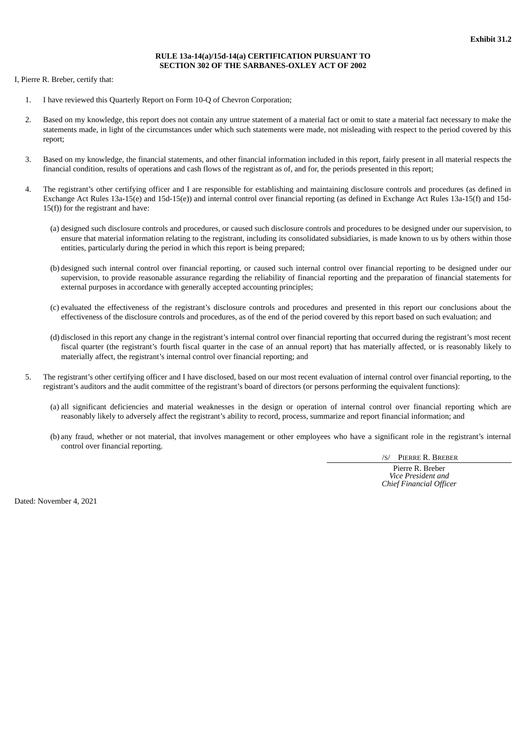**Exhibit 31.2**

**RULE 13a-14(a)/15d-14(a) CERTIFICATION PURSUANT TO SECTION 302 OF THE SARBANES-OXLEY ACT OF 2002**

I, Pierre R. Breber, certify that:

1. I have reviewed this Quarterly Report on Form 10-Q of Chevron Corporation;

2. Based on my knowledge, this report does not contain any untrue statement of a material fact or omit to state a material fact necessary to make the statements made, in light of the circumstances under which such statements were made, not misleading with respect to the period covered by this report;

3. Based on my knowledge, the financial statements, and other financial information included in this report, fairly present in all material respects the financial condition, results of operations and cash flows of the registrant as of, and for, the periods presented in this report;

4. The registrant's other certifying officer and I are responsible for establishing and maintaining disclosure controls and procedures (as defined in Exchange Act Rules 13a-15(e) and 15d-15(e)) and internal control over financial reporting (as defined in Exchange Act Rules 13a-15(f) and 15d-15(f)) for the registrant and have:

   (a) designed such disclosure controls and procedures, or caused such disclosure controls and procedures to be designed under our supervision, to ensure that material information relating to the registrant, including its consolidated subsidiaries, is made known to us by others within those entities, particularly during the period in which this report is being prepared;

   (b) designed such internal control over financial reporting, or caused such internal control over financial reporting to be designed under our supervision, to provide reasonable assurance regarding the reliability of financial reporting and the preparation of financial statements for external purposes in accordance with generally accepted accounting principles;

   (c) evaluated the effectiveness of the registrant's disclosure controls and procedures and presented in this report our conclusions about the effectiveness of the disclosure controls and procedures, as of the end of the period covered by this report based on such evaluation; and

   (d) disclosed in this report any change in the registrant's internal control over financial reporting that occurred during the registrant's most recent fiscal quarter (the registrant's fourth fiscal quarter in the case of an annual report) that has materially affected, or is reasonably likely to materially affect, the registrant's internal control over financial reporting; and

5. The registrant's other certifying officer and I have disclosed, based on our most recent evaluation of internal control over financial reporting, to the registrant's auditors and the audit committee of the registrant's board of directors (or persons performing the equivalent functions):

   (a) all significant deficiencies and material weaknesses in the design or operation of internal control over financial reporting which are reasonably likely to adversely affect the registrant's ability to record, process, summarize and report financial information; and

   (b) any fraud, whether or not material, that involves management or other employees who have a significant role in the registrant's internal control over financial reporting.

/S/ PIERRE R. BREBER

Pierre R. Breber
*Vice President and*
*Chief Financial Officer*

Dated: November 4, 2021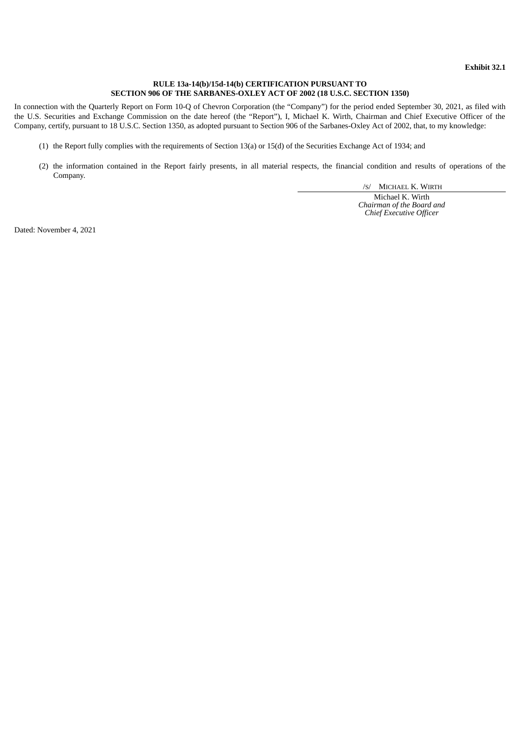**Exhibit 32.1**

**RULE 13a-14(b)/15d-14(b) CERTIFICATION PURSUANT TO SECTION 906 OF THE SARBANES-OXLEY ACT OF 2002 (18 U.S.C. SECTION 1350)**

In connection with the Quarterly Report on Form 10-Q of Chevron Corporation (the "Company") for the period ended September 30, 2021, as filed with the U.S. Securities and Exchange Commission on the date hereof (the "Report"), I, Michael K. Wirth, Chairman and Chief Executive Officer of the Company, certify, pursuant to 18 U.S.C. Section 1350, as adopted pursuant to Section 906 of the Sarbanes-Oxley Act of 2002, that, to my knowledge:

(1) the Report fully complies with the requirements of Section 13(a) or 15(d) of the Securities Exchange Act of 1934; and

(2) the information contained in the Report fairly presents, in all material respects, the financial condition and results of operations of the Company.

/S/ MICHAEL K. WIRTH

Michael K. Wirth
*Chairman of the Board and*
*Chief Executive Officer*

Dated: November 4, 2021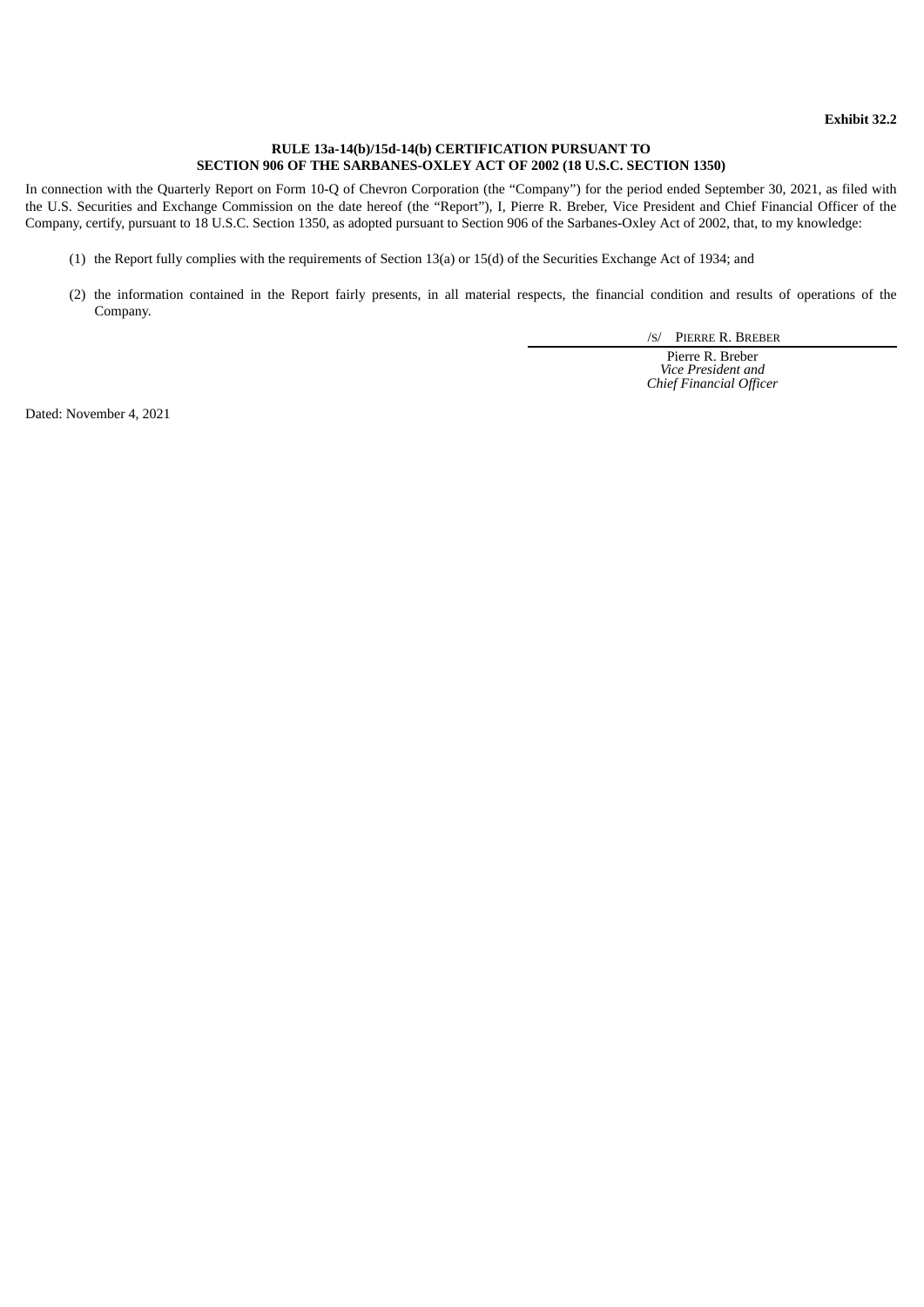**Exhibit 32.2**

**RULE 13a-14(b)/15d-14(b) CERTIFICATION PURSUANT TO SECTION 906 OF THE SARBANES-OXLEY ACT OF 2002 (18 U.S.C. SECTION 1350)**

In connection with the Quarterly Report on Form 10-Q of Chevron Corporation (the "Company") for the period ended September 30, 2021, as filed with the U.S. Securities and Exchange Commission on the date hereof (the "Report"), I, Pierre R. Breber, Vice President and Chief Financial Officer of the Company, certify, pursuant to 18 U.S.C. Section 1350, as adopted pursuant to Section 906 of the Sarbanes-Oxley Act of 2002, that, to my knowledge:

(1) the Report fully complies with the requirements of Section 13(a) or 15(d) of the Securities Exchange Act of 1934; and

(2) the information contained in the Report fairly presents, in all material respects, the financial condition and results of operations of the Company.

/S/ PIERRE R. BREBER

Pierre R. Breber
*Vice President and*
*Chief Financial Officer*

Dated: November 4, 2021